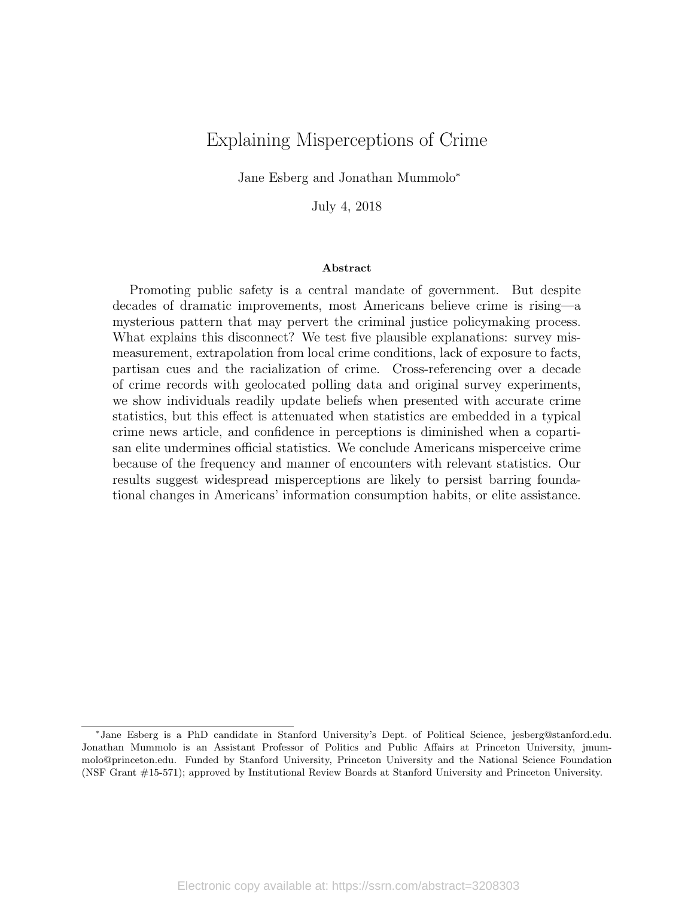# Explaining Misperceptions of Crime

Jane Esberg and Jonathan Mummolo*

July 4, 2018

### Abstract

Promoting public safety is a central mandate of government. But despite decades of dramatic improvements, most Americans believe crime is rising—a mysterious pattern that may pervert the criminal justice policymaking process. What explains this disconnect? We test five plausible explanations: survey mismeasurement, extrapolation from local crime conditions, lack of exposure to facts, partisan cues and the racialization of crime. Cross-referencing over a decade of crime records with geolocated polling data and original survey experiments, we show individuals readily update beliefs when presented with accurate crime statistics, but this effect is attenuated when statistics are embedded in a typical crime news article, and confidence in perceptions is diminished when a copartisan elite undermines official statistics. We conclude Americans misperceive crime because of the frequency and manner of encounters with relevant statistics. Our results suggest widespread misperceptions are likely to persist barring foundational changes in Americans' information consumption habits, or elite assistance.

---

*Jane Esberg is a PhD candidate in Stanford University's Dept. of Political Science, jesberg@stanford.edu. Jonathan Mummolo is an Assistant Professor of Politics and Public Affairs at Princeton University, jmummolo@princeton.edu. Funded by Stanford University, Princeton University and the National Science Foundation (NSF Grant #15-571); approved by Institutional Review Boards at Stanford University and Princeton University.

Electronic copy available at: https://ssrn.com/abstract=3208303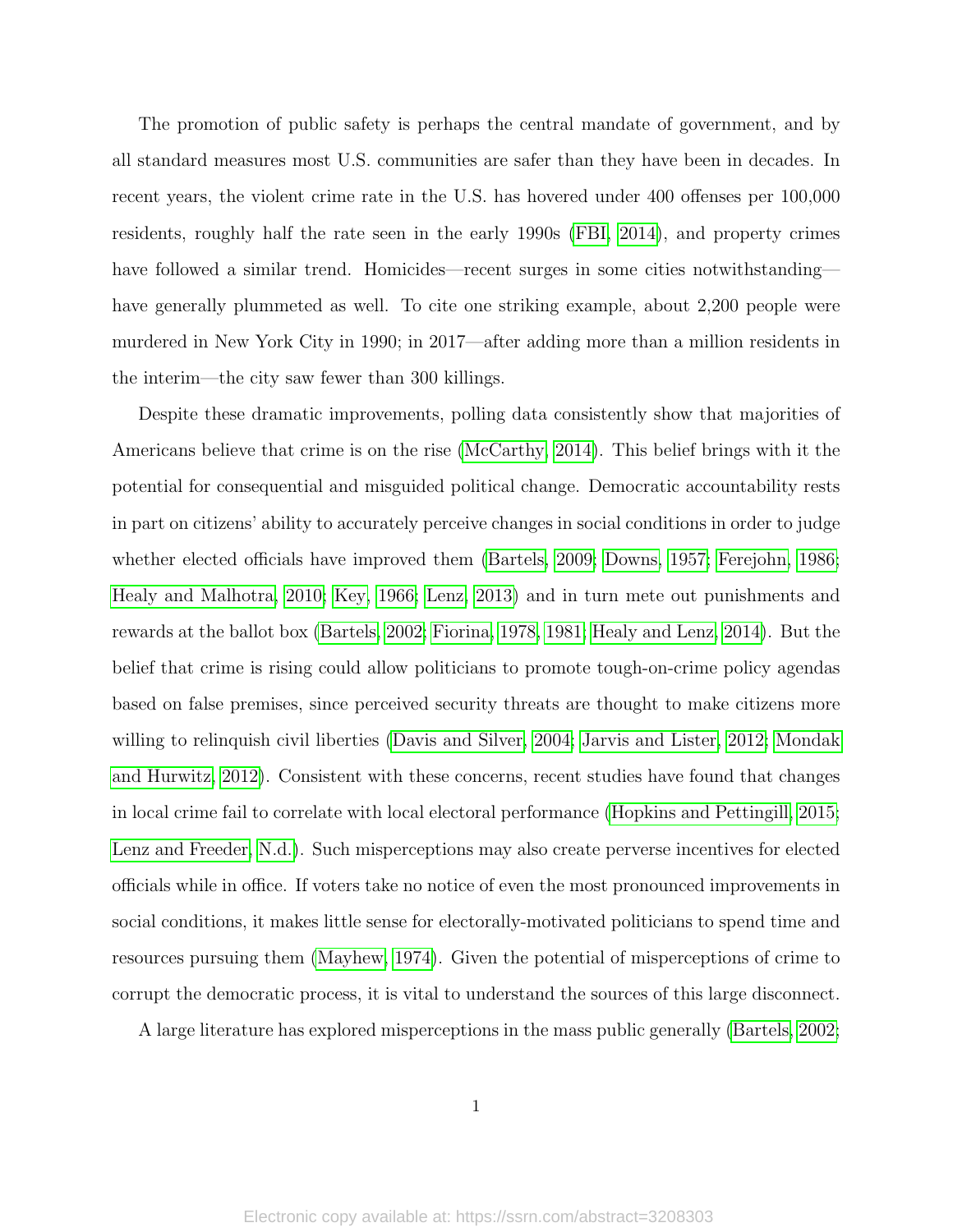The promotion of public safety is perhaps the central mandate of government, and by all standard measures most U.S. communities are safer than they have been in decades. In recent years, the violent crime rate in the U.S. has hovered under 400 offenses per 100,000 residents, roughly half the rate seen in the early 1990s (FBI, 2014), and property crimes have followed a similar trend. Homicides—recent surges in some cities notwithstanding—have generally plummeted as well. To cite one striking example, about 2,200 people were murdered in New York City in 1990; in 2017—after adding more than a million residents in the interim—the city saw fewer than 300 killings.

Despite these dramatic improvements, polling data consistently show that majorities of Americans believe that crime is on the rise (McCarthy, 2014). This belief brings with it the potential for consequential and misguided political change. Democratic accountability rests in part on citizens' ability to accurately perceive changes in social conditions in order to judge whether elected officials have improved them (Bartels, 2009; Downs, 1957; Ferejohn, 1986; Healy and Malhotra, 2010; Key, 1966; Lenz, 2013) and in turn mete out punishments and rewards at the ballot box (Bartels, 2002; Fiorina, 1978, 1981; Healy and Lenz, 2014). But the belief that crime is rising could allow politicians to promote tough-on-crime policy agendas based on false premises, since perceived security threats are thought to make citizens more willing to relinquish civil liberties (Davis and Silver, 2004; Jarvis and Lister, 2012; Mondak and Hurwitz, 2012). Consistent with these concerns, recent studies have found that changes in local crime fail to correlate with local electoral performance (Hopkins and Pettingill, 2015; Lenz and Freeder, N.d.). Such misperceptions may also create perverse incentives for elected officials while in office. If voters take no notice of even the most pronounced improvements in social conditions, it makes little sense for electorally-motivated politicians to spend time and resources pursuing them (Mayhew, 1974). Given the potential of misperceptions of crime to corrupt the democratic process, it is vital to understand the sources of this large disconnect.

A large literature has explored misperceptions in the mass public generally (Bartels, 2002;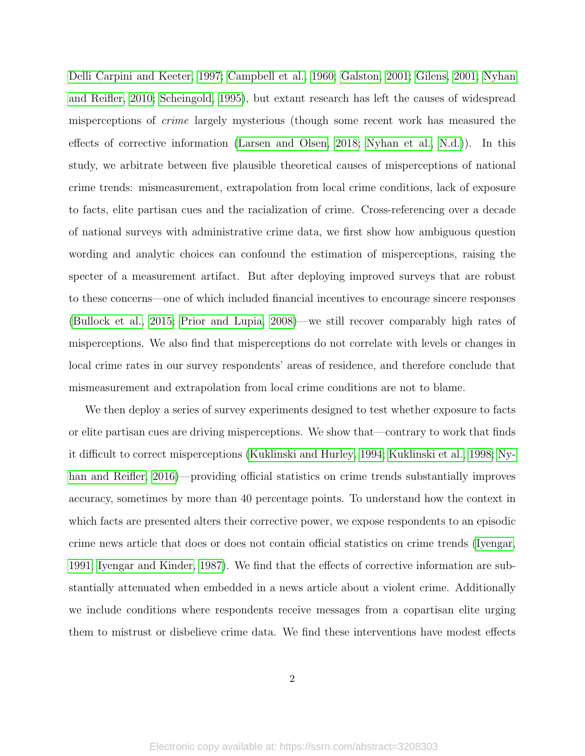Delli Carpini and Keeter, 1997; Campbell et al., 1960; Galston, 2001; Gilens, 2001; Nyhan and Reifler, 2010; Scheingold, 1995), but extant research has left the causes of widespread misperceptions of *crime* largely mysterious (though some recent work has measured the effects of corrective information (Larsen and Olsen, 2018; Nyhan et al., N.d.)). In this study, we arbitrate between five plausible theoretical causes of misperceptions of national crime trends: mismeasurement, extrapolation from local crime conditions, lack of exposure to facts, elite partisan cues and the racialization of crime. Cross-referencing over a decade of national surveys with administrative crime data, we first show how ambiguous question wording and analytic choices can confound the estimation of misperceptions, raising the specter of a measurement artifact. But after deploying improved surveys that are robust to these concerns—one of which included financial incentives to encourage sincere responses (Bullock et al., 2015; Prior and Lupia, 2008)—we still recover comparably high rates of misperceptions. We also find that misperceptions do not correlate with levels or changes in local crime rates in our survey respondents' areas of residence, and therefore conclude that mismeasurement and extrapolation from local crime conditions are not to blame.

We then deploy a series of survey experiments designed to test whether exposure to facts or elite partisan cues are driving misperceptions. We show that—contrary to work that finds it difficult to correct misperceptions (Kuklinski and Hurley, 1994; Kuklinski et al., 1998; Nyhan and Reifler, 2016)—providing official statistics on crime trends substantially improves accuracy, sometimes by more than 40 percentage points. To understand how the context in which facts are presented alters their corrective power, we expose respondents to an episodic crime news article that does or does not contain official statistics on crime trends (Iyengar, 1991; Iyengar and Kinder, 1987). We find that the effects of corrective information are substantially attenuated when embedded in a news article about a violent crime. Additionally we include conditions where respondents receive messages from a copartisan elite urging them to mistrust or disbelieve crime data. We find these interventions have modest effects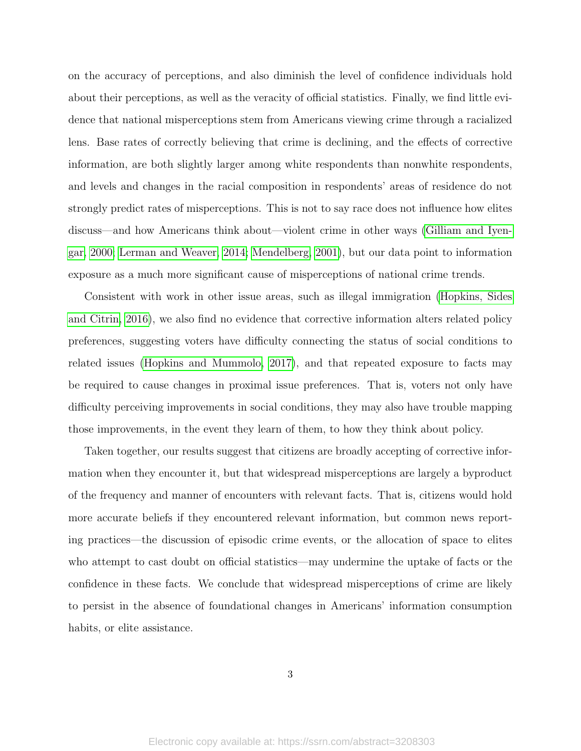on the accuracy of perceptions, and also diminish the level of confidence individuals hold about their perceptions, as well as the veracity of official statistics. Finally, we find little evidence that national misperceptions stem from Americans viewing crime through a racialized lens. Base rates of correctly believing that crime is declining, and the effects of corrective information, are both slightly larger among white respondents than nonwhite respondents, and levels and changes in the racial composition in respondents' areas of residence do not strongly predict rates of misperceptions. This is not to say race does not influence how elites discuss—and how Americans think about—violent crime in other ways (Gilliam and Iyengar, 2000; Lerman and Weaver, 2014; Mendelberg, 2001), but our data point to information exposure as a much more significant cause of misperceptions of national crime trends.

Consistent with work in other issue areas, such as illegal immigration (Hopkins, Sides and Citrin, 2016), we also find no evidence that corrective information alters related policy preferences, suggesting voters have difficulty connecting the status of social conditions to related issues (Hopkins and Mummolo, 2017), and that repeated exposure to facts may be required to cause changes in proximal issue preferences. That is, voters not only have difficulty perceiving improvements in social conditions, they may also have trouble mapping those improvements, in the event they learn of them, to how they think about policy.

Taken together, our results suggest that citizens are broadly accepting of corrective information when they encounter it, but that widespread misperceptions are largely a byproduct of the frequency and manner of encounters with relevant facts. That is, citizens would hold more accurate beliefs if they encountered relevant information, but common news reporting practices—the discussion of episodic crime events, or the allocation of space to elites who attempt to cast doubt on official statistics—may undermine the uptake of facts or the confidence in these facts. We conclude that widespread misperceptions of crime are likely to persist in the absence of foundational changes in Americans' information consumption habits, or elite assistance.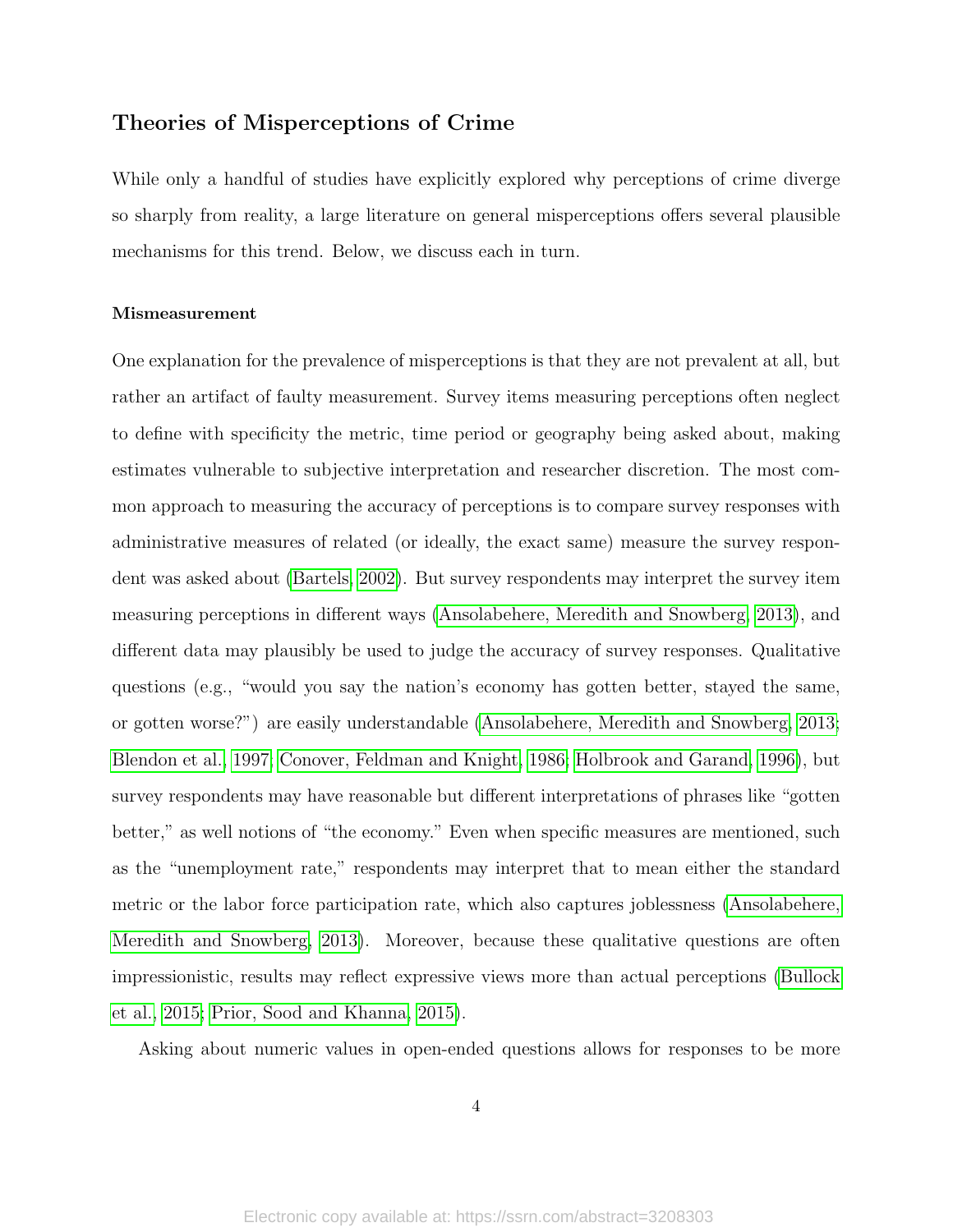## Theories of Misperceptions of Crime

While only a handful of studies have explicitly explored why perceptions of crime diverge so sharply from reality, a large literature on general misperceptions offers several plausible mechanisms for this trend. Below, we discuss each in turn.

### Mismeasurement

One explanation for the prevalence of misperceptions is that they are not prevalent at all, but rather an artifact of faulty measurement. Survey items measuring perceptions often neglect to define with specificity the metric, time period or geography being asked about, making estimates vulnerable to subjective interpretation and researcher discretion. The most common approach to measuring the accuracy of perceptions is to compare survey responses with administrative measures of related (or ideally, the exact same) measure the survey respondent was asked about (Bartels, 2002). But survey respondents may interpret the survey item measuring perceptions in different ways (Ansolabehere, Meredith and Snowberg, 2013), and different data may plausibly be used to judge the accuracy of survey responses. Qualitative questions (e.g., "would you say the nation's economy has gotten better, stayed the same, or gotten worse?") are easily understandable (Ansolabehere, Meredith and Snowberg, 2013; Blendon et al., 1997; Conover, Feldman and Knight, 1986; Holbrook and Garand, 1996), but survey respondents may have reasonable but different interpretations of phrases like "gotten better," as well notions of "the economy." Even when specific measures are mentioned, such as the "unemployment rate," respondents may interpret that to mean either the standard metric or the labor force participation rate, which also captures joblessness (Ansolabehere, Meredith and Snowberg, 2013). Moreover, because these qualitative questions are often impressionistic, results may reflect expressive views more than actual perceptions (Bullock et al., 2015; Prior, Sood and Khanna, 2015).

Asking about numeric values in open-ended questions allows for responses to be more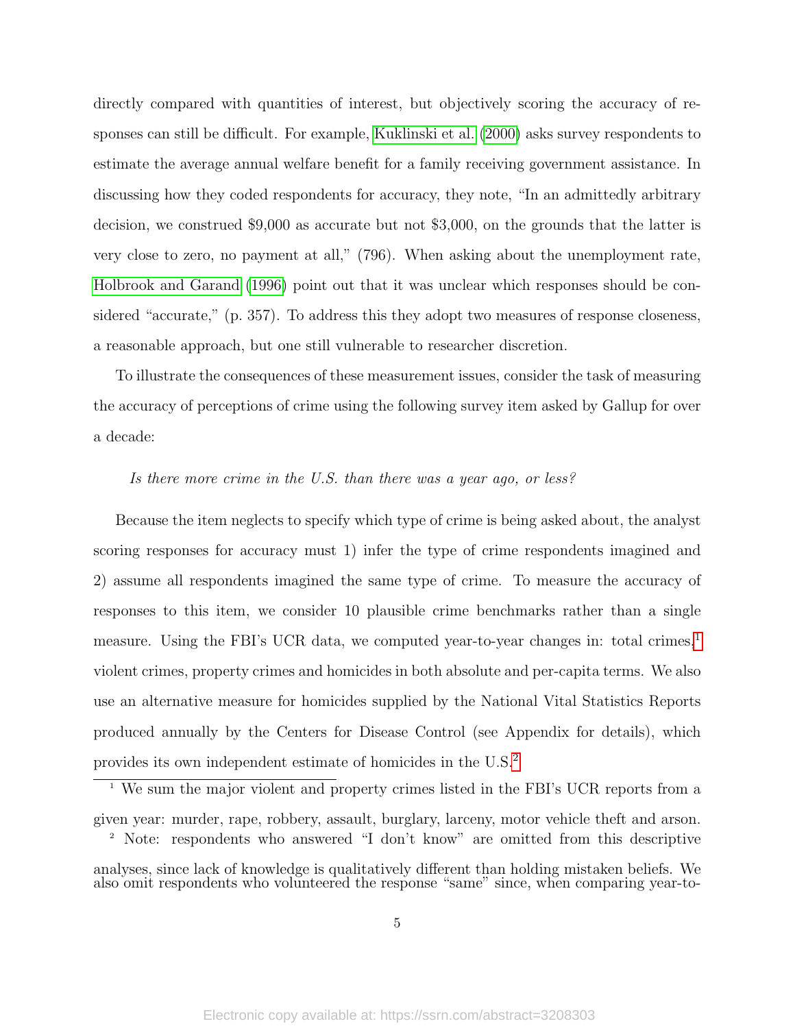directly compared with quantities of interest, but objectively scoring the accuracy of responses can still be difficult. For example, Kuklinski et al. (2000) asks survey respondents to estimate the average annual welfare benefit for a family receiving government assistance. In discussing how they coded respondents for accuracy, they note, "In an admittedly arbitrary decision, we construed $9,000 as accurate but not $3,000, on the grounds that the latter is very close to zero, no payment at all," (796). When asking about the unemployment rate, Holbrook and Garand (1996) point out that it was unclear which responses should be considered "accurate," (p. 357). To address this they adopt two measures of response closeness, a reasonable approach, but one still vulnerable to researcher discretion.

To illustrate the consequences of these measurement issues, consider the task of measuring the accuracy of perceptions of crime using the following survey item asked by Gallup for over a decade:

> *Is there more crime in the U.S. than there was a year ago, or less?*

Because the item neglects to specify which type of crime is being asked about, the analyst scoring responses for accuracy must 1) infer the type of crime respondents imagined and 2) assume all respondents imagined the same type of crime. To measure the accuracy of responses to this item, we consider 10 plausible crime benchmarks rather than a single measure. Using the FBI's UCR data, we computed year-to-year changes in: total crimes,[1] violent crimes, property crimes and homicides in both absolute and per-capita terms. We also use an alternative measure for homicides supplied by the National Vital Statistics Reports produced annually by the Centers for Disease Control (see Appendix for details), which provides its own independent estimate of homicides in the U.S.[2]

[1] We sum the major violent and property crimes listed in the FBI's UCR reports from a given year: murder, rape, robbery, assault, burglary, larceny, motor vehicle theft and arson.

[2] Note: respondents who answered "I don't know" are omitted from this descriptive analyses, since lack of knowledge is qualitatively different than holding mistaken beliefs. We also omit respondents who volunteered the response "same" since, when comparing year-to-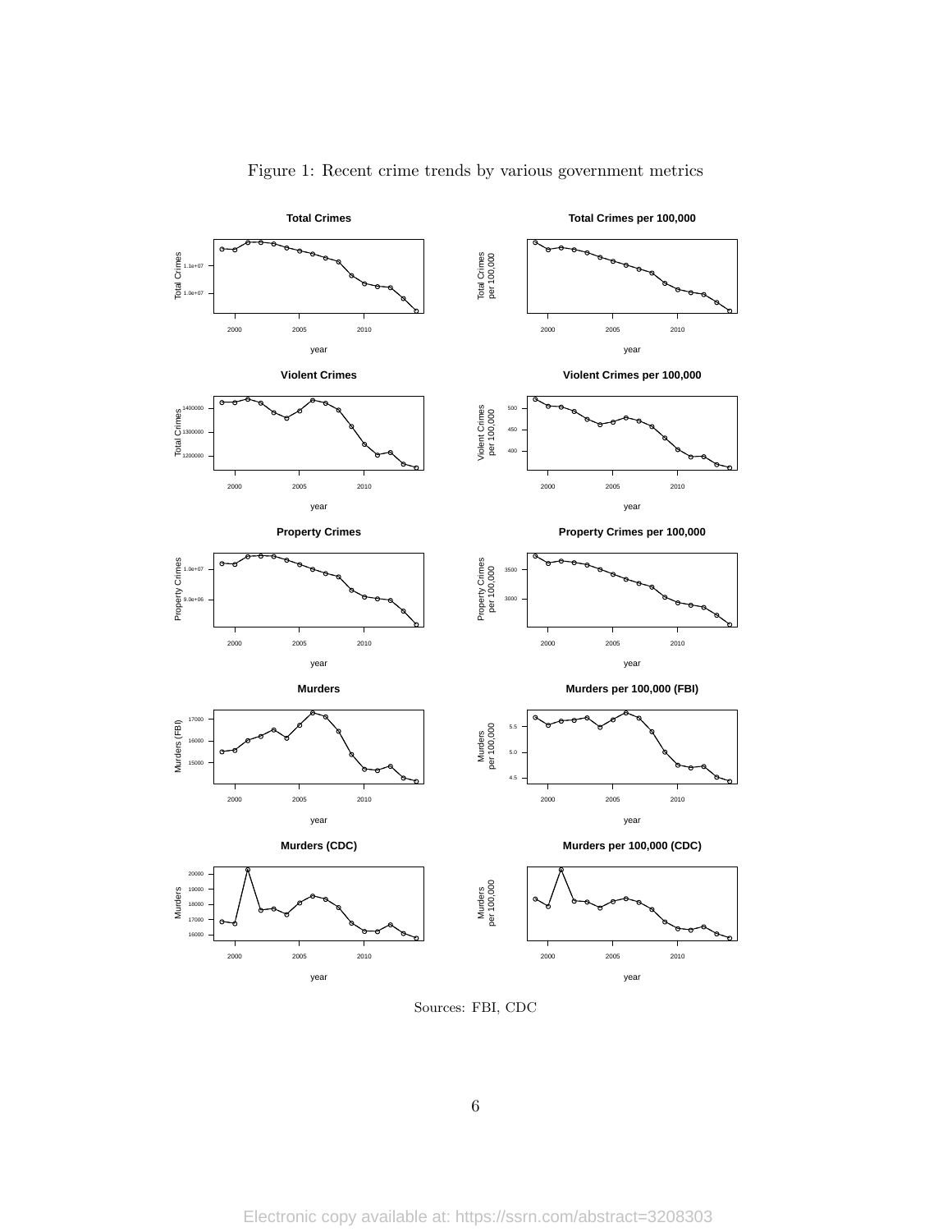Figure 1: Recent crime trends by various government metrics

Sources: FBI, CDC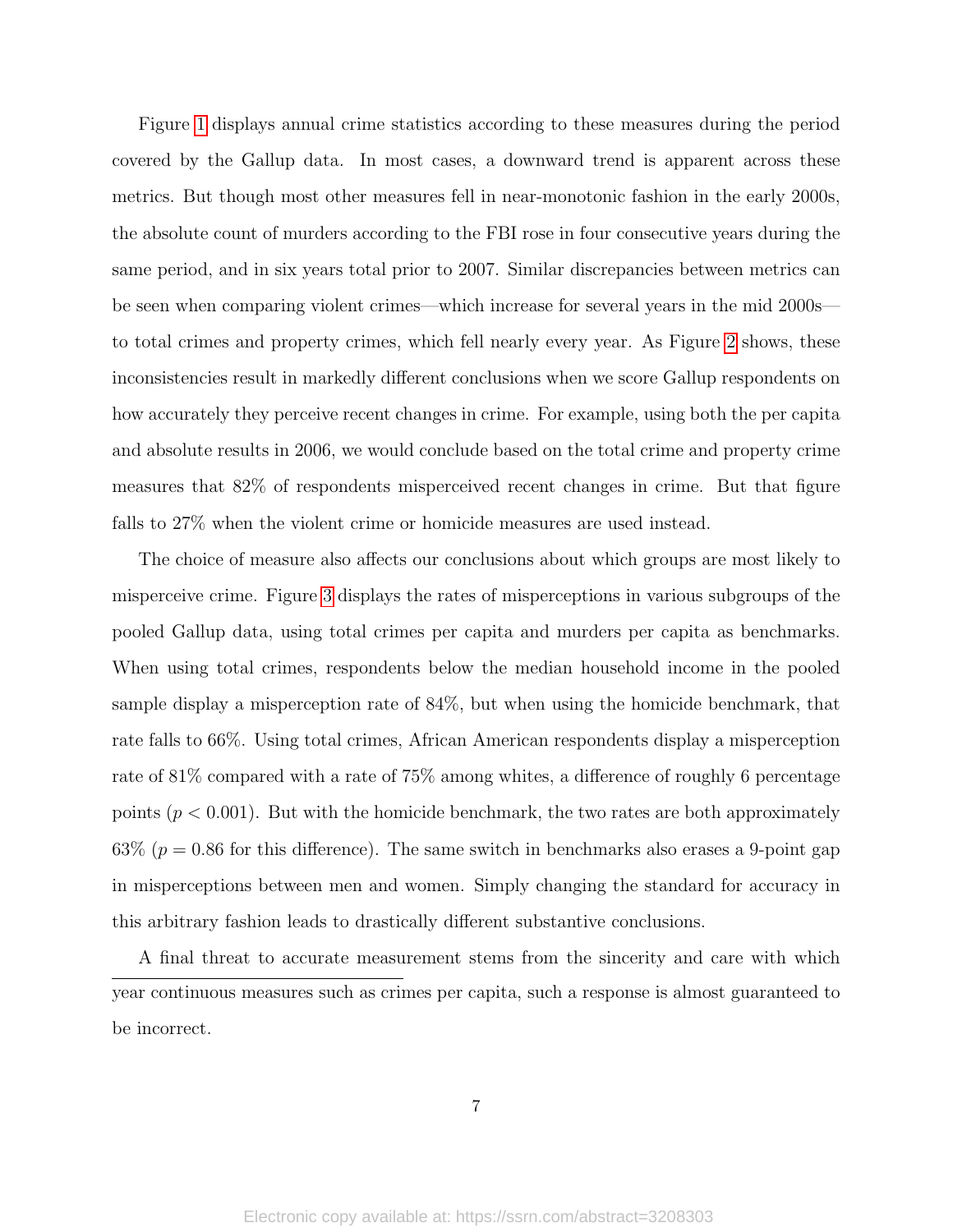Figure 1 displays annual crime statistics according to these measures during the period covered by the Gallup data. In most cases, a downward trend is apparent across these metrics. But though most other measures fell in near-monotonic fashion in the early 2000s, the absolute count of murders according to the FBI rose in four consecutive years during the same period, and in six years total prior to 2007. Similar discrepancies between metrics can be seen when comparing violent crimes—which increase for several years in the mid 2000s—to total crimes and property crimes, which fell nearly every year. As Figure 2 shows, these inconsistencies result in markedly different conclusions when we score Gallup respondents on how accurately they perceive recent changes in crime. For example, using both the per capita and absolute results in 2006, we would conclude based on the total crime and property crime measures that 82% of respondents misperceived recent changes in crime. But that figure falls to 27% when the violent crime or homicide measures are used instead.

The choice of measure also affects our conclusions about which groups are most likely to misperceive crime. Figure 3 displays the rates of misperceptions in various subgroups of the pooled Gallup data, using total crimes per capita and murders per capita as benchmarks. When using total crimes, respondents below the median household income in the pooled sample display a misperception rate of 84%, but when using the homicide benchmark, that rate falls to 66%. Using total crimes, African American respondents display a misperception rate of 81% compared with a rate of 75% among whites, a difference of roughly 6 percentage points ($p < 0.001$). But with the homicide benchmark, the two rates are both approximately 63% ($p = 0.86$ for this difference). The same switch in benchmarks also erases a 9-point gap in misperceptions between men and women. Simply changing the standard for accuracy in this arbitrary fashion leads to drastically different substantive conclusions.

A final threat to accurate measurement stems from the sincerity and care with which

year continuous measures such as crimes per capita, such a response is almost guaranteed to be incorrect.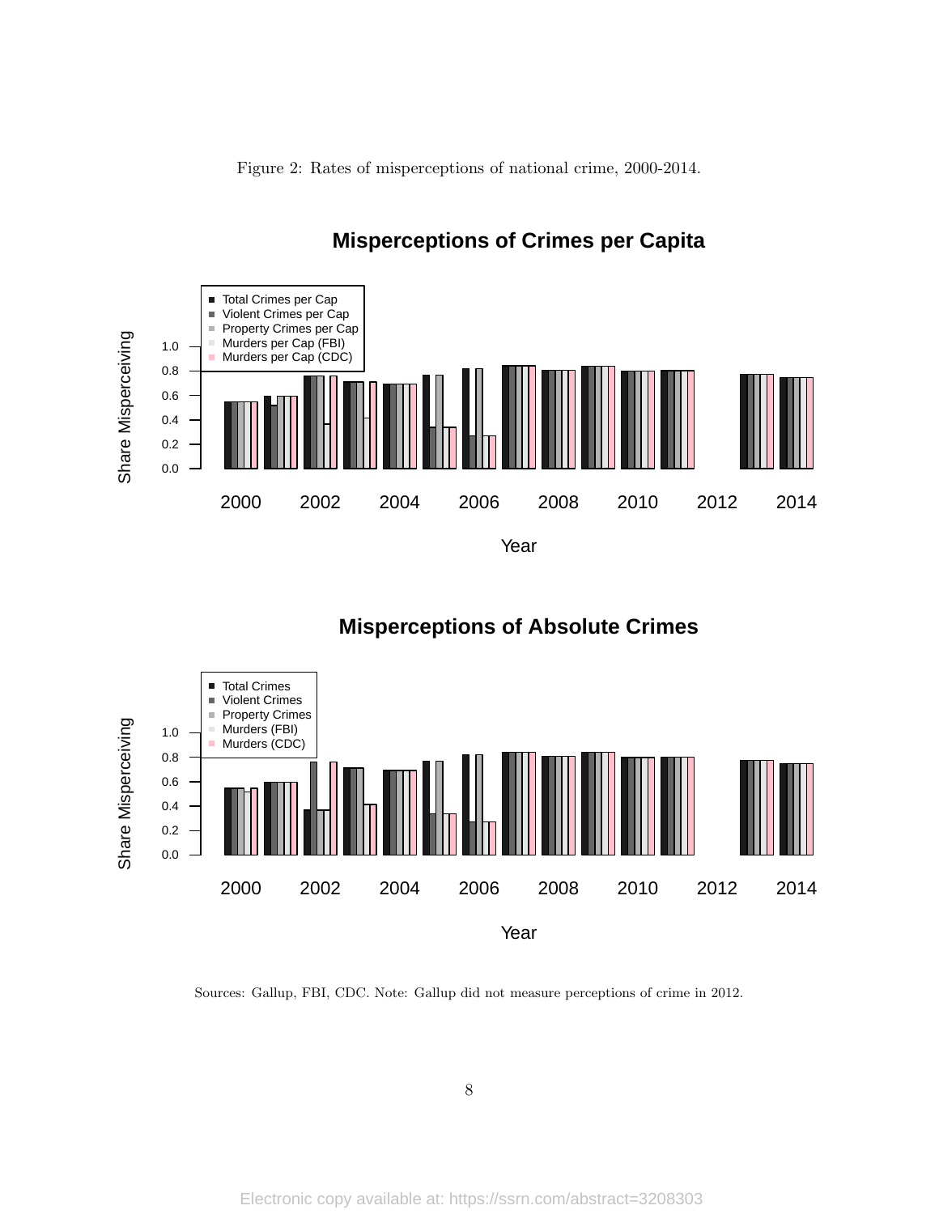Figure 2: Rates of misperceptions of national crime, 2000-2014.

Sources: Gallup, FBI, CDC. Note: Gallup did not measure perceptions of crime in 2012.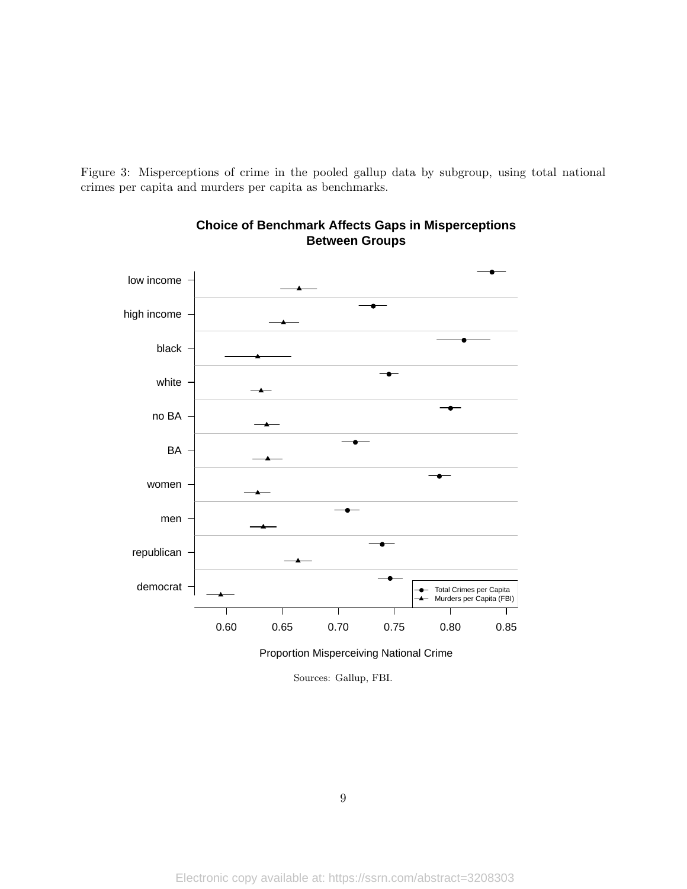Figure 3: Misperceptions of crime in the pooled gallup data by subgroup, using total national crimes per capita and murders per capita as benchmarks.

**Choice of Benchmark Affects Gaps in Misperceptions Between Groups**

Sources: Gallup, FBI.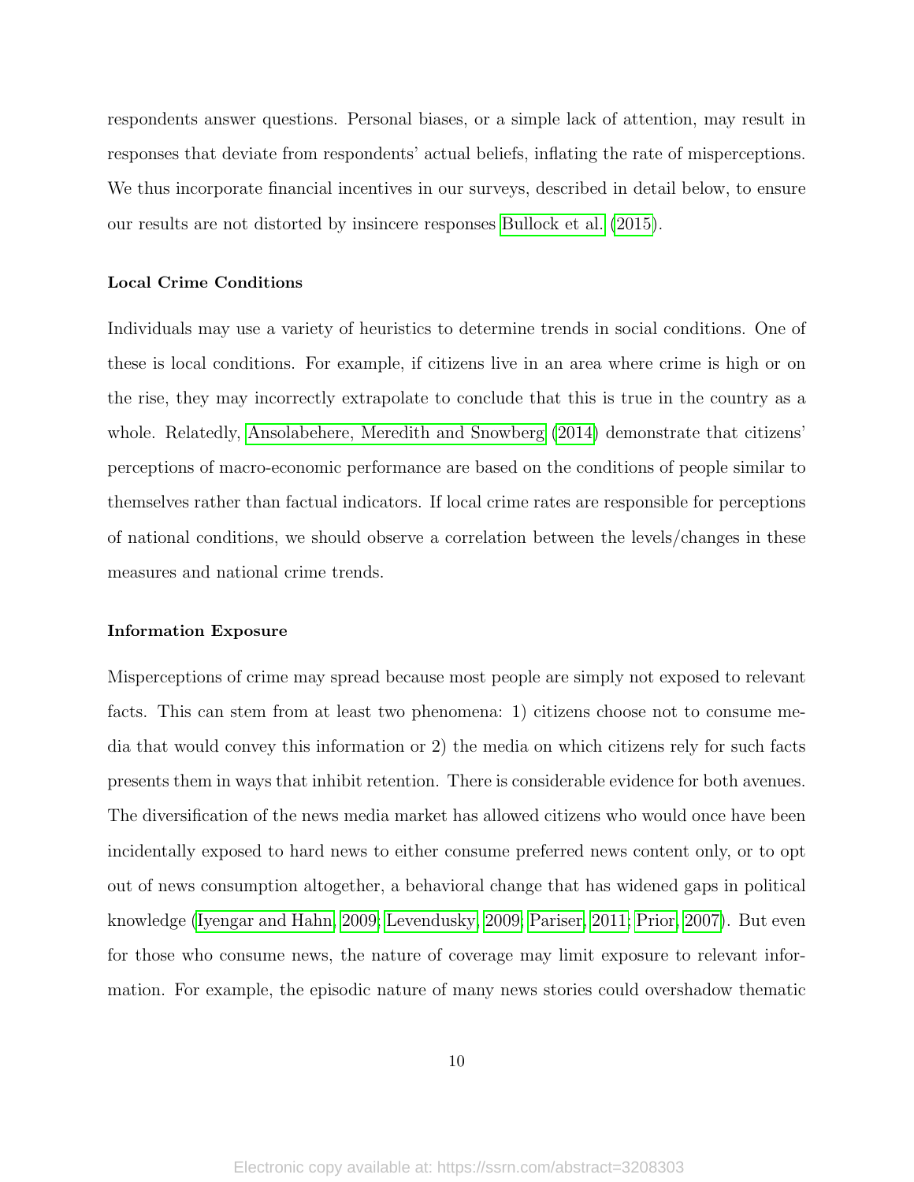respondents answer questions. Personal biases, or a simple lack of attention, may result in responses that deviate from respondents' actual beliefs, inflating the rate of misperceptions. We thus incorporate financial incentives in our surveys, described in detail below, to ensure our results are not distorted by insincere responses Bullock et al. (2015).

#### Local Crime Conditions

Individuals may use a variety of heuristics to determine trends in social conditions. One of these is local conditions. For example, if citizens live in an area where crime is high or on the rise, they may incorrectly extrapolate to conclude that this is true in the country as a whole. Relatedly, Ansolabehere, Meredith and Snowberg (2014) demonstrate that citizens' perceptions of macro-economic performance are based on the conditions of people similar to themselves rather than factual indicators. If local crime rates are responsible for perceptions of national conditions, we should observe a correlation between the levels/changes in these measures and national crime trends.

#### Information Exposure

Misperceptions of crime may spread because most people are simply not exposed to relevant facts. This can stem from at least two phenomena: 1) citizens choose not to consume media that would convey this information or 2) the media on which citizens rely for such facts presents them in ways that inhibit retention. There is considerable evidence for both avenues. The diversification of the news media market has allowed citizens who would once have been incidentally exposed to hard news to either consume preferred news content only, or to opt out of news consumption altogether, a behavioral change that has widened gaps in political knowledge (Iyengar and Hahn, 2009; Levendusky, 2009; Pariser, 2011; Prior, 2007). But even for those who consume news, the nature of coverage may limit exposure to relevant information. For example, the episodic nature of many news stories could overshadow thematic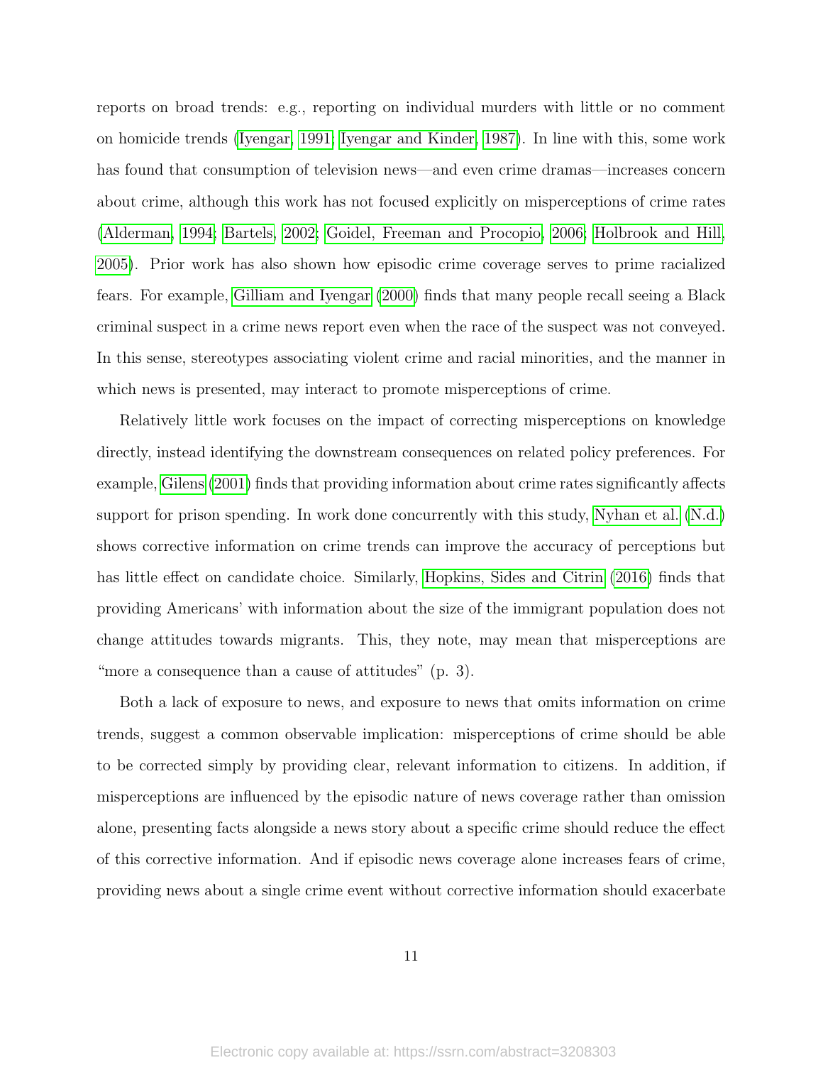reports on broad trends: e.g., reporting on individual murders with little or no comment on homicide trends (Iyengar, 1991; Iyengar and Kinder, 1987). In line with this, some work has found that consumption of television news—and even crime dramas—increases concern about crime, although this work has not focused explicitly on misperceptions of crime rates (Alderman, 1994; Bartels, 2002; Goidel, Freeman and Procopio, 2006; Holbrook and Hill, 2005). Prior work has also shown how episodic crime coverage serves to prime racialized fears. For example, Gilliam and Iyengar (2000) finds that many people recall seeing a Black criminal suspect in a crime news report even when the race of the suspect was not conveyed. In this sense, stereotypes associating violent crime and racial minorities, and the manner in which news is presented, may interact to promote misperceptions of crime.

Relatively little work focuses on the impact of correcting misperceptions on knowledge directly, instead identifying the downstream consequences on related policy preferences. For example, Gilens (2001) finds that providing information about crime rates significantly affects support for prison spending. In work done concurrently with this study, Nyhan et al. (N.d.) shows corrective information on crime trends can improve the accuracy of perceptions but has little effect on candidate choice. Similarly, Hopkins, Sides and Citrin (2016) finds that providing Americans' with information about the size of the immigrant population does not change attitudes towards migrants. This, they note, may mean that misperceptions are "more a consequence than a cause of attitudes" (p. 3).

Both a lack of exposure to news, and exposure to news that omits information on crime trends, suggest a common observable implication: misperceptions of crime should be able to be corrected simply by providing clear, relevant information to citizens. In addition, if misperceptions are influenced by the episodic nature of news coverage rather than omission alone, presenting facts alongside a news story about a specific crime should reduce the effect of this corrective information. And if episodic news coverage alone increases fears of crime, providing news about a single crime event without corrective information should exacerbate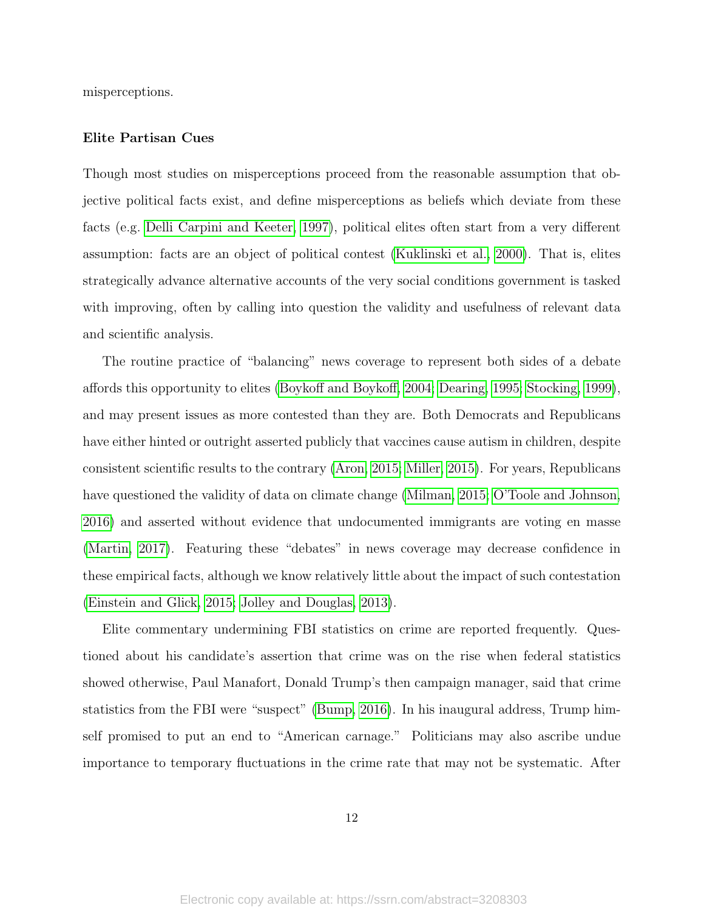misperceptions.

### Elite Partisan Cues

Though most studies on misperceptions proceed from the reasonable assumption that objective political facts exist, and define misperceptions as beliefs which deviate from these facts (e.g. Delli Carpini and Keeter, 1997), political elites often start from a very different assumption: facts are an object of political contest (Kuklinski et al., 2000). That is, elites strategically advance alternative accounts of the very social conditions government is tasked with improving, often by calling into question the validity and usefulness of relevant data and scientific analysis.

The routine practice of "balancing" news coverage to represent both sides of a debate affords this opportunity to elites (Boykoff and Boykoff, 2004; Dearing, 1995; Stocking, 1999), and may present issues as more contested than they are. Both Democrats and Republicans have either hinted or outright asserted publicly that vaccines cause autism in children, despite consistent scientific results to the contrary (Aron, 2015; Miller, 2015). For years, Republicans have questioned the validity of data on climate change (Milman, 2015; O'Toole and Johnson, 2016) and asserted without evidence that undocumented immigrants are voting en masse (Martin, 2017). Featuring these "debates" in news coverage may decrease confidence in these empirical facts, although we know relatively little about the impact of such contestation (Einstein and Glick, 2015; Jolley and Douglas, 2013).

Elite commentary undermining FBI statistics on crime are reported frequently. Questioned about his candidate's assertion that crime was on the rise when federal statistics showed otherwise, Paul Manafort, Donald Trump's then campaign manager, said that crime statistics from the FBI were "suspect" (Bump, 2016). In his inaugural address, Trump himself promised to put an end to "American carnage." Politicians may also ascribe undue importance to temporary fluctuations in the crime rate that may not be systematic. After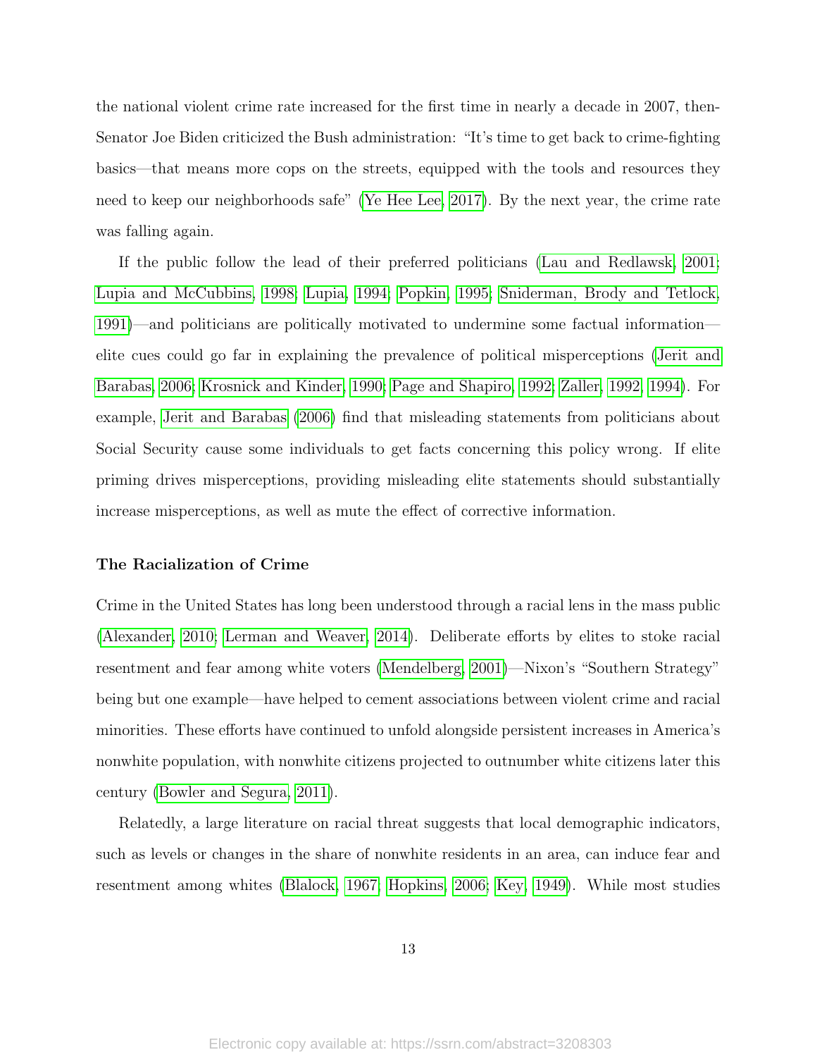the national violent crime rate increased for the first time in nearly a decade in 2007, then-Senator Joe Biden criticized the Bush administration: "It's time to get back to crime-fighting basics—that means more cops on the streets, equipped with the tools and resources they need to keep our neighborhoods safe" (Ye Hee Lee, 2017). By the next year, the crime rate was falling again.

If the public follow the lead of their preferred politicians (Lau and Redlawsk, 2001; Lupia and McCubbins, 1998; Lupia, 1994; Popkin, 1995; Sniderman, Brody and Tetlock, 1991)—and politicians are politically motivated to undermine some factual information—elite cues could go far in explaining the prevalence of political misperceptions (Jerit and Barabas, 2006; Krosnick and Kinder, 1990; Page and Shapiro, 1992; Zaller, 1992, 1994). For example, Jerit and Barabas (2006) find that misleading statements from politicians about Social Security cause some individuals to get facts concerning this policy wrong. If elite priming drives misperceptions, providing misleading elite statements should substantially increase misperceptions, as well as mute the effect of corrective information.

### The Racialization of Crime

Crime in the United States has long been understood through a racial lens in the mass public (Alexander, 2010; Lerman and Weaver, 2014). Deliberate efforts by elites to stoke racial resentment and fear among white voters (Mendelberg, 2001)—Nixon's "Southern Strategy" being but one example—have helped to cement associations between violent crime and racial minorities. These efforts have continued to unfold alongside persistent increases in America's nonwhite population, with nonwhite citizens projected to outnumber white citizens later this century (Bowler and Segura, 2011).

Relatedly, a large literature on racial threat suggests that local demographic indicators, such as levels or changes in the share of nonwhite residents in an area, can induce fear and resentment among whites (Blalock, 1967; Hopkins, 2006; Key, 1949). While most studies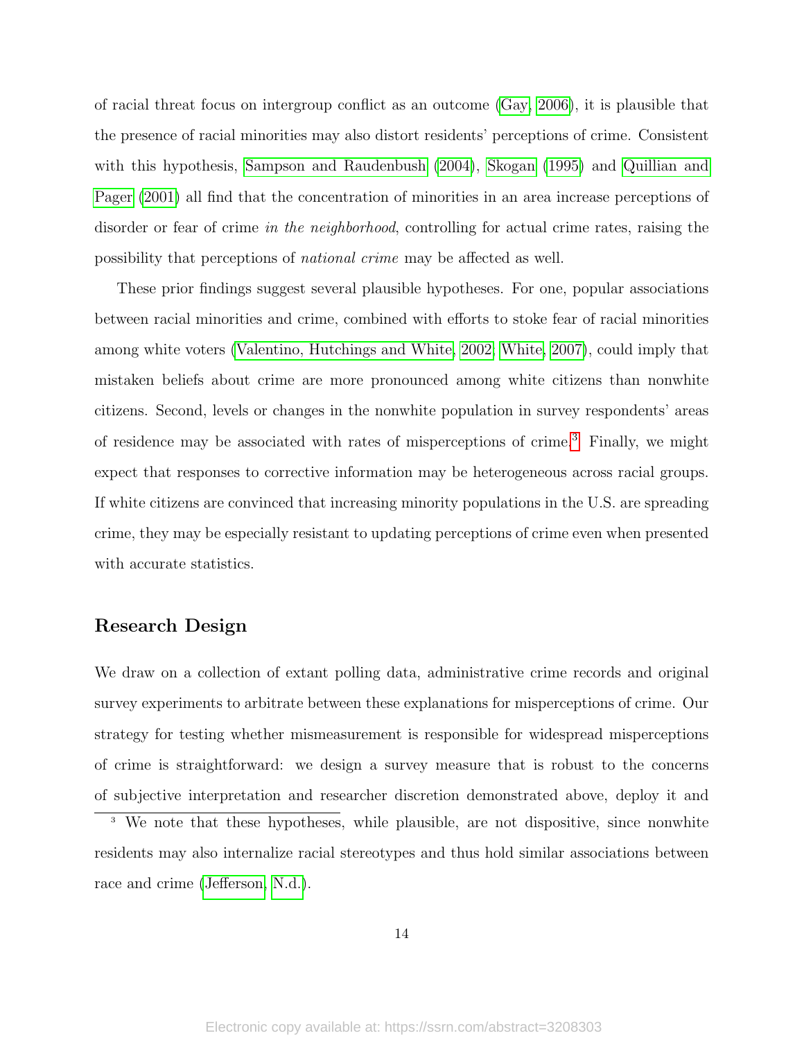of racial threat focus on intergroup conflict as an outcome (Gay, 2006), it is plausible that the presence of racial minorities may also distort residents' perceptions of crime. Consistent with this hypothesis, Sampson and Raudenbush (2004), Skogan (1995) and Quillian and Pager (2001) all find that the concentration of minorities in an area increase perceptions of disorder or fear of crime *in the neighborhood*, controlling for actual crime rates, raising the possibility that perceptions of *national crime* may be affected as well.

These prior findings suggest several plausible hypotheses. For one, popular associations between racial minorities and crime, combined with efforts to stoke fear of racial minorities among white voters (Valentino, Hutchings and White, 2002; White, 2007), could imply that mistaken beliefs about crime are more pronounced among white citizens than nonwhite citizens. Second, levels or changes in the nonwhite population in survey respondents' areas of residence may be associated with rates of misperceptions of crime.[3] Finally, we might expect that responses to corrective information may be heterogeneous across racial groups. If white citizens are convinced that increasing minority populations in the U.S. are spreading crime, they may be especially resistant to updating perceptions of crime even when presented with accurate statistics.

## Research Design

We draw on a collection of extant polling data, administrative crime records and original survey experiments to arbitrate between these explanations for misperceptions of crime. Our strategy for testing whether mismeasurement is responsible for widespread misperceptions of crime is straightforward: we design a survey measure that is robust to the concerns of subjective interpretation and researcher discretion demonstrated above, deploy it and

[3] We note that these hypotheses, while plausible, are not dispositive, since nonwhite residents may also internalize racial stereotypes and thus hold similar associations between race and crime (Jefferson, N.d.).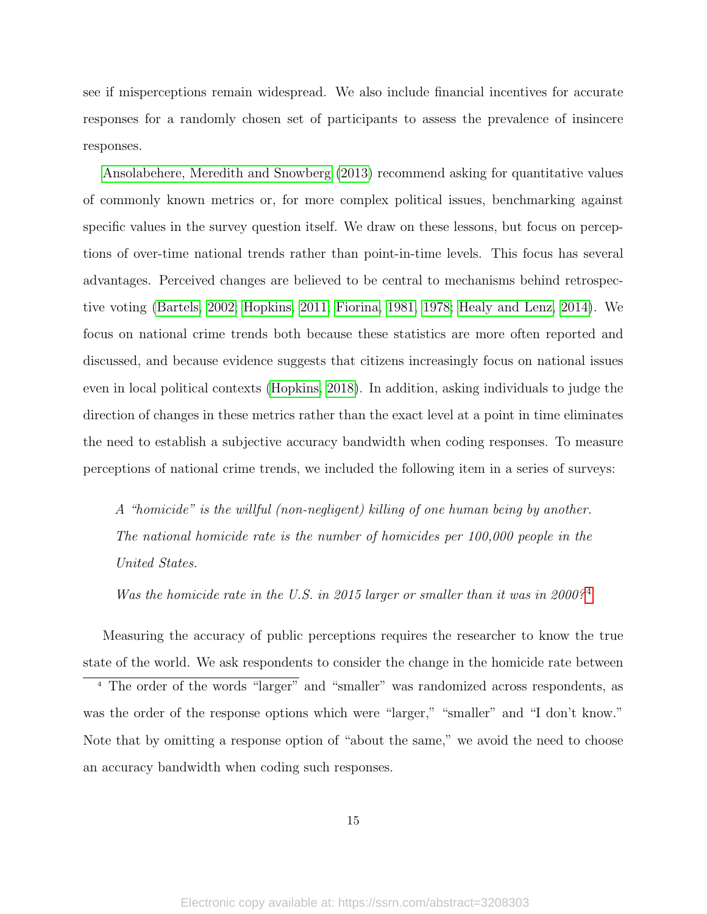see if misperceptions remain widespread. We also include financial incentives for accurate responses for a randomly chosen set of participants to assess the prevalence of insincere responses.

Ansolabehere, Meredith and Snowberg (2013) recommend asking for quantitative values of commonly known metrics or, for more complex political issues, benchmarking against specific values in the survey question itself. We draw on these lessons, but focus on perceptions of over-time national trends rather than point-in-time levels. This focus has several advantages. Perceived changes are believed to be central to mechanisms behind retrospective voting (Bartels, 2002; Hopkins, 2011; Fiorina, 1981, 1978; Healy and Lenz, 2014). We focus on national crime trends both because these statistics are more often reported and discussed, and because evidence suggests that citizens increasingly focus on national issues even in local political contexts (Hopkins, 2018). In addition, asking individuals to judge the direction of changes in these metrics rather than the exact level at a point in time eliminates the need to establish a subjective accuracy bandwidth when coding responses. To measure perceptions of national crime trends, we included the following item in a series of surveys:

> *A "homicide" is the willful (non-negligent) killing of one human being by another. The national homicide rate is the number of homicides per 100,000 people in the United States.*
>
> *Was the homicide rate in the U.S. in 2015 larger or smaller than it was in 2000?*[4]

Measuring the accuracy of public perceptions requires the researcher to know the true state of the world. We ask respondents to consider the change in the homicide rate between

[4] The order of the words "larger" and "smaller" was randomized across respondents, as was the order of the response options which were "larger," "smaller" and "I don't know." Note that by omitting a response option of "about the same," we avoid the need to choose an accuracy bandwidth when coding such responses.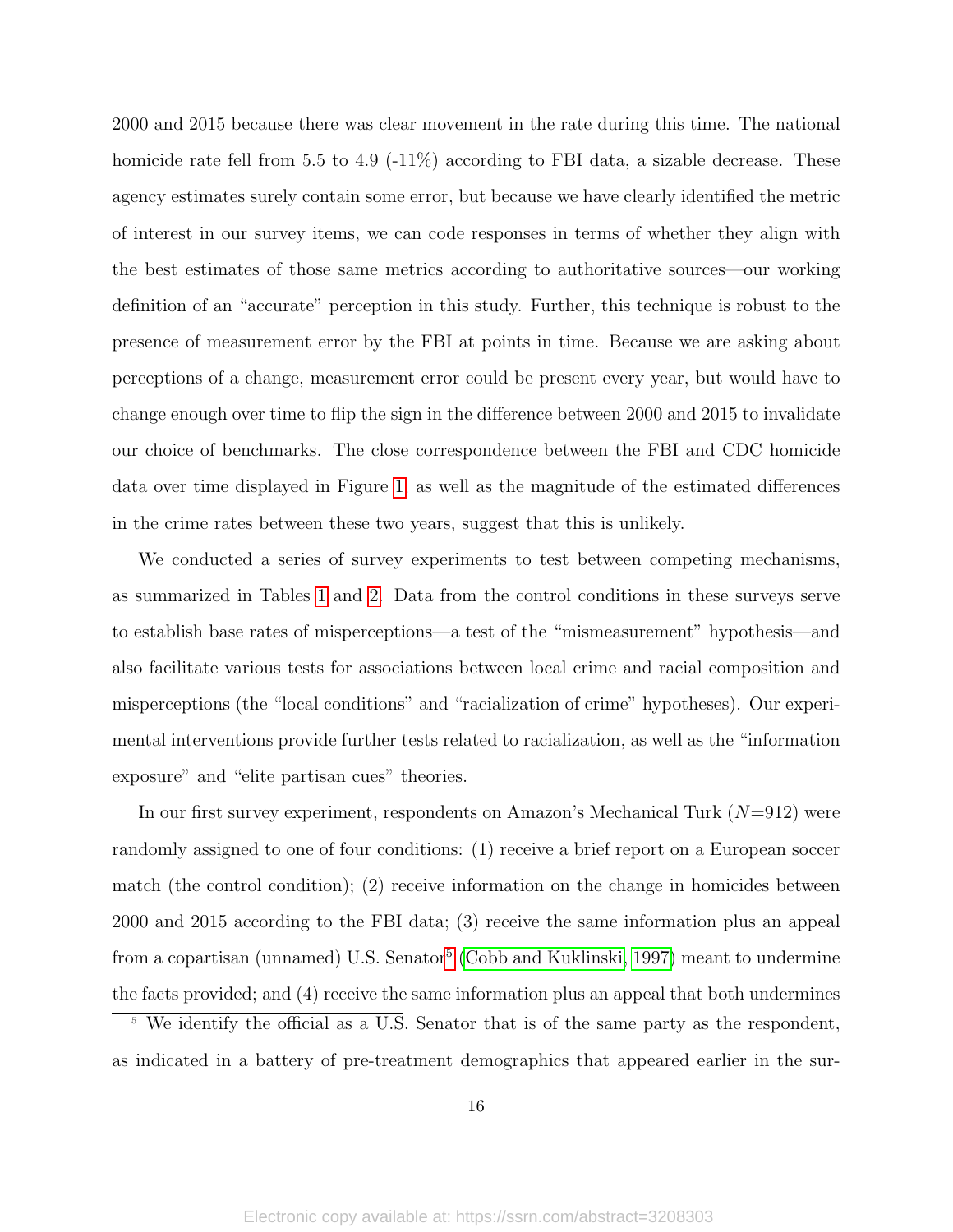2000 and 2015 because there was clear movement in the rate during this time. The national homicide rate fell from 5.5 to 4.9 (-11%) according to FBI data, a sizable decrease. These agency estimates surely contain some error, but because we have clearly identified the metric of interest in our survey items, we can code responses in terms of whether they align with the best estimates of those same metrics according to authoritative sources—our working definition of an "accurate" perception in this study. Further, this technique is robust to the presence of measurement error by the FBI at points in time. Because we are asking about perceptions of a change, measurement error could be present every year, but would have to change enough over time to flip the sign in the difference between 2000 and 2015 to invalidate our choice of benchmarks. The close correspondence between the FBI and CDC homicide data over time displayed in Figure 1, as well as the magnitude of the estimated differences in the crime rates between these two years, suggest that this is unlikely.

We conducted a series of survey experiments to test between competing mechanisms, as summarized in Tables 1 and 2. Data from the control conditions in these surveys serve to establish base rates of misperceptions—a test of the "mismeasurement" hypothesis—and also facilitate various tests for associations between local crime and racial composition and misperceptions (the "local conditions" and "racialization of crime" hypotheses). Our experimental interventions provide further tests related to racialization, as well as the "information exposure" and "elite partisan cues" theories.

In our first survey experiment, respondents on Amazon's Mechanical Turk ($N$=912) were randomly assigned to one of four conditions: (1) receive a brief report on a European soccer match (the control condition); (2) receive information on the change in homicides between 2000 and 2015 according to the FBI data; (3) receive the same information plus an appeal from a copartisan (unnamed) U.S. Senator[5] (Cobb and Kuklinski, 1997) meant to undermine the facts provided; and (4) receive the same information plus an appeal that both undermines

[5] We identify the official as a U.S. Senator that is of the same party as the respondent, as indicated in a battery of pre-treatment demographics that appeared earlier in the sur-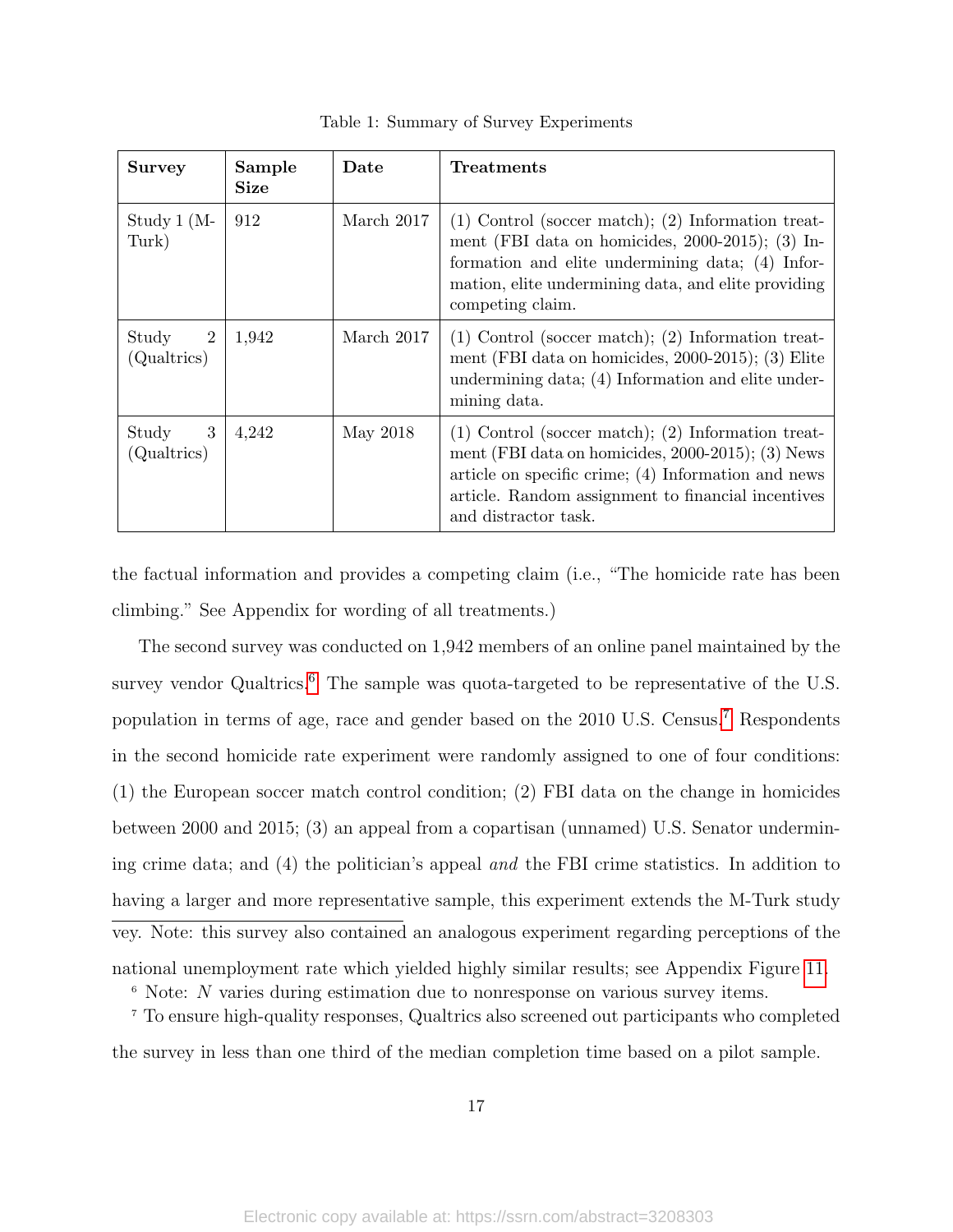Table 1: Summary of Survey Experiments

| Survey | Sample Size | Date | Treatments |
|---|---|---|---|
| Study 1 (M-Turk) | 912 | March 2017 | (1) Control (soccer match); (2) Information treatment (FBI data on homicides, 2000-2015); (3) Information and elite undermining data; (4) Information, elite undermining data, and elite providing competing claim. |
| Study 2 (Qualtrics) | 1,942 | March 2017 | (1) Control (soccer match); (2) Information treatment (FBI data on homicides, 2000-2015); (3) Elite undermining data; (4) Information and elite undermining data. |
| Study 3 (Qualtrics) | 4,242 | May 2018 | (1) Control (soccer match); (2) Information treatment (FBI data on homicides, 2000-2015); (3) News article on specific crime; (4) Information and news article. Random assignment to financial incentives and distractor task. |

the factual information and provides a competing claim (i.e., "The homicide rate has been climbing." See Appendix for wording of all treatments.)

The second survey was conducted on 1,942 members of an online panel maintained by the survey vendor Qualtrics.[6] The sample was quota-targeted to be representative of the U.S. population in terms of age, race and gender based on the 2010 U.S. Census.[7] Respondents in the second homicide rate experiment were randomly assigned to one of four conditions: (1) the European soccer match control condition; (2) FBI data on the change in homicides between 2000 and 2015; (3) an appeal from a copartisan (unnamed) U.S. Senator undermining crime data; and (4) the politician's appeal *and* the FBI crime statistics. In addition to having a larger and more representative sample, this experiment extends the M-Turk study

vey. Note: this survey also contained an analogous experiment regarding perceptions of the national unemployment rate which yielded highly similar results; see Appendix Figure 11.

[6] Note: $N$ varies during estimation due to nonresponse on various survey items.

[7] To ensure high-quality responses, Qualtrics also screened out participants who completed the survey in less than one third of the median completion time based on a pilot sample.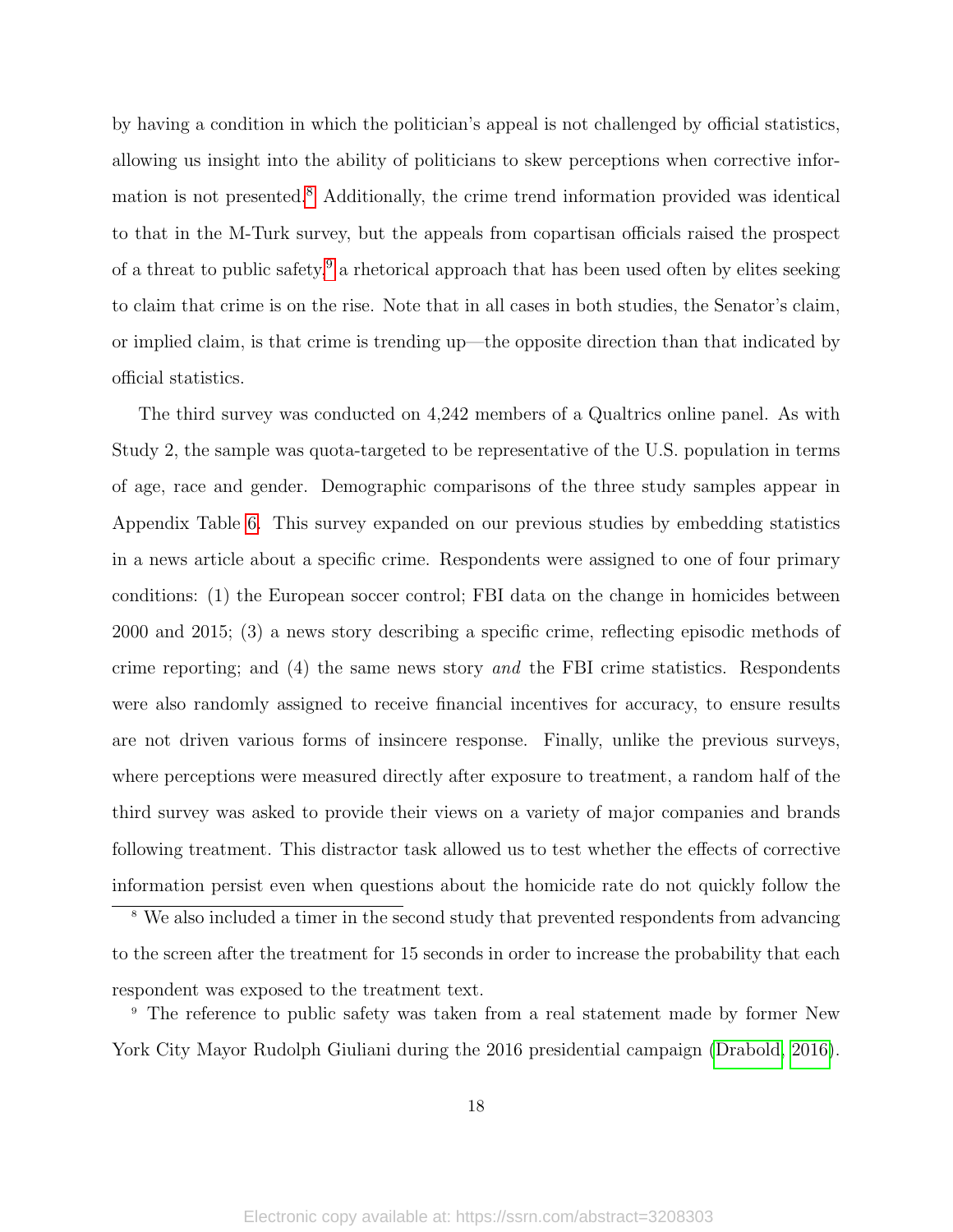by having a condition in which the politician's appeal is not challenged by official statistics, allowing us insight into the ability of politicians to skew perceptions when corrective information is not presented.[8] Additionally, the crime trend information provided was identical to that in the M-Turk survey, but the appeals from copartisan officials raised the prospect of a threat to public safety,[9] a rhetorical approach that has been used often by elites seeking to claim that crime is on the rise. Note that in all cases in both studies, the Senator's claim, or implied claim, is that crime is trending up—the opposite direction than that indicated by official statistics.

The third survey was conducted on 4,242 members of a Qualtrics online panel. As with Study 2, the sample was quota-targeted to be representative of the U.S. population in terms of age, race and gender. Demographic comparisons of the three study samples appear in Appendix Table 6. This survey expanded on our previous studies by embedding statistics in a news article about a specific crime. Respondents were assigned to one of four primary conditions: (1) the European soccer control; FBI data on the change in homicides between 2000 and 2015; (3) a news story describing a specific crime, reflecting episodic methods of crime reporting; and (4) the same news story *and* the FBI crime statistics. Respondents were also randomly assigned to receive financial incentives for accuracy, to ensure results are not driven various forms of insincere response. Finally, unlike the previous surveys, where perceptions were measured directly after exposure to treatment, a random half of the third survey was asked to provide their views on a variety of major companies and brands following treatment. This distractor task allowed us to test whether the effects of corrective information persist even when questions about the homicide rate do not quickly follow the

[8] We also included a timer in the second study that prevented respondents from advancing to the screen after the treatment for 15 seconds in order to increase the probability that each respondent was exposed to the treatment text.

[9] The reference to public safety was taken from a real statement made by former New York City Mayor Rudolph Giuliani during the 2016 presidential campaign (Drabold, 2016).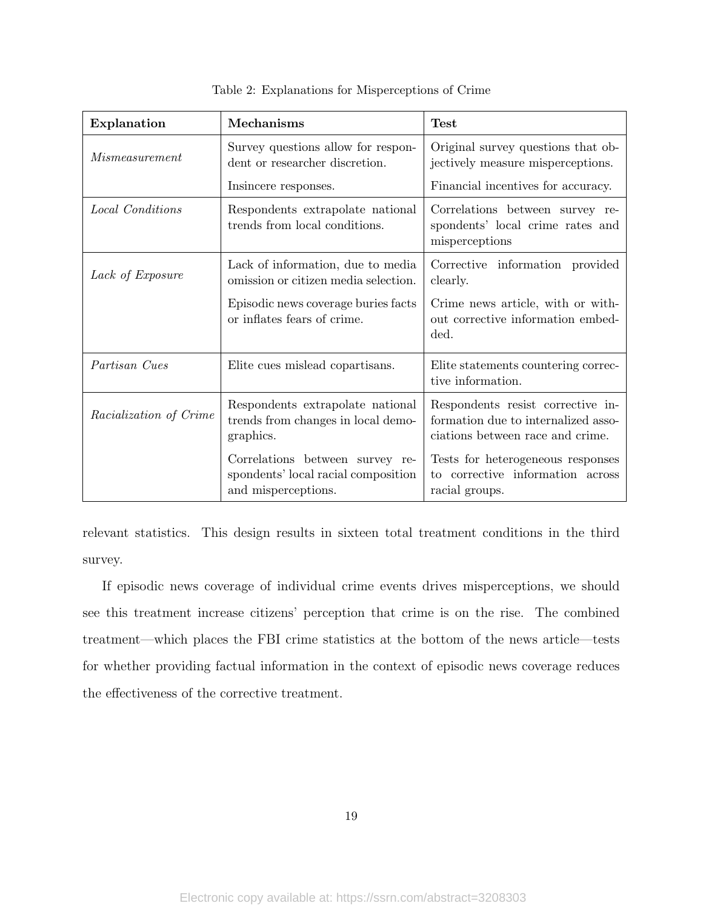Table 2: Explanations for Misperceptions of Crime

| **Explanation** | **Mechanisms** | **Test** |
|---|---|---|
| *Mismeasurement* | Survey questions allow for respondent or researcher discretion. | Original survey questions that objectively measure misperceptions. |
| | Insincere responses. | Financial incentives for accuracy. |
| *Local Conditions* | Respondents extrapolate national trends from local conditions. | Correlations between survey respondents' local crime rates and misperceptions |
| *Lack of Exposure* | Lack of information, due to media omission or citizen media selection. | Corrective information provided clearly. |
| | Episodic news coverage buries facts or inflates fears of crime. | Crime news article, with or without corrective information embedded. |
| *Partisan Cues* | Elite cues mislead copartisans. | Elite statements countering corrective information. |
| *Racialization of Crime* | Respondents extrapolate national trends from changes in local demographics. | Respondents resist corrective information due to internalized associations between race and crime. |
| | Correlations between survey respondents' local racial composition and misperceptions. | Tests for heterogeneous responses to corrective information across racial groups. |

relevant statistics. This design results in sixteen total treatment conditions in the third survey.

If episodic news coverage of individual crime events drives misperceptions, we should see this treatment increase citizens' perception that crime is on the rise. The combined treatment—which places the FBI crime statistics at the bottom of the news article—tests for whether providing factual information in the context of episodic news coverage reduces the effectiveness of the corrective treatment.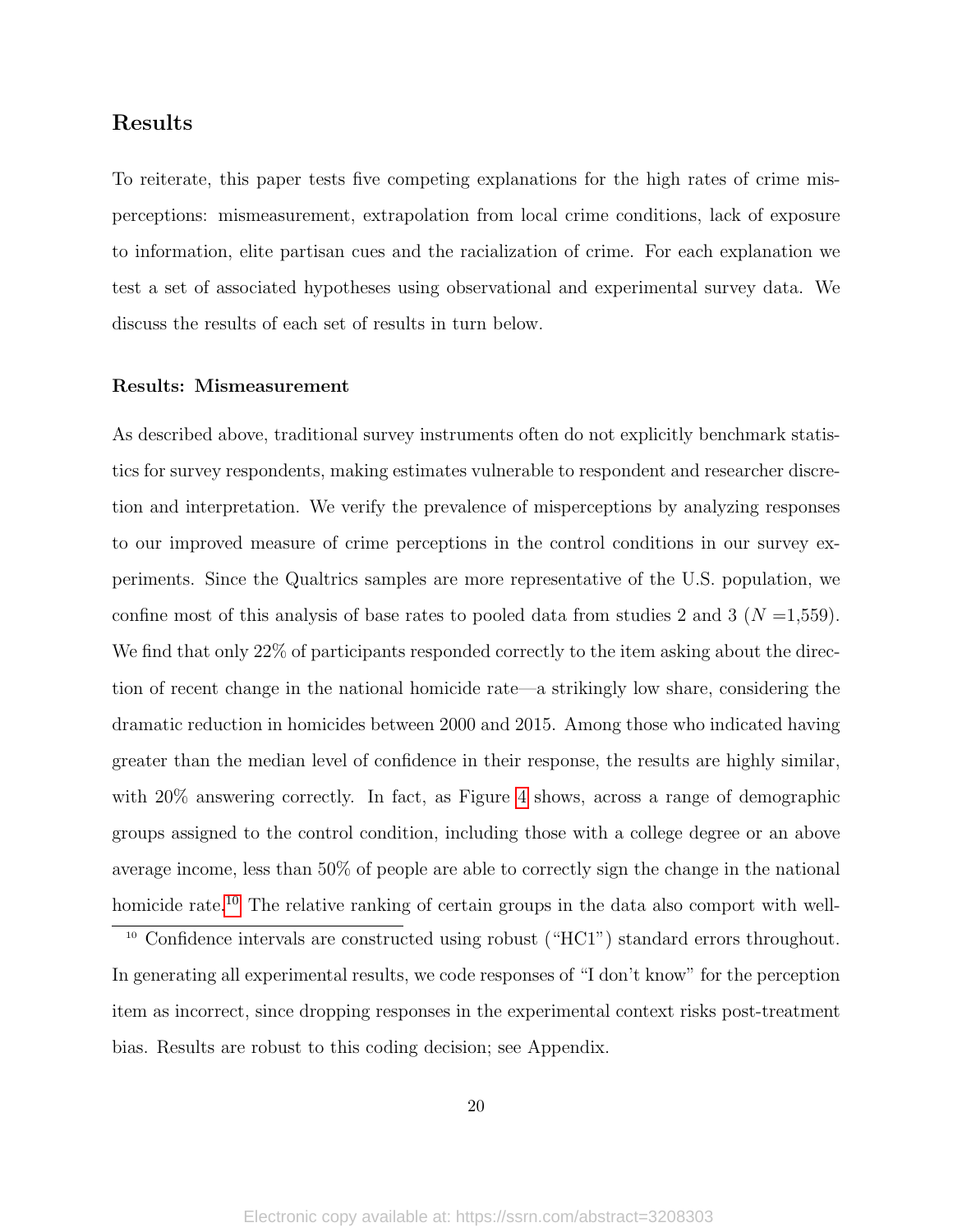## Results

To reiterate, this paper tests five competing explanations for the high rates of crime misperceptions: mismeasurement, extrapolation from local crime conditions, lack of exposure to information, elite partisan cues and the racialization of crime. For each explanation we test a set of associated hypotheses using observational and experimental survey data. We discuss the results of each set of results in turn below.

### Results: Mismeasurement

As described above, traditional survey instruments often do not explicitly benchmark statistics for survey respondents, making estimates vulnerable to respondent and researcher discretion and interpretation. We verify the prevalence of misperceptions by analyzing responses to our improved measure of crime perceptions in the control conditions in our survey experiments. Since the Qualtrics samples are more representative of the U.S. population, we confine most of this analysis of base rates to pooled data from studies 2 and 3 ($N$ =1,559). We find that only 22% of participants responded correctly to the item asking about the direction of recent change in the national homicide rate—a strikingly low share, considering the dramatic reduction in homicides between 2000 and 2015. Among those who indicated having greater than the median level of confidence in their response, the results are highly similar, with 20% answering correctly. In fact, as Figure 4 shows, across a range of demographic groups assigned to the control condition, including those with a college degree or an above average income, less than 50% of people are able to correctly sign the change in the national homicide rate.[10] The relative ranking of certain groups in the data also comport with well-

[10] Confidence intervals are constructed using robust ("HC1") standard errors throughout. In generating all experimental results, we code responses of "I don't know" for the perception item as incorrect, since dropping responses in the experimental context risks post-treatment bias. Results are robust to this coding decision; see Appendix.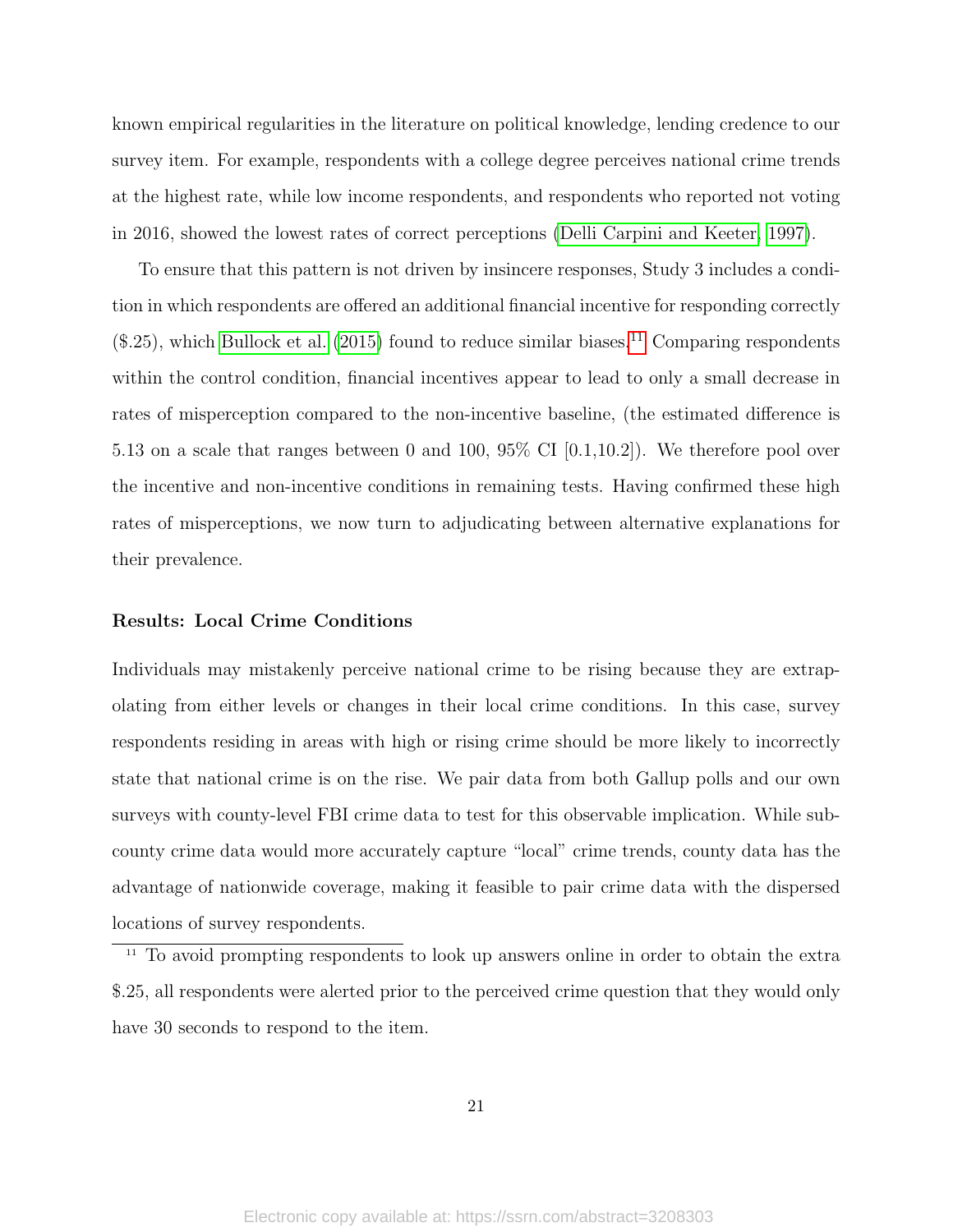known empirical regularities in the literature on political knowledge, lending credence to our survey item. For example, respondents with a college degree perceives national crime trends at the highest rate, while low income respondents, and respondents who reported not voting in 2016, showed the lowest rates of correct perceptions (Delli Carpini and Keeter, 1997).

To ensure that this pattern is not driven by insincere responses, Study 3 includes a condition in which respondents are offered an additional financial incentive for responding correctly ($.25), which Bullock et al. (2015) found to reduce similar biases.[11] Comparing respondents within the control condition, financial incentives appear to lead to only a small decrease in rates of misperception compared to the non-incentive baseline, (the estimated difference is 5.13 on a scale that ranges between 0 and 100, 95% CI [0.1,10.2]). We therefore pool over the incentive and non-incentive conditions in remaining tests. Having confirmed these high rates of misperceptions, we now turn to adjudicating between alternative explanations for their prevalence.

### Results: Local Crime Conditions

Individuals may mistakenly perceive national crime to be rising because they are extrapolating from either levels or changes in their local crime conditions. In this case, survey respondents residing in areas with high or rising crime should be more likely to incorrectly state that national crime is on the rise. We pair data from both Gallup polls and our own surveys with county-level FBI crime data to test for this observable implication. While sub-county crime data would more accurately capture "local" crime trends, county data has the advantage of nationwide coverage, making it feasible to pair crime data with the dispersed locations of survey respondents.

[11] To avoid prompting respondents to look up answers online in order to obtain the extra $.25, all respondents were alerted prior to the perceived crime question that they would only have 30 seconds to respond to the item.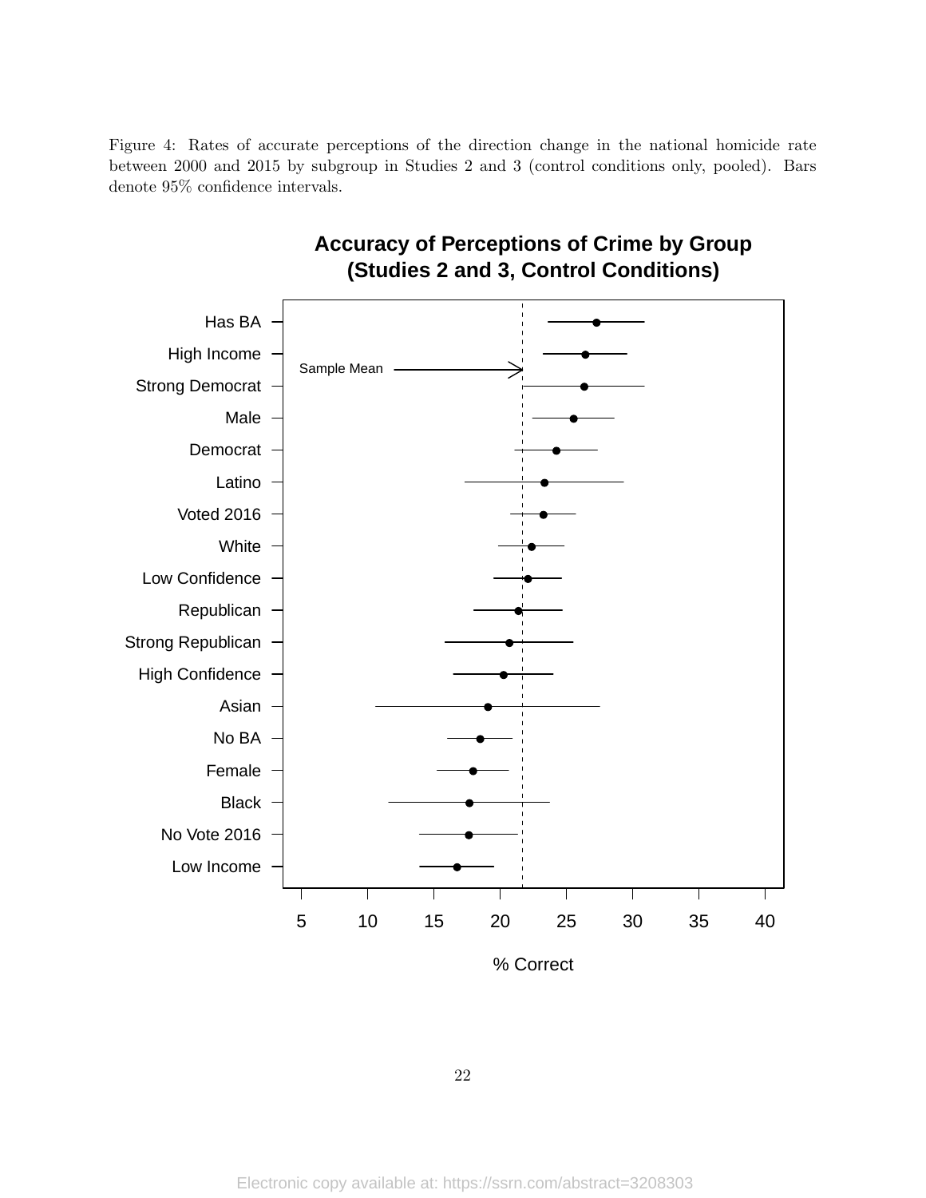Figure 4: Rates of accurate perceptions of the direction change in the national homicide rate between 2000 and 2015 by subgroup in Studies 2 and 3 (control conditions only, pooled). Bars denote 95% confidence intervals.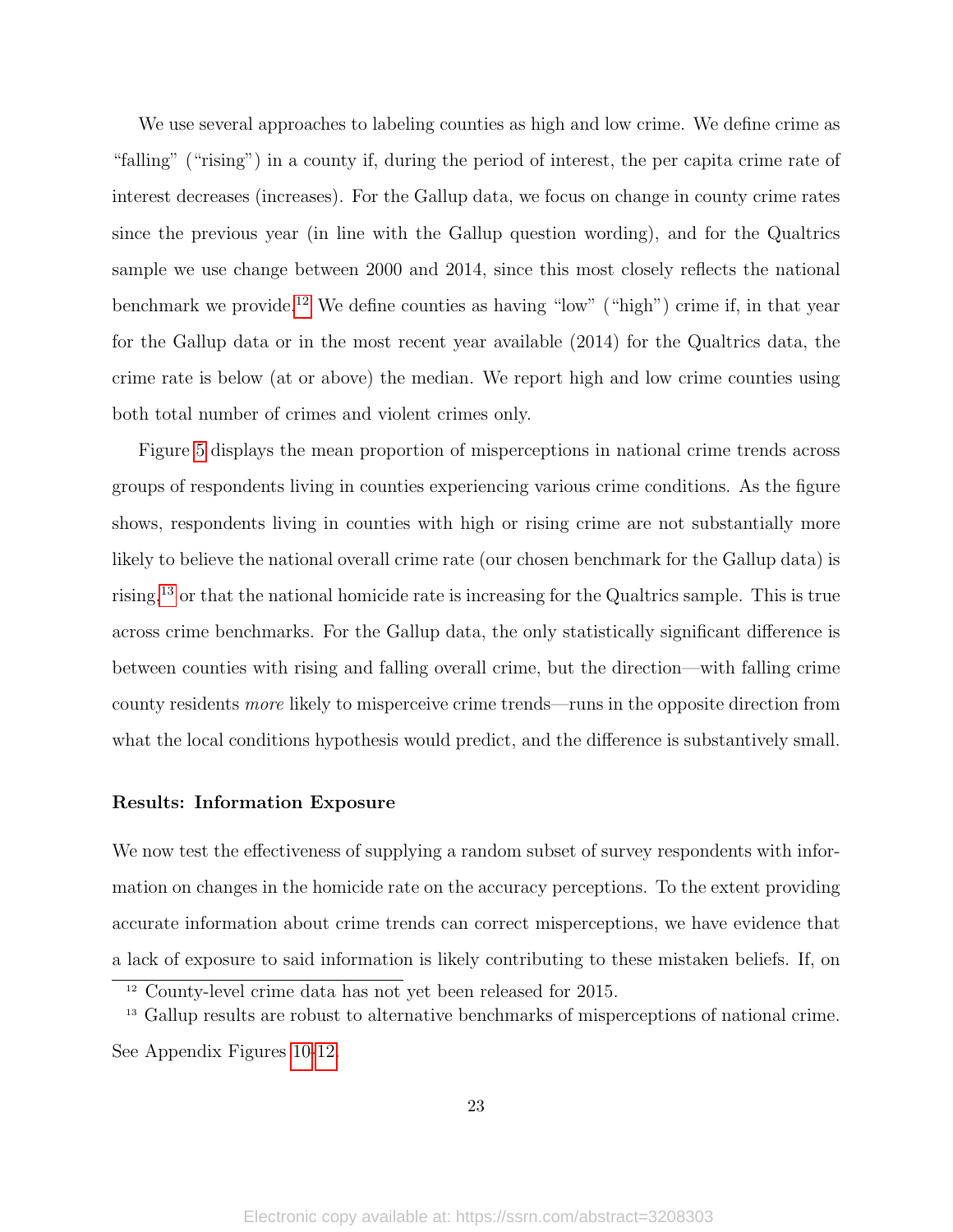We use several approaches to labeling counties as high and low crime. We define crime as "falling" ("rising") in a county if, during the period of interest, the per capita crime rate of interest decreases (increases). For the Gallup data, we focus on change in county crime rates since the previous year (in line with the Gallup question wording), and for the Qualtrics sample we use change between 2000 and 2014, since this most closely reflects the national benchmark we provide.[12] We define counties as having "low" ("high") crime if, in that year for the Gallup data or in the most recent year available (2014) for the Qualtrics data, the crime rate is below (at or above) the median. We report high and low crime counties using both total number of crimes and violent crimes only.

Figure 5 displays the mean proportion of misperceptions in national crime trends across groups of respondents living in counties experiencing various crime conditions. As the figure shows, respondents living in counties with high or rising crime are not substantially more likely to believe the national overall crime rate (our chosen benchmark for the Gallup data) is rising,[13] or that the national homicide rate is increasing for the Qualtrics sample. This is true across crime benchmarks. For the Gallup data, the only statistically significant difference is between counties with rising and falling overall crime, but the direction—with falling crime county residents *more* likely to misperceive crime trends—runs in the opposite direction from what the local conditions hypothesis would predict, and the difference is substantively small.

**Results: Information Exposure**

We now test the effectiveness of supplying a random subset of survey respondents with information on changes in the homicide rate on the accuracy perceptions. To the extent providing accurate information about crime trends can correct misperceptions, we have evidence that a lack of exposure to said information is likely contributing to these mistaken beliefs. If, on

[12] County-level crime data has not yet been released for 2015.

[13] Gallup results are robust to alternative benchmarks of misperceptions of national crime. See Appendix Figures 10-12.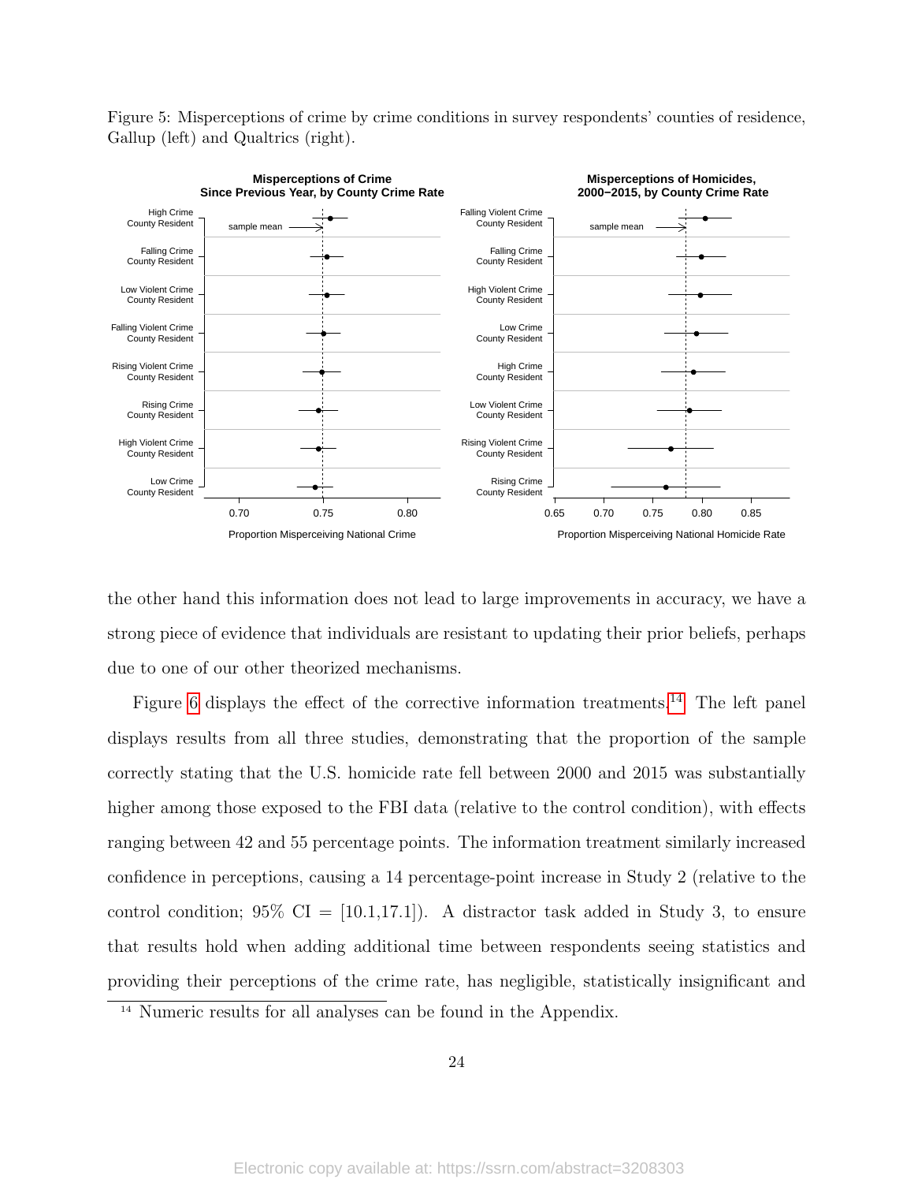Figure 5: Misperceptions of crime by crime conditions in survey respondents' counties of residence, Gallup (left) and Qualtrics (right).

the other hand this information does not lead to large improvements in accuracy, we have a strong piece of evidence that individuals are resistant to updating their prior beliefs, perhaps due to one of our other theorized mechanisms.

Figure 6 displays the effect of the corrective information treatments.[14] The left panel displays results from all three studies, demonstrating that the proportion of the sample correctly stating that the U.S. homicide rate fell between 2000 and 2015 was substantially higher among those exposed to the FBI data (relative to the control condition), with effects ranging between 42 and 55 percentage points. The information treatment similarly increased confidence in perceptions, causing a 14 percentage-point increase in Study 2 (relative to the control condition; 95% CI = [10.1,17.1]). A distractor task added in Study 3, to ensure that results hold when adding additional time between respondents seeing statistics and providing their perceptions of the crime rate, has negligible, statistically insignificant and

[14] Numeric results for all analyses can be found in the Appendix.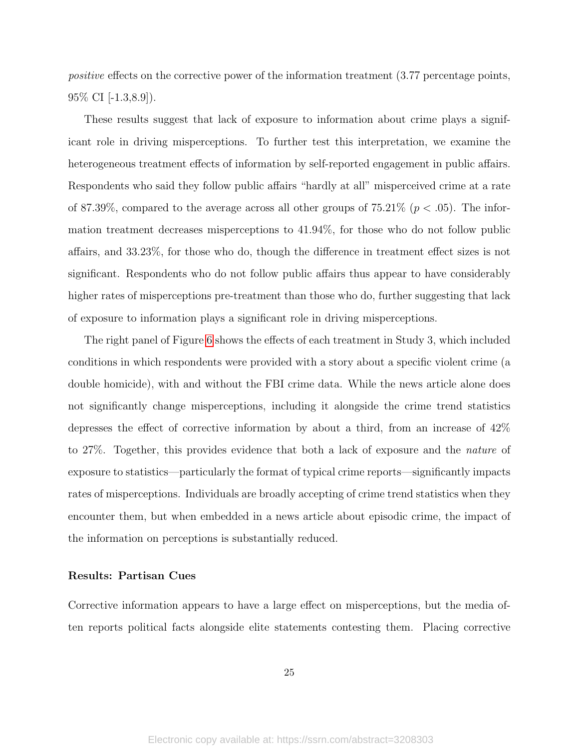*positive* effects on the corrective power of the information treatment (3.77 percentage points, 95% CI [-1.3,8.9]).

These results suggest that lack of exposure to information about crime plays a significant role in driving misperceptions. To further test this interpretation, we examine the heterogeneous treatment effects of information by self-reported engagement in public affairs. Respondents who said they follow public affairs "hardly at all" misperceived crime at a rate of 87.39%, compared to the average across all other groups of 75.21% ($p < .05$). The information treatment decreases misperceptions to 41.94%, for those who do not follow public affairs, and 33.23%, for those who do, though the difference in treatment effect sizes is not significant. Respondents who do not follow public affairs thus appear to have considerably higher rates of misperceptions pre-treatment than those who do, further suggesting that lack of exposure to information plays a significant role in driving misperceptions.

The right panel of Figure 6 shows the effects of each treatment in Study 3, which included conditions in which respondents were provided with a story about a specific violent crime (a double homicide), with and without the FBI crime data. While the news article alone does not significantly change misperceptions, including it alongside the crime trend statistics depresses the effect of corrective information by about a third, from an increase of 42% to 27%. Together, this provides evidence that both a lack of exposure and the *nature* of exposure to statistics—particularly the format of typical crime reports—significantly impacts rates of misperceptions. Individuals are broadly accepting of crime trend statistics when they encounter them, but when embedded in a news article about episodic crime, the impact of the information on perceptions is substantially reduced.

### Results: Partisan Cues

Corrective information appears to have a large effect on misperceptions, but the media often reports political facts alongside elite statements contesting them. Placing corrective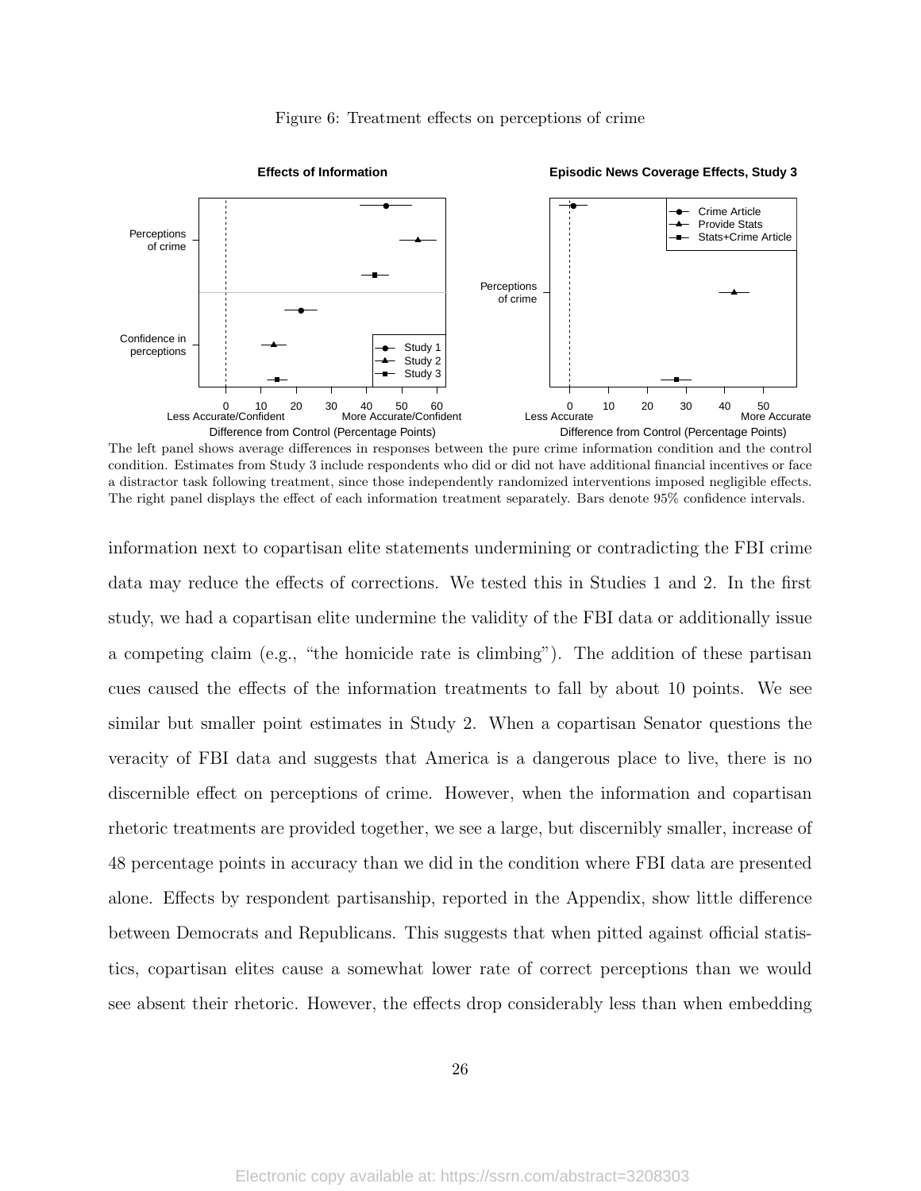Figure 6: Treatment effects on perceptions of crime

The left panel shows average differences in responses between the pure crime information condition and the control condition. Estimates from Study 3 include respondents who did or did not have additional financial incentives or face a distractor task following treatment, since those independently randomized interventions imposed negligible effects. The right panel displays the effect of each information treatment separately. Bars denote 95% confidence intervals.

information next to copartisan elite statements undermining or contradicting the FBI crime data may reduce the effects of corrections. We tested this in Studies 1 and 2. In the first study, we had a copartisan elite undermine the validity of the FBI data or additionally issue a competing claim (e.g., "the homicide rate is climbing"). The addition of these partisan cues caused the effects of the information treatments to fall by about 10 points. We see similar but smaller point estimates in Study 2. When a copartisan Senator questions the veracity of FBI data and suggests that America is a dangerous place to live, there is no discernible effect on perceptions of crime. However, when the information and copartisan rhetoric treatments are provided together, we see a large, but discernibly smaller, increase of 48 percentage points in accuracy than we did in the condition where FBI data are presented alone. Effects by respondent partisanship, reported in the Appendix, show little difference between Democrats and Republicans. This suggests that when pitted against official statistics, copartisan elites cause a somewhat lower rate of correct perceptions than we would see absent their rhetoric. However, the effects drop considerably less than when embedding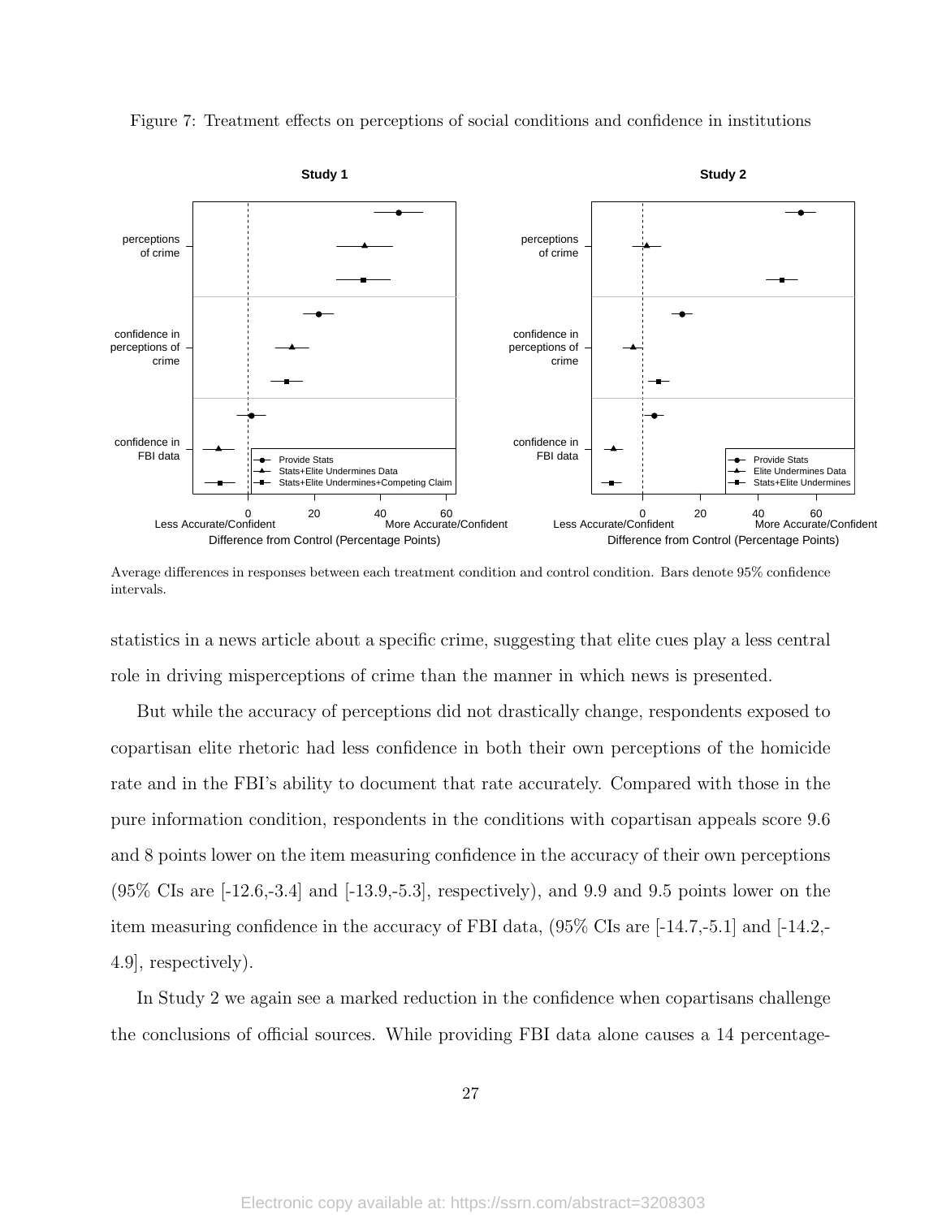Figure 7: Treatment effects on perceptions of social conditions and confidence in institutions

Average differences in responses between each treatment condition and control condition. Bars denote 95% confidence intervals.

statistics in a news article about a specific crime, suggesting that elite cues play a less central role in driving misperceptions of crime than the manner in which news is presented.

But while the accuracy of perceptions did not drastically change, respondents exposed to copartisan elite rhetoric had less confidence in both their own perceptions of the homicide rate and in the FBI's ability to document that rate accurately. Compared with those in the pure information condition, respondents in the conditions with copartisan appeals score 9.6 and 8 points lower on the item measuring confidence in the accuracy of their own perceptions (95% CIs are [-12.6,-3.4] and [-13.9,-5.3], respectively), and 9.9 and 9.5 points lower on the item measuring confidence in the accuracy of FBI data, (95% CIs are [-14.7,-5.1] and [-14.2,-4.9], respectively).

In Study 2 we again see a marked reduction in the confidence when copartisans challenge the conclusions of official sources. While providing FBI data alone causes a 14 percentage-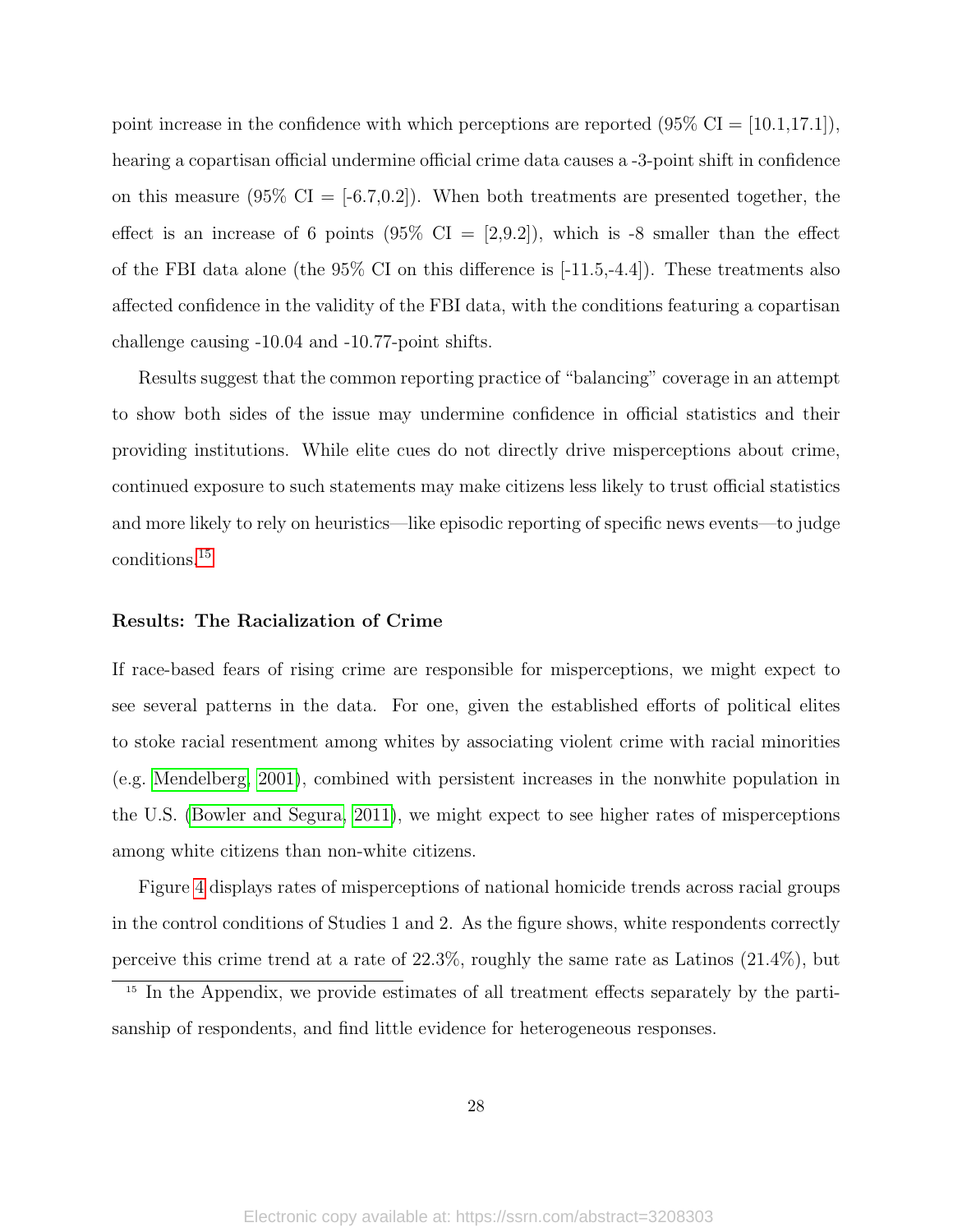point increase in the confidence with which perceptions are reported (95% CI = [10.1,17.1]), hearing a copartisan official undermine official crime data causes a -3-point shift in confidence on this measure (95% CI = [-6.7,0.2]). When both treatments are presented together, the effect is an increase of 6 points (95% CI = [2,9.2]), which is -8 smaller than the effect of the FBI data alone (the 95% CI on this difference is [-11.5,-4.4]). These treatments also affected confidence in the validity of the FBI data, with the conditions featuring a copartisan challenge causing -10.04 and -10.77-point shifts.

Results suggest that the common reporting practice of "balancing" coverage in an attempt to show both sides of the issue may undermine confidence in official statistics and their providing institutions. While elite cues do not directly drive misperceptions about crime, continued exposure to such statements may make citizens less likely to trust official statistics and more likely to rely on heuristics—like episodic reporting of specific news events—to judge conditions.[15]

### Results: The Racialization of Crime

If race-based fears of rising crime are responsible for misperceptions, we might expect to see several patterns in the data. For one, given the established efforts of political elites to stoke racial resentment among whites by associating violent crime with racial minorities (e.g. Mendelberg, 2001), combined with persistent increases in the nonwhite population in the U.S. (Bowler and Segura, 2011), we might expect to see higher rates of misperceptions among white citizens than non-white citizens.

Figure 4 displays rates of misperceptions of national homicide trends across racial groups in the control conditions of Studies 1 and 2. As the figure shows, white respondents correctly perceive this crime trend at a rate of 22.3%, roughly the same rate as Latinos (21.4%), but

[15] In the Appendix, we provide estimates of all treatment effects separately by the partisanship of respondents, and find little evidence for heterogeneous responses.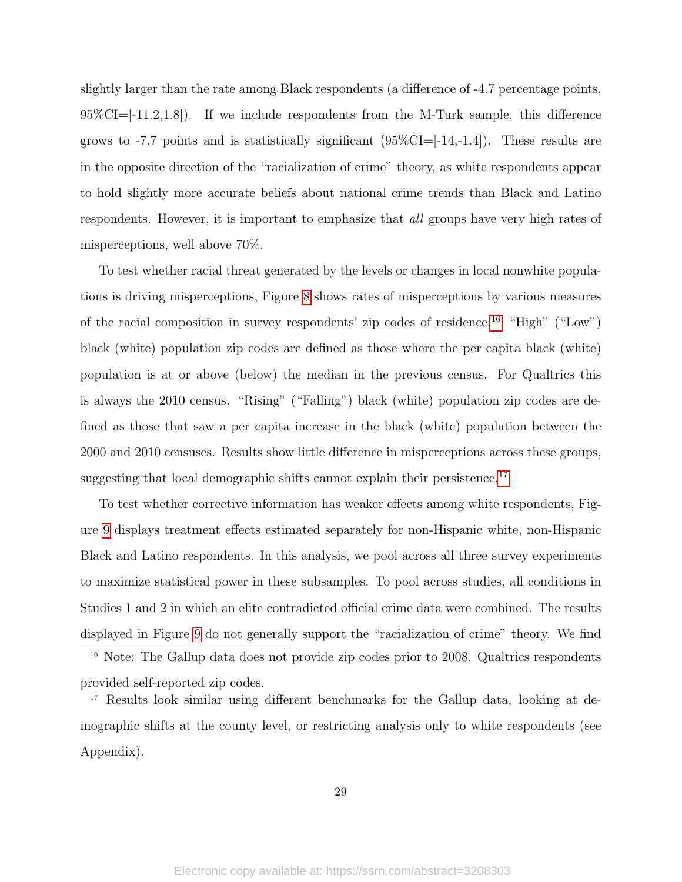slightly larger than the rate among Black respondents (a difference of -4.7 percentage points, 95%CI=[-11.2,1.8]). If we include respondents from the M-Turk sample, this difference grows to -7.7 points and is statistically significant (95%CI=[-14,-1.4]). These results are in the opposite direction of the "racialization of crime" theory, as white respondents appear to hold slightly more accurate beliefs about national crime trends than Black and Latino respondents. However, it is important to emphasize that *all* groups have very high rates of misperceptions, well above 70%.

To test whether racial threat generated by the levels or changes in local nonwhite populations is driving misperceptions, Figure 8 shows rates of misperceptions by various measures of the racial composition in survey respondents' zip codes of residence.[16] "High" ("Low") black (white) population zip codes are defined as those where the per capita black (white) population is at or above (below) the median in the previous census. For Qualtrics this is always the 2010 census. "Rising" ("Falling") black (white) population zip codes are defined as those that saw a per capita increase in the black (white) population between the 2000 and 2010 censuses. Results show little difference in misperceptions across these groups, suggesting that local demographic shifts cannot explain their persistence.[17]

To test whether corrective information has weaker effects among white respondents, Figure 9 displays treatment effects estimated separately for non-Hispanic white, non-Hispanic Black and Latino respondents. In this analysis, we pool across all three survey experiments to maximize statistical power in these subsamples. To pool across studies, all conditions in Studies 1 and 2 in which an elite contradicted official crime data were combined. The results displayed in Figure 9 do not generally support the "racialization of crime" theory. We find

[16] Note: The Gallup data does not provide zip codes prior to 2008. Qualtrics respondents provided self-reported zip codes.

[17] Results look similar using different benchmarks for the Gallup data, looking at demographic shifts at the county level, or restricting analysis only to white respondents (see Appendix).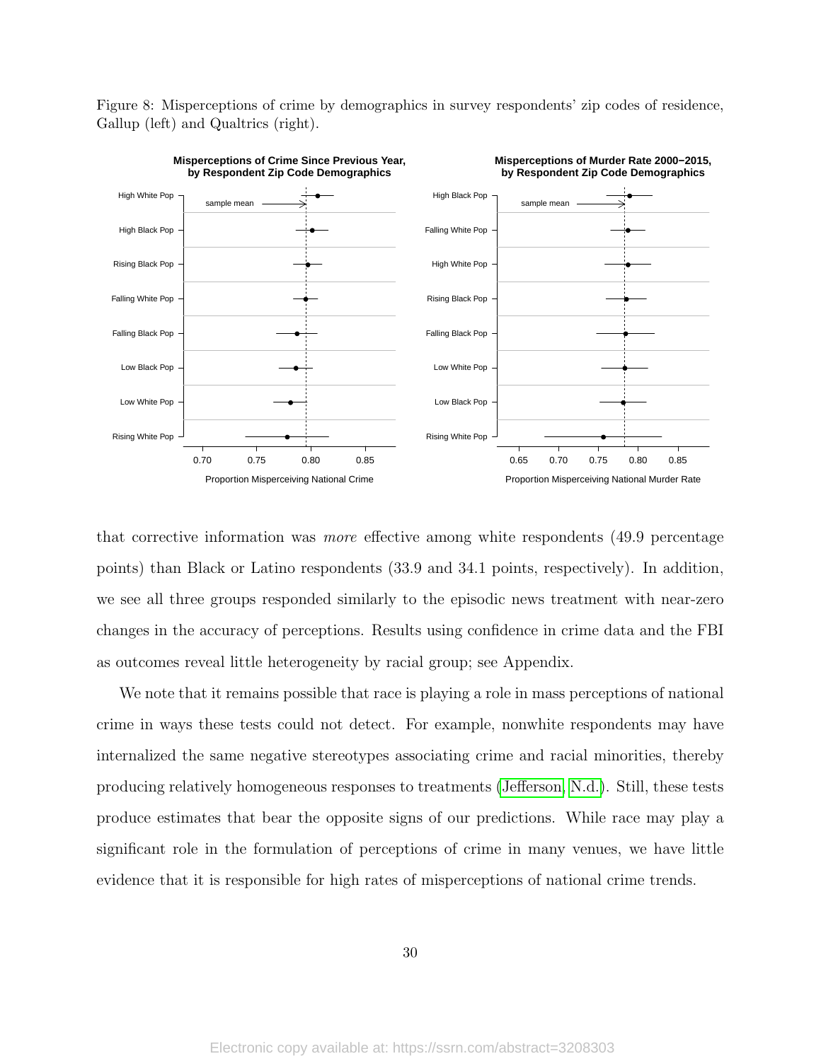Figure 8: Misperceptions of crime by demographics in survey respondents' zip codes of residence, Gallup (left) and Qualtrics (right).

that corrective information was *more* effective among white respondents (49.9 percentage points) than Black or Latino respondents (33.9 and 34.1 points, respectively). In addition, we see all three groups responded similarly to the episodic news treatment with near-zero changes in the accuracy of perceptions. Results using confidence in crime data and the FBI as outcomes reveal little heterogeneity by racial group; see Appendix.

We note that it remains possible that race is playing a role in mass perceptions of national crime in ways these tests could not detect. For example, nonwhite respondents may have internalized the same negative stereotypes associating crime and racial minorities, thereby producing relatively homogeneous responses to treatments (Jefferson, N.d.). Still, these tests produce estimates that bear the opposite signs of our predictions. While race may play a significant role in the formulation of perceptions of crime in many venues, we have little evidence that it is responsible for high rates of misperceptions of national crime trends.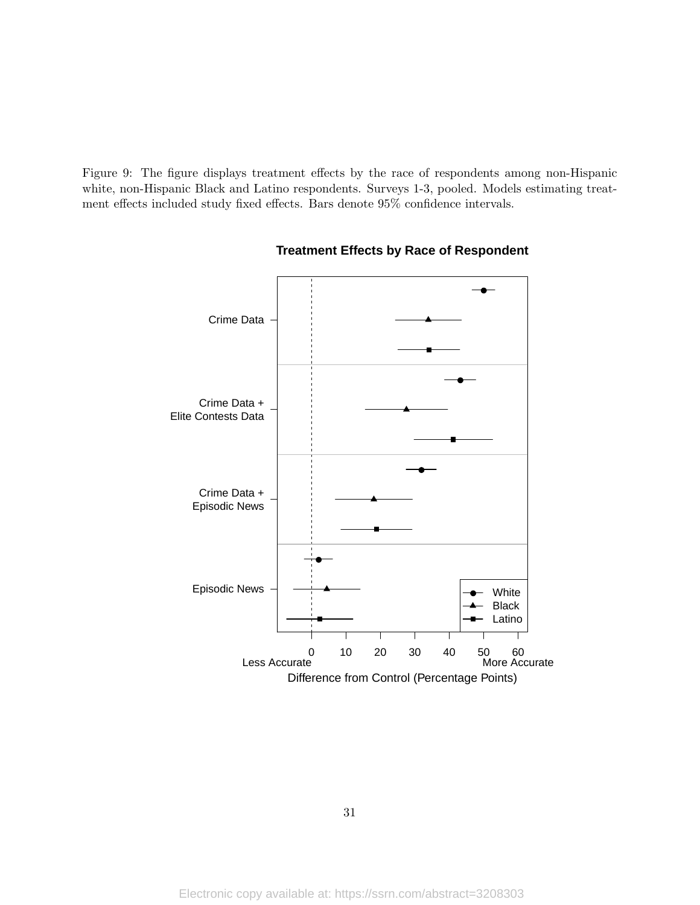Figure 9: The figure displays treatment effects by the race of respondents among non-Hispanic white, non-Hispanic Black and Latino respondents. Surveys 1-3, pooled. Models estimating treatment effects included study fixed effects. Bars denote 95% confidence intervals.

**Treatment Effects by Race of Respondent**

Crime Data

Crime Data + Elite Contests Data

Crime Data + Episodic News

Episodic News

White

Black

Latino

0 10 20 30 40 50 60

Less Accurate More Accurate

Difference from Control (Percentage Points)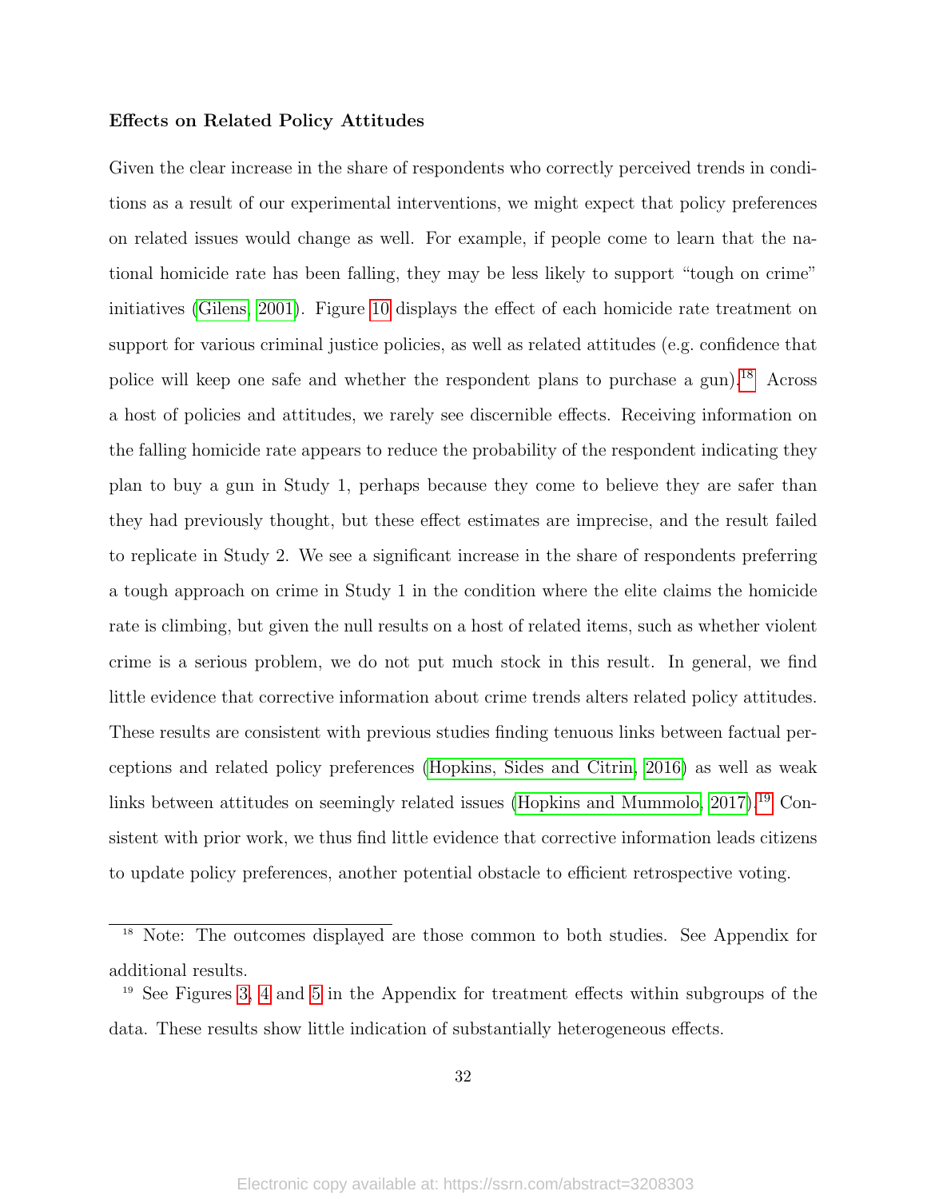**Effects on Related Policy Attitudes**

Given the clear increase in the share of respondents who correctly perceived trends in conditions as a result of our experimental interventions, we might expect that policy preferences on related issues would change as well. For example, if people come to learn that the national homicide rate has been falling, they may be less likely to support "tough on crime" initiatives (Gilens, 2001). Figure 10 displays the effect of each homicide rate treatment on support for various criminal justice policies, as well as related attitudes (e.g. confidence that police will keep one safe and whether the respondent plans to purchase a gun).[18] Across a host of policies and attitudes, we rarely see discernible effects. Receiving information on the falling homicide rate appears to reduce the probability of the respondent indicating they plan to buy a gun in Study 1, perhaps because they come to believe they are safer than they had previously thought, but these effect estimates are imprecise, and the result failed to replicate in Study 2. We see a significant increase in the share of respondents preferring a tough approach on crime in Study 1 in the condition where the elite claims the homicide rate is climbing, but given the null results on a host of related items, such as whether violent crime is a serious problem, we do not put much stock in this result. In general, we find little evidence that corrective information about crime trends alters related policy attitudes. These results are consistent with previous studies finding tenuous links between factual perceptions and related policy preferences (Hopkins, Sides and Citrin, 2016) as well as weak links between attitudes on seemingly related issues (Hopkins and Mummolo, 2017).[19] Consistent with prior work, we thus find little evidence that corrective information leads citizens to update policy preferences, another potential obstacle to efficient retrospective voting.

---

[18] Note: The outcomes displayed are those common to both studies. See Appendix for additional results.

[19] See Figures 3, 4 and 5 in the Appendix for treatment effects within subgroups of the data. These results show little indication of substantially heterogeneous effects.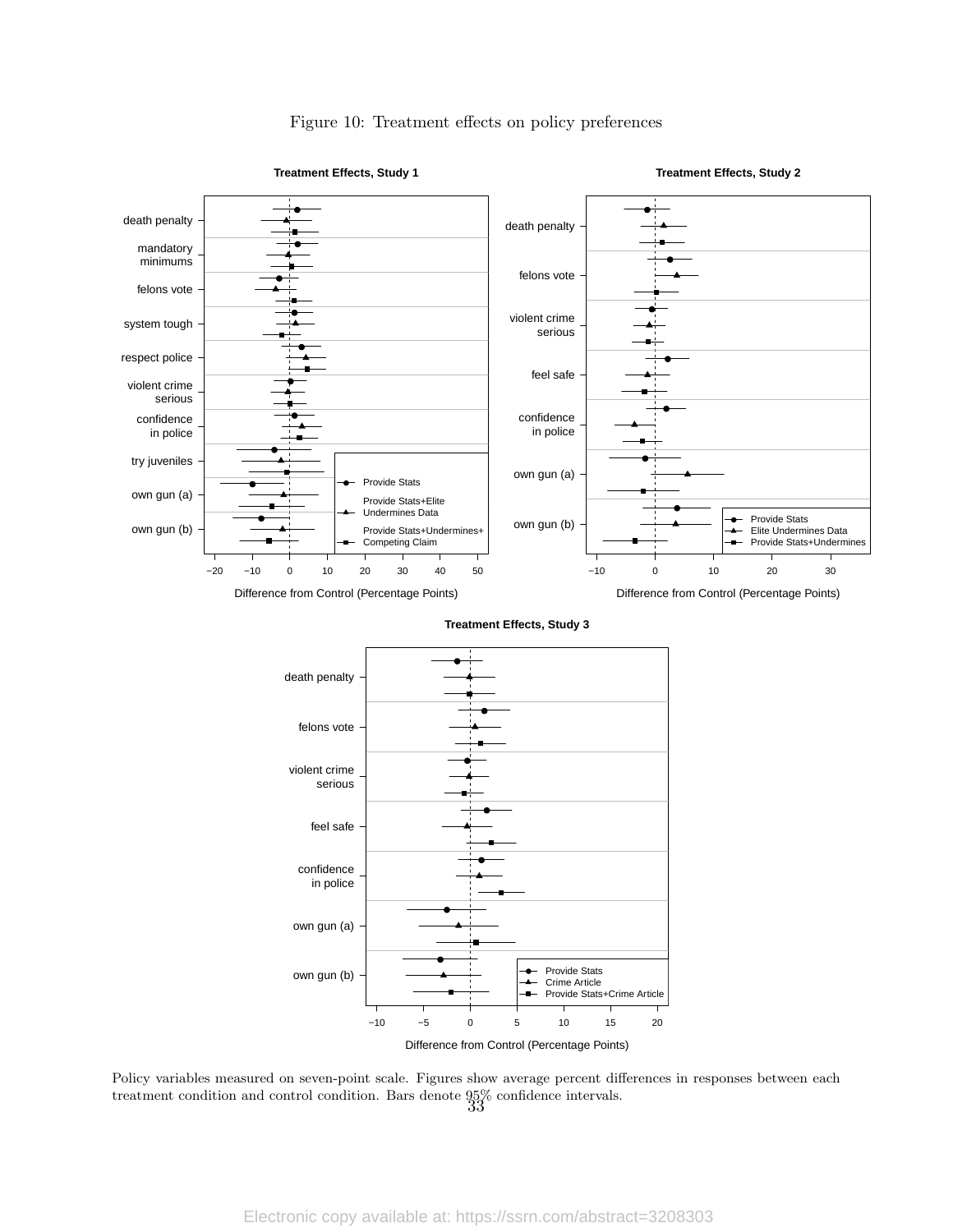Figure 10: Treatment effects on policy preferences

Policy variables measured on seven-point scale. Figures show average percent differences in responses between each treatment condition and control condition. Bars denote 95% confidence intervals.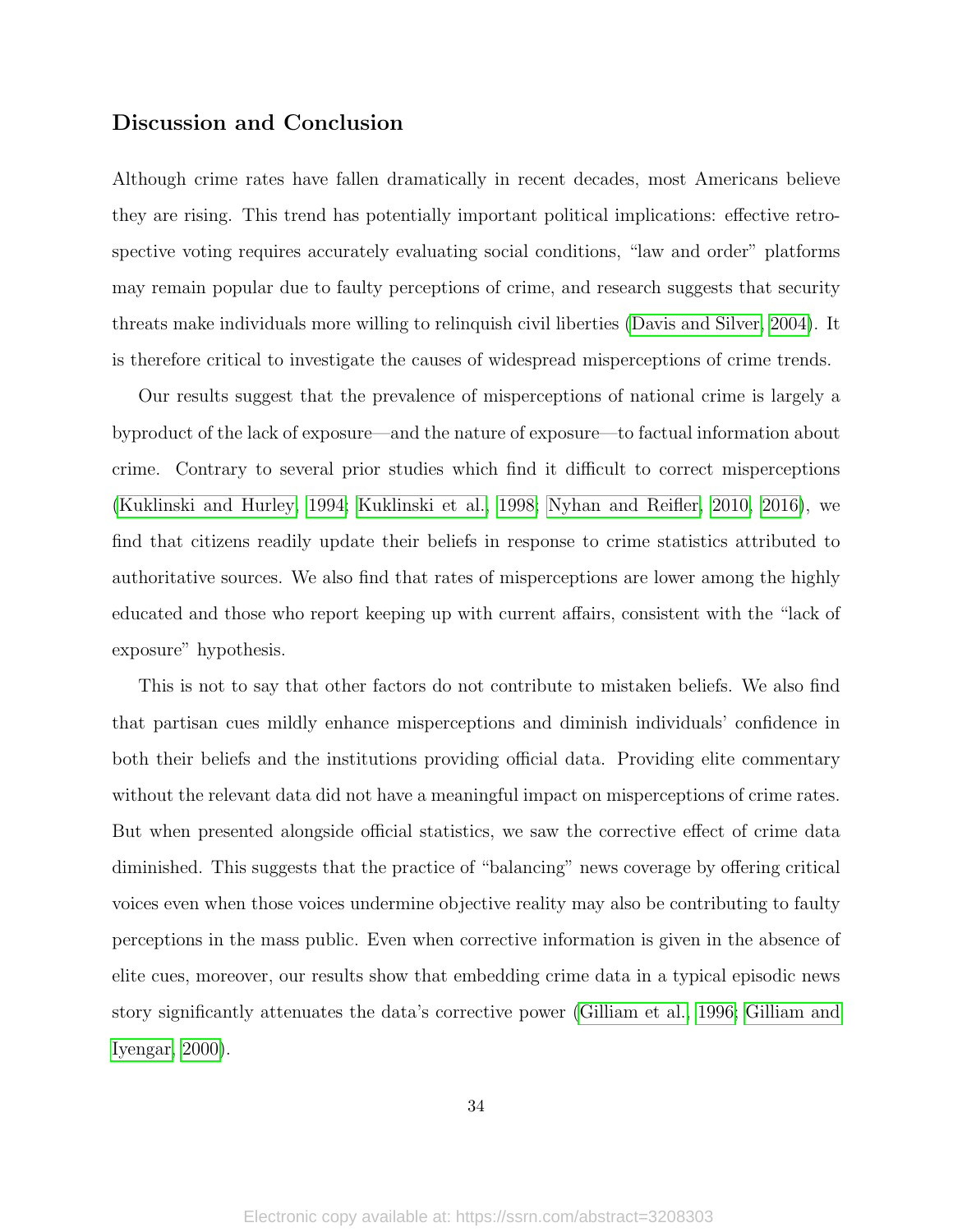## Discussion and Conclusion

Although crime rates have fallen dramatically in recent decades, most Americans believe they are rising. This trend has potentially important political implications: effective retrospective voting requires accurately evaluating social conditions, "law and order" platforms may remain popular due to faulty perceptions of crime, and research suggests that security threats make individuals more willing to relinquish civil liberties (Davis and Silver, 2004). It is therefore critical to investigate the causes of widespread misperceptions of crime trends.

Our results suggest that the prevalence of misperceptions of national crime is largely a byproduct of the lack of exposure—and the nature of exposure—to factual information about crime. Contrary to several prior studies which find it difficult to correct misperceptions (Kuklinski and Hurley, 1994; Kuklinski et al., 1998; Nyhan and Reifler, 2010, 2016), we find that citizens readily update their beliefs in response to crime statistics attributed to authoritative sources. We also find that rates of misperceptions are lower among the highly educated and those who report keeping up with current affairs, consistent with the "lack of exposure" hypothesis.

This is not to say that other factors do not contribute to mistaken beliefs. We also find that partisan cues mildly enhance misperceptions and diminish individuals' confidence in both their beliefs and the institutions providing official data. Providing elite commentary without the relevant data did not have a meaningful impact on misperceptions of crime rates. But when presented alongside official statistics, we saw the corrective effect of crime data diminished. This suggests that the practice of "balancing" news coverage by offering critical voices even when those voices undermine objective reality may also be contributing to faulty perceptions in the mass public. Even when corrective information is given in the absence of elite cues, moreover, our results show that embedding crime data in a typical episodic news story significantly attenuates the data's corrective power (Gilliam et al., 1996; Gilliam and Iyengar, 2000).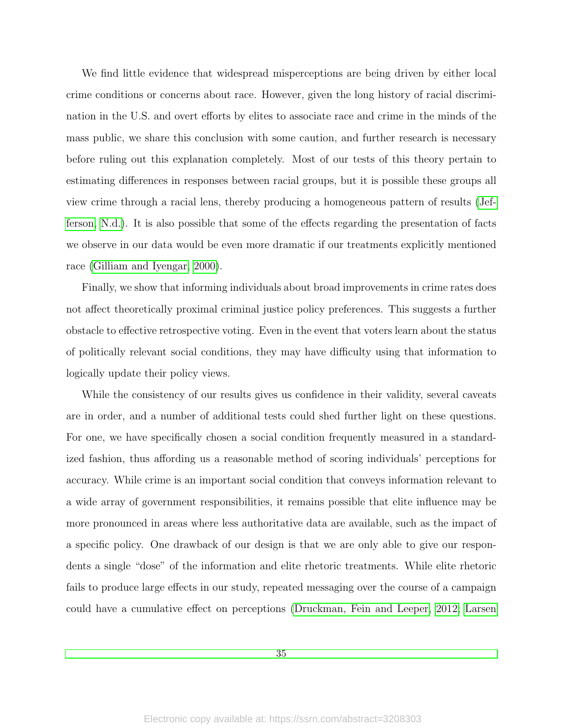We find little evidence that widespread misperceptions are being driven by either local crime conditions or concerns about race. However, given the long history of racial discrimination in the U.S. and overt efforts by elites to associate race and crime in the minds of the mass public, we share this conclusion with some caution, and further research is necessary before ruling out this explanation completely. Most of our tests of this theory pertain to estimating differences in responses between racial groups, but it is possible these groups all view crime through a racial lens, thereby producing a homogeneous pattern of results (Jefferson, N.d.). It is also possible that some of the effects regarding the presentation of facts we observe in our data would be even more dramatic if our treatments explicitly mentioned race (Gilliam and Iyengar, 2000).

Finally, we show that informing individuals about broad improvements in crime rates does not affect theoretically proximal criminal justice policy preferences. This suggests a further obstacle to effective retrospective voting. Even in the event that voters learn about the status of politically relevant social conditions, they may have difficulty using that information to logically update their policy views.

While the consistency of our results gives us confidence in their validity, several caveats are in order, and a number of additional tests could shed further light on these questions. For one, we have specifically chosen a social condition frequently measured in a standardized fashion, thus affording us a reasonable method of scoring individuals' perceptions for accuracy. While crime is an important social condition that conveys information relevant to a wide array of government responsibilities, it remains possible that elite influence may be more pronounced in areas where less authoritative data are available, such as the impact of a specific policy. One drawback of our design is that we are only able to give our respondents a single "dose" of the information and elite rhetoric treatments. While elite rhetoric fails to produce large effects in our study, repeated messaging over the course of a campaign could have a cumulative effect on perceptions (Druckman, Fein and Leeper, 2012; Larsen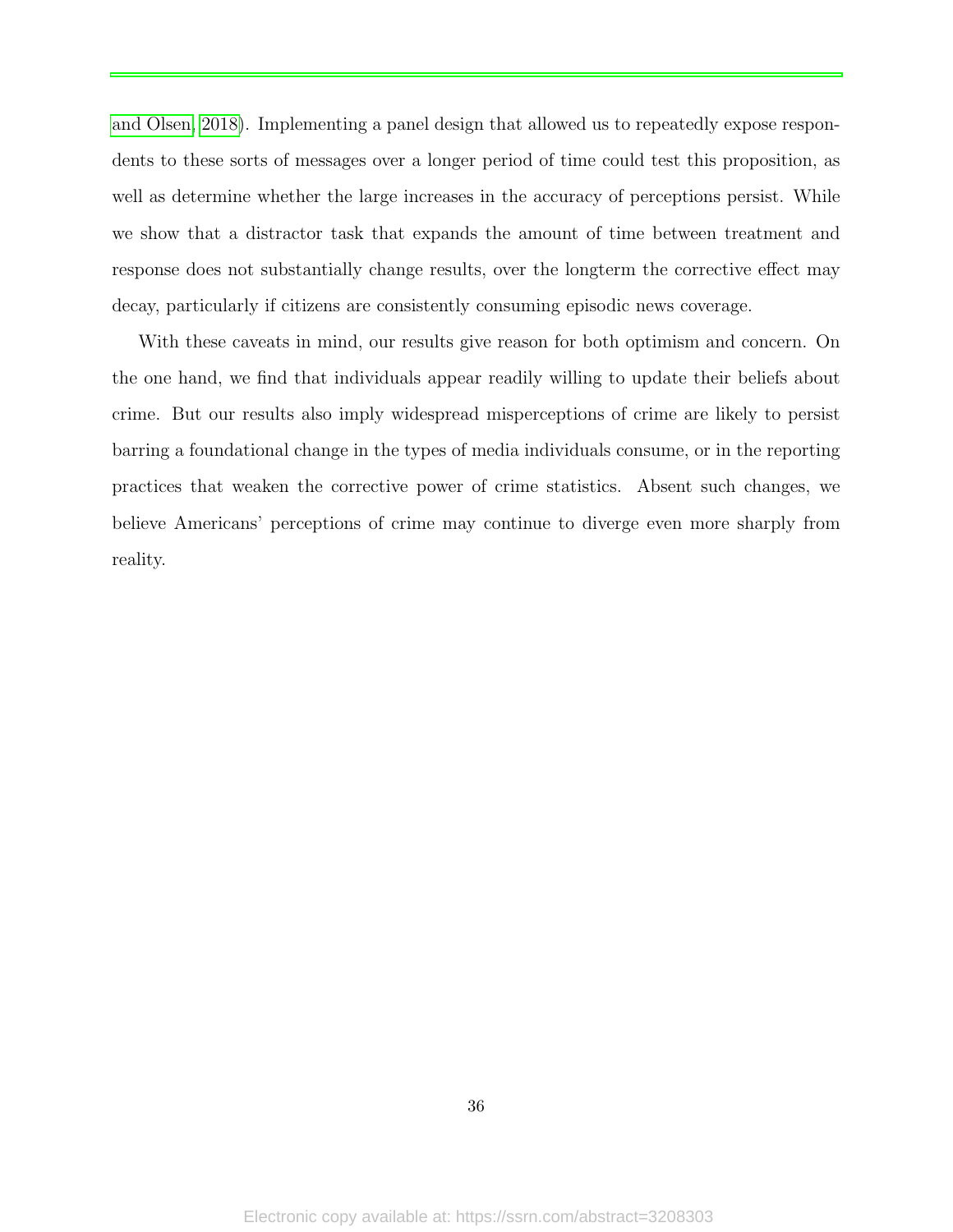and Olsen, 2018). Implementing a panel design that allowed us to repeatedly expose respondents to these sorts of messages over a longer period of time could test this proposition, as well as determine whether the large increases in the accuracy of perceptions persist. While we show that a distractor task that expands the amount of time between treatment and response does not substantially change results, over the longterm the corrective effect may decay, particularly if citizens are consistently consuming episodic news coverage.

With these caveats in mind, our results give reason for both optimism and concern. On the one hand, we find that individuals appear readily willing to update their beliefs about crime. But our results also imply widespread misperceptions of crime are likely to persist barring a foundational change in the types of media individuals consume, or in the reporting practices that weaken the corrective power of crime statistics. Absent such changes, we believe Americans' perceptions of crime may continue to diverge even more sharply from reality.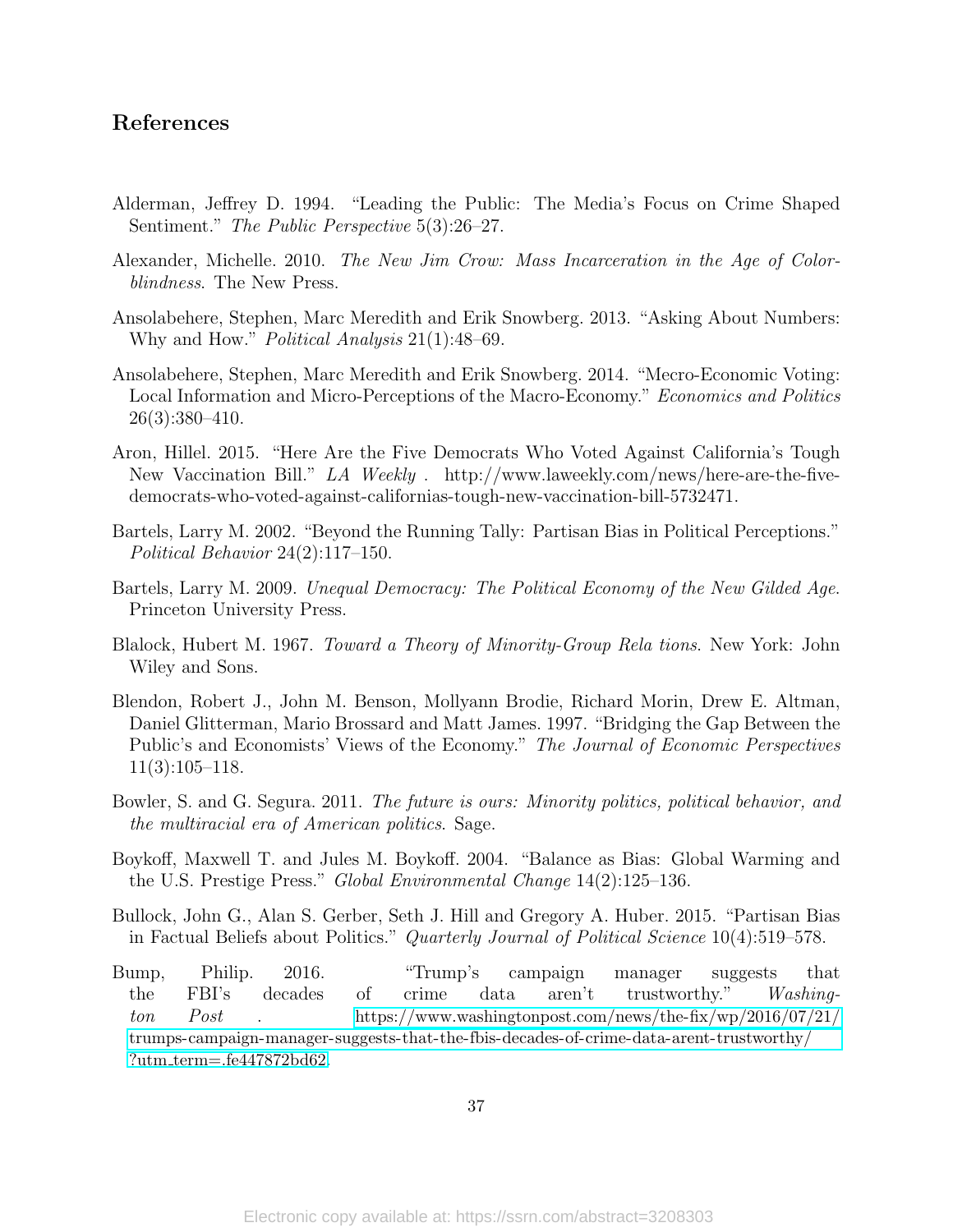## References

Alderman, Jeffrey D. 1994. "Leading the Public: The Media's Focus on Crime Shaped Sentiment." *The Public Perspective* 5(3):26–27.

Alexander, Michelle. 2010. *The New Jim Crow: Mass Incarceration in the Age of Colorblindness*. The New Press.

Ansolabehere, Stephen, Marc Meredith and Erik Snowberg. 2013. "Asking About Numbers: Why and How." *Political Analysis* 21(1):48–69.

Ansolabehere, Stephen, Marc Meredith and Erik Snowberg. 2014. "Mecro-Economic Voting: Local Information and Micro-Perceptions of the Macro-Economy." *Economics and Politics* 26(3):380–410.

Aron, Hillel. 2015. "Here Are the Five Democrats Who Voted Against California's Tough New Vaccination Bill." *LA Weekly* . http://www.laweekly.com/news/here-are-the-five-democrats-who-voted-against-californias-tough-new-vaccination-bill-5732471.

Bartels, Larry M. 2002. "Beyond the Running Tally: Partisan Bias in Political Perceptions." *Political Behavior* 24(2):117–150.

Bartels, Larry M. 2009. *Unequal Democracy: The Political Economy of the New Gilded Age*. Princeton University Press.

Blalock, Hubert M. 1967. *Toward a Theory of Minority-Group Rela tions*. New York: John Wiley and Sons.

Blendon, Robert J., John M. Benson, Mollyann Brodie, Richard Morin, Drew E. Altman, Daniel Glitterman, Mario Brossard and Matt James. 1997. "Bridging the Gap Between the Public's and Economists' Views of the Economy." *The Journal of Economic Perspectives* 11(3):105–118.

Bowler, S. and G. Segura. 2011. *The future is ours: Minority politics, political behavior, and the multiracial era of American politics*. Sage.

Boykoff, Maxwell T. and Jules M. Boykoff. 2004. "Balance as Bias: Global Warming and the U.S. Prestige Press." *Global Environmental Change* 14(2):125–136.

Bullock, John G., Alan S. Gerber, Seth J. Hill and Gregory A. Huber. 2015. "Partisan Bias in Factual Beliefs about Politics." *Quarterly Journal of Political Science* 10(4):519–578.

Bump, Philip. 2016. "Trump's campaign manager suggests that the FBI's decades of crime data aren't trustworthy." *Washington Post* . https://www.washingtonpost.com/news/the-fix/wp/2016/07/21/trumps-campaign-manager-suggests-that-the-fbis-decades-of-crime-data-arent-trustworthy/?utm_term=.fe447872bd62.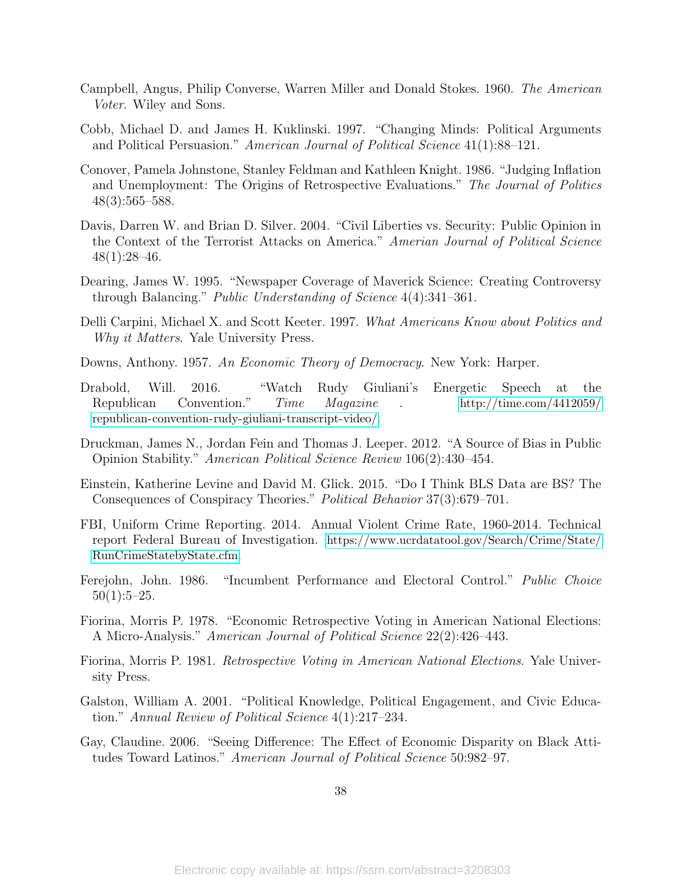Campbell, Angus, Philip Converse, Warren Miller and Donald Stokes. 1960. *The American Voter*. Wiley and Sons.

Cobb, Michael D. and James H. Kuklinski. 1997. "Changing Minds: Political Arguments and Political Persuasion." *American Journal of Political Science* 41(1):88–121.

Conover, Pamela Johnstone, Stanley Feldman and Kathleen Knight. 1986. "Judging Inflation and Unemployment: The Origins of Retrospective Evaluations." *The Journal of Politics* 48(3):565–588.

Davis, Darren W. and Brian D. Silver. 2004. "Civil Liberties vs. Security: Public Opinion in the Context of the Terrorist Attacks on America." *Amerian Journal of Political Science* 48(1):28–46.

Dearing, James W. 1995. "Newspaper Coverage of Maverick Science: Creating Controversy through Balancing." *Public Understanding of Science* 4(4):341–361.

Delli Carpini, Michael X. and Scott Keeter. 1997. *What Americans Know about Politics and Why it Matters*. Yale University Press.

Downs, Anthony. 1957. *An Economic Theory of Democracy*. New York: Harper.

Drabold, Will. 2016. "Watch Rudy Giuliani's Energetic Speech at the Republican Convention." *Time Magazine* . http://time.com/4412059/republican-convention-rudy-giuliani-transcript-video/.

Druckman, James N., Jordan Fein and Thomas J. Leeper. 2012. "A Source of Bias in Public Opinion Stability." *American Political Science Review* 106(2):430–454.

Einstein, Katherine Levine and David M. Glick. 2015. "Do I Think BLS Data are BS? The Consequences of Conspiracy Theories." *Political Behavior* 37(3):679–701.

FBI, Uniform Crime Reporting. 2014. Annual Violent Crime Rate, 1960-2014. Technical report Federal Bureau of Investigation. https://www.ucrdatatool.gov/Search/Crime/State/RunCrimeStatebyState.cfm.

Ferejohn, John. 1986. "Incumbent Performance and Electoral Control." *Public Choice* 50(1):5–25.

Fiorina, Morris P. 1978. "Economic Retrospective Voting in American National Elections: A Micro-Analysis." *American Journal of Political Science* 22(2):426–443.

Fiorina, Morris P. 1981. *Retrospective Voting in American National Elections*. Yale University Press.

Galston, William A. 2001. "Political Knowledge, Political Engagement, and Civic Education." *Annual Review of Political Science* 4(1):217–234.

Gay, Claudine. 2006. "Seeing Difference: The Effect of Economic Disparity on Black Attitudes Toward Latinos." *American Journal of Political Science* 50:982–97.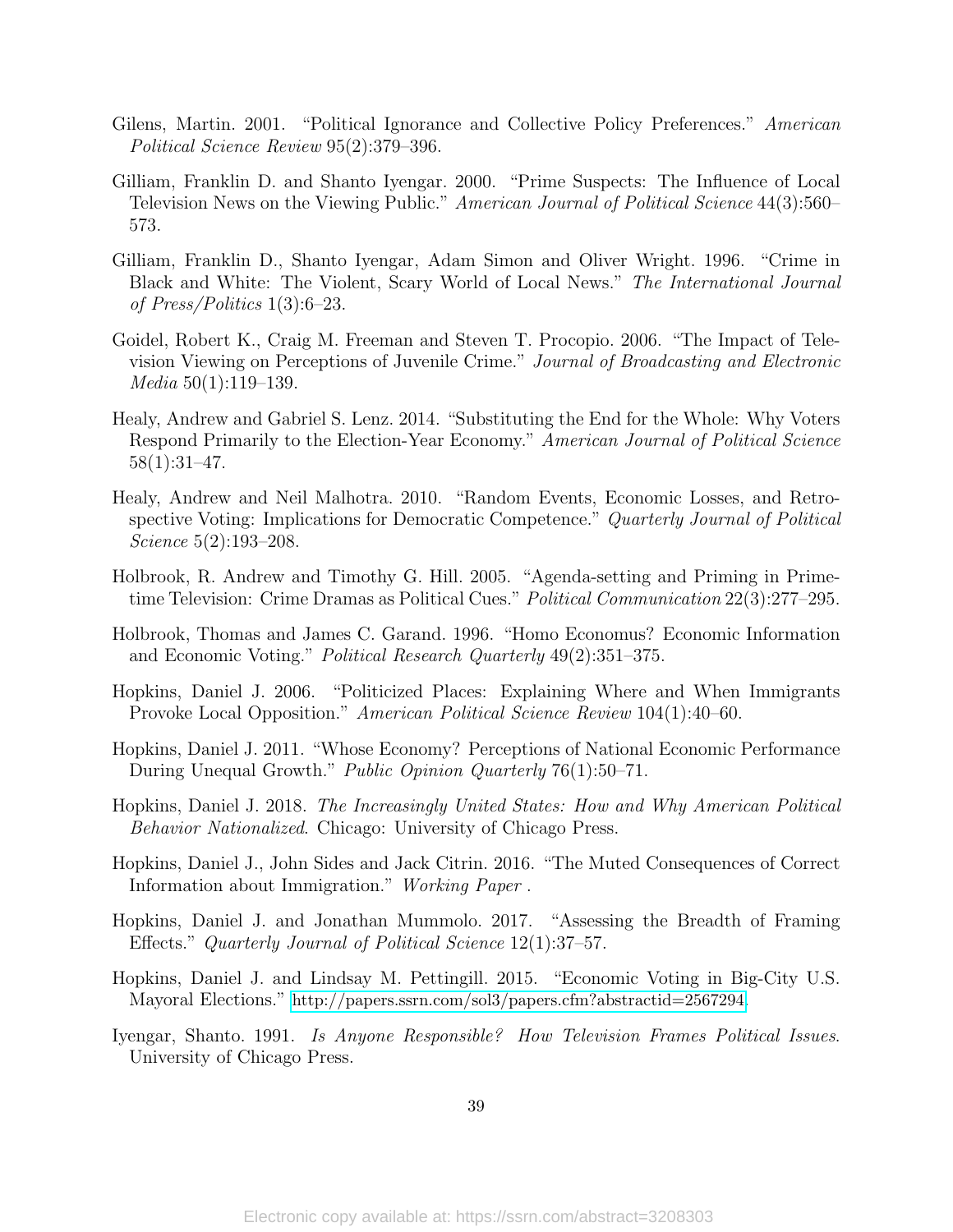Gilens, Martin. 2001. "Political Ignorance and Collective Policy Preferences." *American Political Science Review* 95(2):379–396.

Gilliam, Franklin D. and Shanto Iyengar. 2000. "Prime Suspects: The Influence of Local Television News on the Viewing Public." *American Journal of Political Science* 44(3):560–573.

Gilliam, Franklin D., Shanto Iyengar, Adam Simon and Oliver Wright. 1996. "Crime in Black and White: The Violent, Scary World of Local News." *The International Journal of Press/Politics* 1(3):6–23.

Goidel, Robert K., Craig M. Freeman and Steven T. Procopio. 2006. "The Impact of Television Viewing on Perceptions of Juvenile Crime." *Journal of Broadcasting and Electronic Media* 50(1):119–139.

Healy, Andrew and Gabriel S. Lenz. 2014. "Substituting the End for the Whole: Why Voters Respond Primarily to the Election-Year Economy." *American Journal of Political Science* 58(1):31–47.

Healy, Andrew and Neil Malhotra. 2010. "Random Events, Economic Losses, and Retrospective Voting: Implications for Democratic Competence." *Quarterly Journal of Political Science* 5(2):193–208.

Holbrook, R. Andrew and Timothy G. Hill. 2005. "Agenda-setting and Priming in Prime-time Television: Crime Dramas as Political Cues." *Political Communication* 22(3):277–295.

Holbrook, Thomas and James C. Garand. 1996. "Homo Economus? Economic Information and Economic Voting." *Political Research Quarterly* 49(2):351–375.

Hopkins, Daniel J. 2006. "Politicized Places: Explaining Where and When Immigrants Provoke Local Opposition." *American Political Science Review* 104(1):40–60.

Hopkins, Daniel J. 2011. "Whose Economy? Perceptions of National Economic Performance During Unequal Growth." *Public Opinion Quarterly* 76(1):50–71.

Hopkins, Daniel J. 2018. *The Increasingly United States: How and Why American Political Behavior Nationalized*. Chicago: University of Chicago Press.

Hopkins, Daniel J., John Sides and Jack Citrin. 2016. "The Muted Consequences of Correct Information about Immigration." *Working Paper* .

Hopkins, Daniel J. and Jonathan Mummolo. 2017. "Assessing the Breadth of Framing Effects." *Quarterly Journal of Political Science* 12(1):37–57.

Hopkins, Daniel J. and Lindsay M. Pettingill. 2015. "Economic Voting in Big-City U.S. Mayoral Elections." http://papers.ssrn.com/sol3/papers.cfm?abstractid=2567294.

Iyengar, Shanto. 1991. *Is Anyone Responsible? How Television Frames Political Issues*. University of Chicago Press.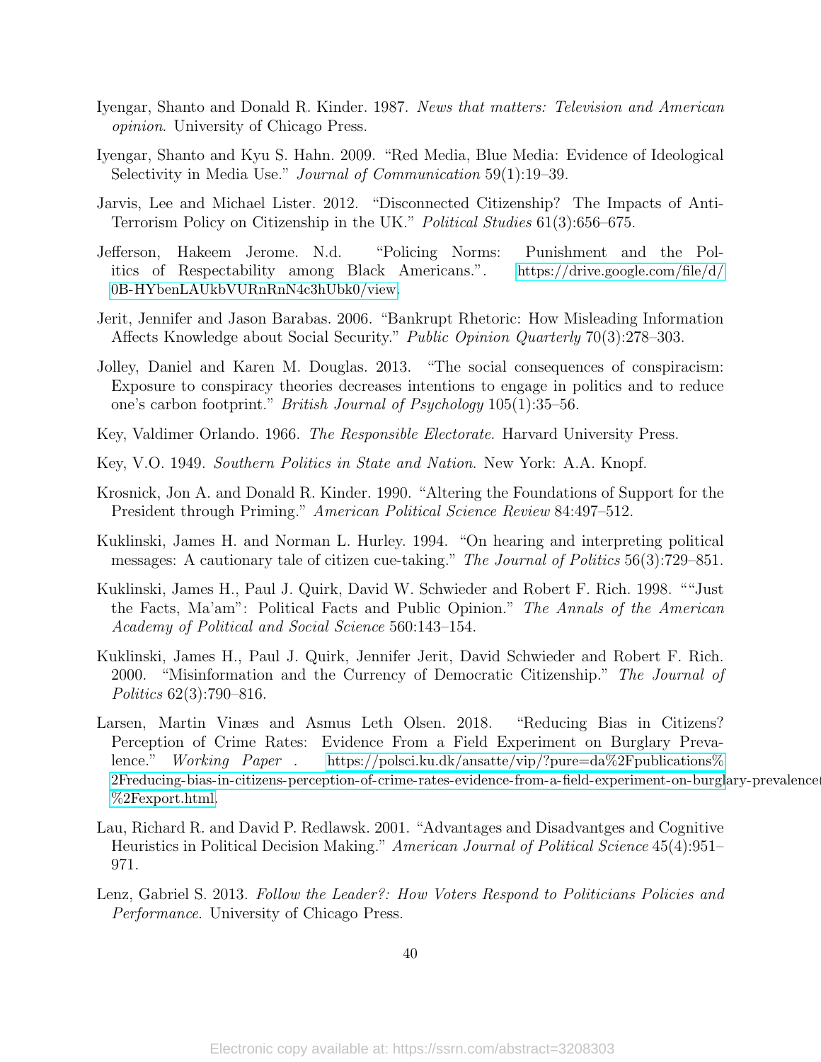Iyengar, Shanto and Donald R. Kinder. 1987. *News that matters: Television and American opinion*. University of Chicago Press.

Iyengar, Shanto and Kyu S. Hahn. 2009. "Red Media, Blue Media: Evidence of Ideological Selectivity in Media Use." *Journal of Communication* 59(1):19–39.

Jarvis, Lee and Michael Lister. 2012. "Disconnected Citizenship? The Impacts of Anti-Terrorism Policy on Citizenship in the UK." *Political Studies* 61(3):656–675.

Jefferson, Hakeem Jerome. N.d. "Policing Norms: Punishment and the Politics of Respectability among Black Americans.". https://drive.google.com/file/d/0B-HYbenLAUkbVURnRnN4c3hUbk0/view.

Jerit, Jennifer and Jason Barabas. 2006. "Bankrupt Rhetoric: How Misleading Information Affects Knowledge about Social Security." *Public Opinion Quarterly* 70(3):278–303.

Jolley, Daniel and Karen M. Douglas. 2013. "The social consequences of conspiracism: Exposure to conspiracy theories decreases intentions to engage in politics and to reduce one's carbon footprint." *British Journal of Psychology* 105(1):35–56.

Key, Valdimer Orlando. 1966. *The Responsible Electorate*. Harvard University Press.

Key, V.O. 1949. *Southern Politics in State and Nation*. New York: A.A. Knopf.

Krosnick, Jon A. and Donald R. Kinder. 1990. "Altering the Foundations of Support for the President through Priming." *American Political Science Review* 84:497–512.

Kuklinski, James H. and Norman L. Hurley. 1994. "On hearing and interpreting political messages: A cautionary tale of citizen cue-taking." *The Journal of Politics* 56(3):729–851.

Kuklinski, James H., Paul J. Quirk, David W. Schwieder and Robert F. Rich. 1998. ""Just the Facts, Ma'am": Political Facts and Public Opinion." *The Annals of the American Academy of Political and Social Science* 560:143–154.

Kuklinski, James H., Paul J. Quirk, Jennifer Jerit, David Schwieder and Robert F. Rich. 2000. "Misinformation and the Currency of Democratic Citizenship." *The Journal of Politics* 62(3):790–816.

Larsen, Martin Vinæs and Asmus Leth Olsen. 2018. "Reducing Bias in Citizens? Perception of Crime Rates: Evidence From a Field Experiment on Burglary Prevalence." *Working Paper* . https://polsci.ku.dk/ansatte/vip/?pure=da%2Fpublications%2Freducing-bias-in-citizens-perception-of-crime-rates-evidence-from-a-field-experiment-on-burglary-prevalence%2Fexport.html.

Lau, Richard R. and David P. Redlawsk. 2001. "Advantages and Disadvantges and Cognitive Heuristics in Political Decision Making." *American Journal of Political Science* 45(4):951–971.

Lenz, Gabriel S. 2013. *Follow the Leader?: How Voters Respond to Politicians Policies and Performance*. University of Chicago Press.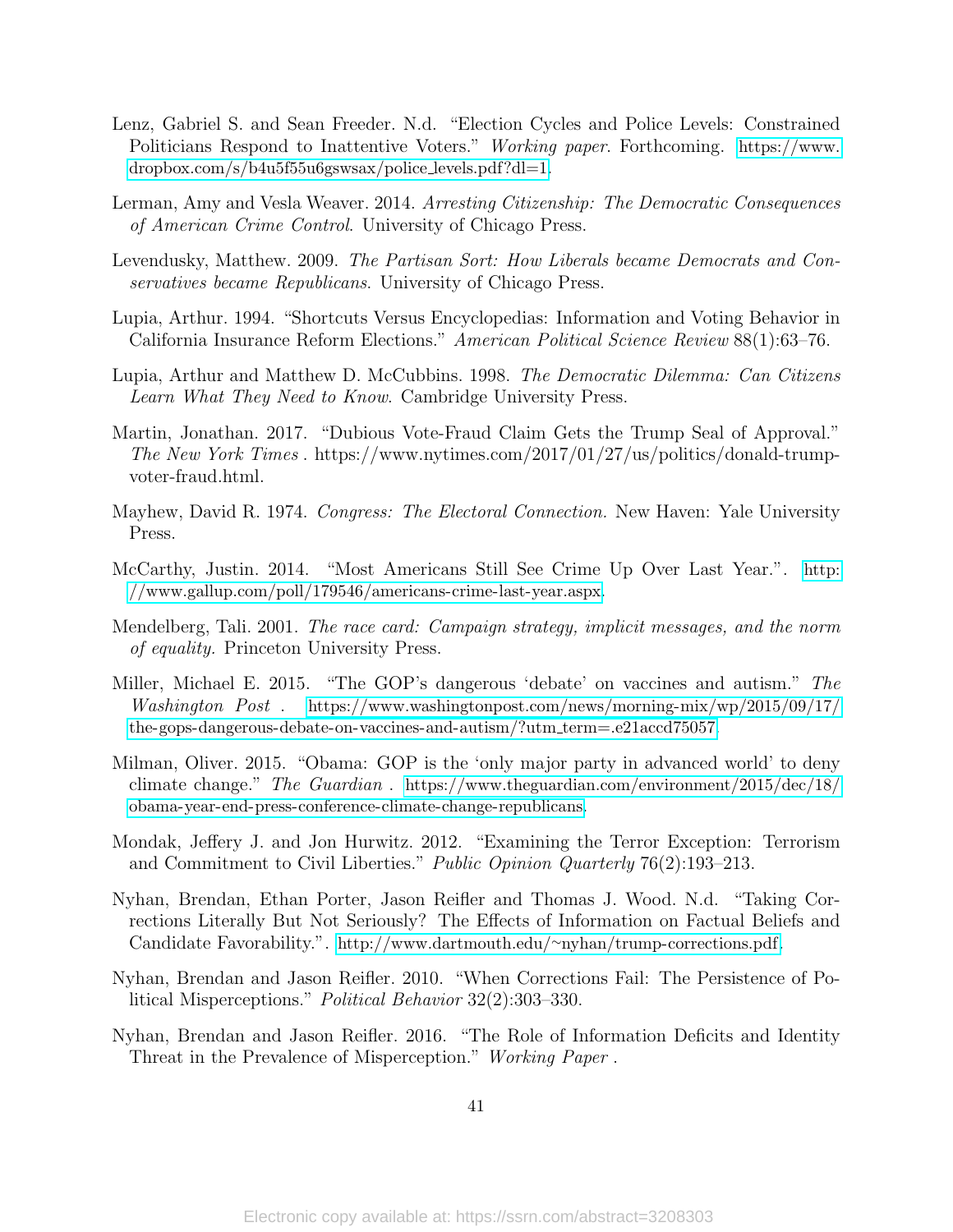Lenz, Gabriel S. and Sean Freeder. N.d. "Election Cycles and Police Levels: Constrained Politicians Respond to Inattentive Voters." *Working paper*. Forthcoming. https://www.dropbox.com/s/b4u5f55u6gswsax/police_levels.pdf?dl=1.

Lerman, Amy and Vesla Weaver. 2014. *Arresting Citizenship: The Democratic Consequences of American Crime Control*. University of Chicago Press.

Levendusky, Matthew. 2009. *The Partisan Sort: How Liberals became Democrats and Conservatives became Republicans*. University of Chicago Press.

Lupia, Arthur. 1994. "Shortcuts Versus Encyclopedias: Information and Voting Behavior in California Insurance Reform Elections." *American Political Science Review* 88(1):63–76.

Lupia, Arthur and Matthew D. McCubbins. 1998. *The Democratic Dilemma: Can Citizens Learn What They Need to Know*. Cambridge University Press.

Martin, Jonathan. 2017. "Dubious Vote-Fraud Claim Gets the Trump Seal of Approval." *The New York Times* . https://www.nytimes.com/2017/01/27/us/politics/donald-trump-voter-fraud.html.

Mayhew, David R. 1974. *Congress: The Electoral Connection.* New Haven: Yale University Press.

McCarthy, Justin. 2014. "Most Americans Still See Crime Up Over Last Year.". http://www.gallup.com/poll/179546/americans-crime-last-year.aspx.

Mendelberg, Tali. 2001. *The race card: Campaign strategy, implicit messages, and the norm of equality.* Princeton University Press.

Miller, Michael E. 2015. "The GOP's dangerous 'debate' on vaccines and autism." *The Washington Post* . https://www.washingtonpost.com/news/morning-mix/wp/2015/09/17/the-gops-dangerous-debate-on-vaccines-and-autism/?utm_term=.e21accd75057.

Milman, Oliver. 2015. "Obama: GOP is the 'only major party in advanced world' to deny climate change." *The Guardian* . https://www.theguardian.com/environment/2015/dec/18/obama-year-end-press-conference-climate-change-republicans.

Mondak, Jeffery J. and Jon Hurwitz. 2012. "Examining the Terror Exception: Terrorism and Commitment to Civil Liberties." *Public Opinion Quarterly* 76(2):193–213.

Nyhan, Brendan, Ethan Porter, Jason Reifler and Thomas J. Wood. N.d. "Taking Corrections Literally But Not Seriously? The Effects of Information on Factual Beliefs and Candidate Favorability.". http://www.dartmouth.edu/~nyhan/trump-corrections.pdf.

Nyhan, Brendan and Jason Reifler. 2010. "When Corrections Fail: The Persistence of Political Misperceptions." *Political Behavior* 32(2):303–330.

Nyhan, Brendan and Jason Reifler. 2016. "The Role of Information Deficits and Identity Threat in the Prevalence of Misperception." *Working Paper* .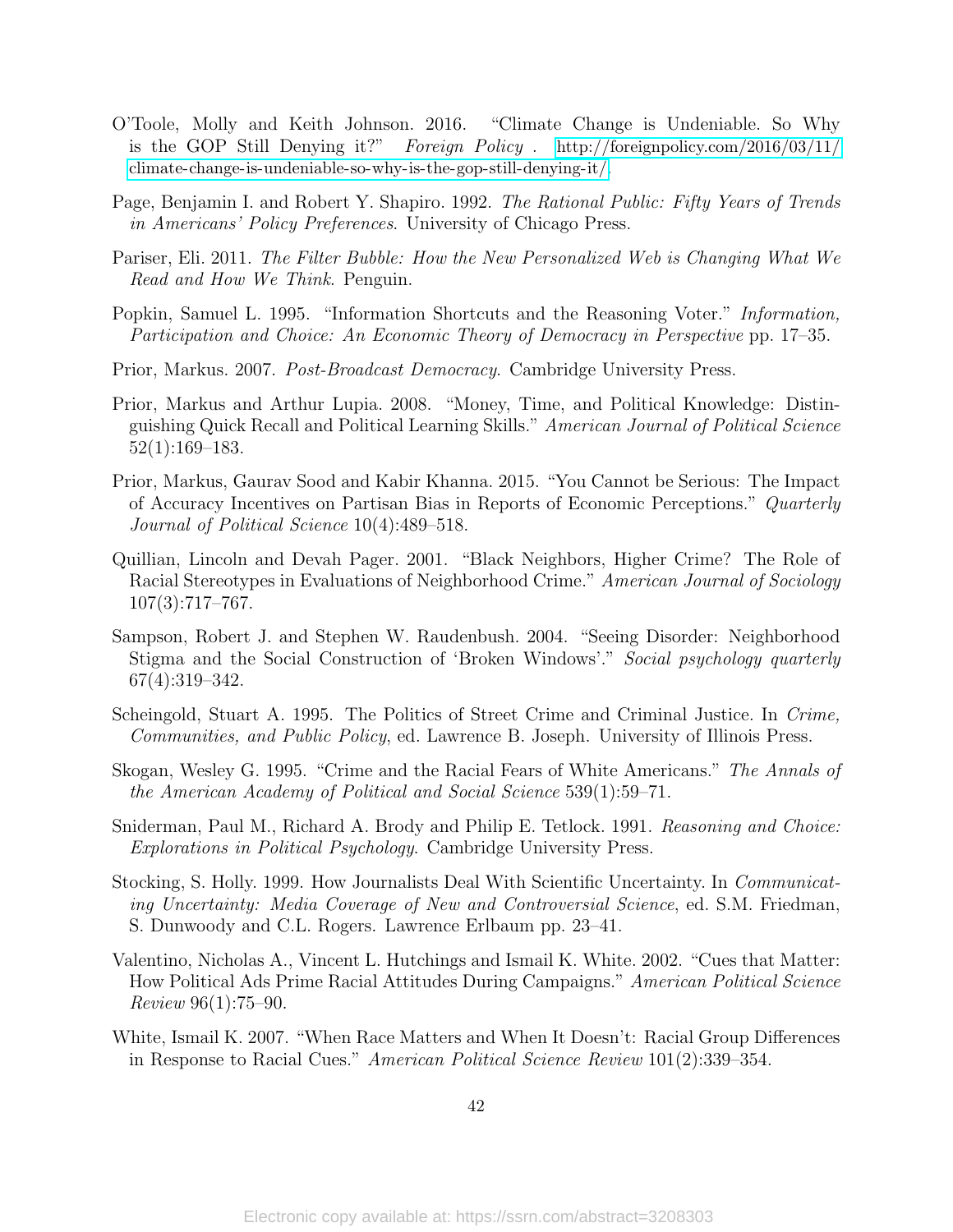O'Toole, Molly and Keith Johnson. 2016. "Climate Change is Undeniable. So Why is the GOP Still Denying it?" *Foreign Policy* . http://foreignpolicy.com/2016/03/11/climate-change-is-undeniable-so-why-is-the-gop-still-denying-it/.

Page, Benjamin I. and Robert Y. Shapiro. 1992. *The Rational Public: Fifty Years of Trends in Americans' Policy Preferences*. University of Chicago Press.

Pariser, Eli. 2011. *The Filter Bubble: How the New Personalized Web is Changing What We Read and How We Think*. Penguin.

Popkin, Samuel L. 1995. "Information Shortcuts and the Reasoning Voter." *Information, Participation and Choice: An Economic Theory of Democracy in Perspective* pp. 17–35.

Prior, Markus. 2007. *Post-Broadcast Democracy*. Cambridge University Press.

Prior, Markus and Arthur Lupia. 2008. "Money, Time, and Political Knowledge: Distinguishing Quick Recall and Political Learning Skills." *American Journal of Political Science* 52(1):169–183.

Prior, Markus, Gaurav Sood and Kabir Khanna. 2015. "You Cannot be Serious: The Impact of Accuracy Incentives on Partisan Bias in Reports of Economic Perceptions." *Quarterly Journal of Political Science* 10(4):489–518.

Quillian, Lincoln and Devah Pager. 2001. "Black Neighbors, Higher Crime? The Role of Racial Stereotypes in Evaluations of Neighborhood Crime." *American Journal of Sociology* 107(3):717–767.

Sampson, Robert J. and Stephen W. Raudenbush. 2004. "Seeing Disorder: Neighborhood Stigma and the Social Construction of 'Broken Windows'." *Social psychology quarterly* 67(4):319–342.

Scheingold, Stuart A. 1995. The Politics of Street Crime and Criminal Justice. In *Crime, Communities, and Public Policy*, ed. Lawrence B. Joseph. University of Illinois Press.

Skogan, Wesley G. 1995. "Crime and the Racial Fears of White Americans." *The Annals of the American Academy of Political and Social Science* 539(1):59–71.

Sniderman, Paul M., Richard A. Brody and Philip E. Tetlock. 1991. *Reasoning and Choice: Explorations in Political Psychology*. Cambridge University Press.

Stocking, S. Holly. 1999. How Journalists Deal With Scientific Uncertainty. In *Communicating Uncertainty: Media Coverage of New and Controversial Science*, ed. S.M. Friedman, S. Dunwoody and C.L. Rogers. Lawrence Erlbaum pp. 23–41.

Valentino, Nicholas A., Vincent L. Hutchings and Ismail K. White. 2002. "Cues that Matter: How Political Ads Prime Racial Attitudes During Campaigns." *American Political Science Review* 96(1):75–90.

White, Ismail K. 2007. "When Race Matters and When It Doesn't: Racial Group Differences in Response to Racial Cues." *American Political Science Review* 101(2):339–354.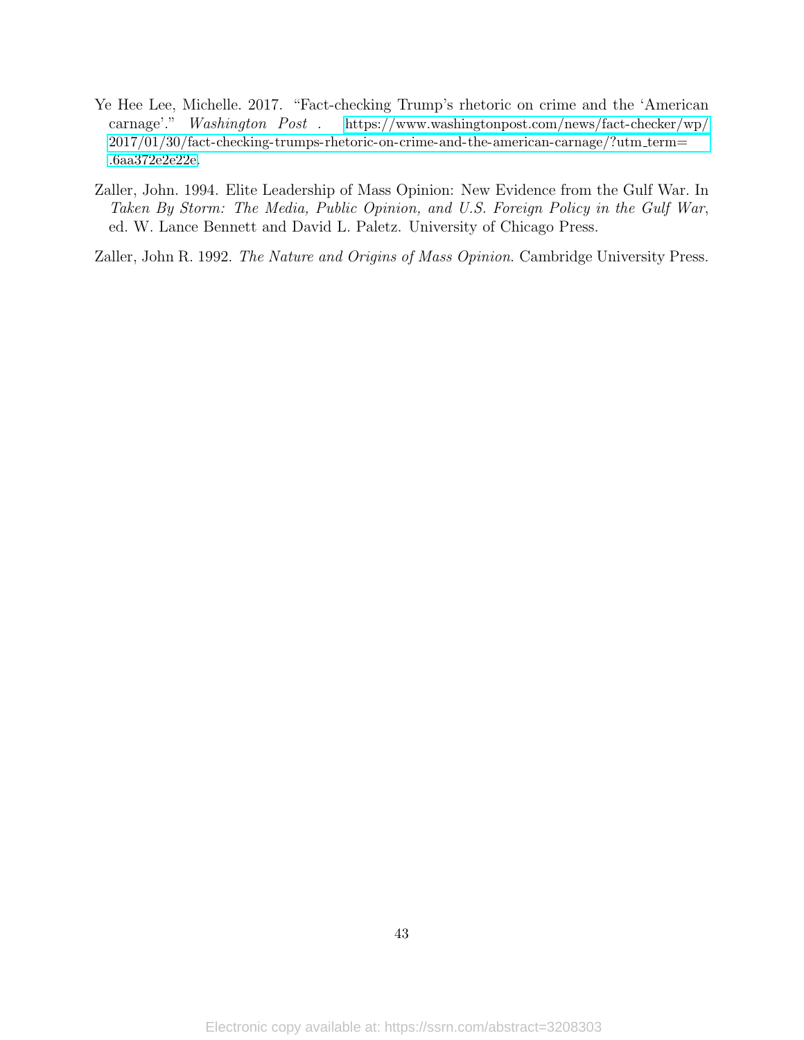Ye Hee Lee, Michelle. 2017. "Fact-checking Trump's rhetoric on crime and the 'American carnage'." *Washington Post* . https://www.washingtonpost.com/news/fact-checker/wp/2017/01/30/fact-checking-trumps-rhetoric-on-crime-and-the-american-carnage/?utm_term=.6aa372e2e22e.

Zaller, John. 1994. Elite Leadership of Mass Opinion: New Evidence from the Gulf War. In *Taken By Storm: The Media, Public Opinion, and U.S. Foreign Policy in the Gulf War*, ed. W. Lance Bennett and David L. Paletz. University of Chicago Press.

Zaller, John R. 1992. *The Nature and Origins of Mass Opinion.* Cambridge University Press.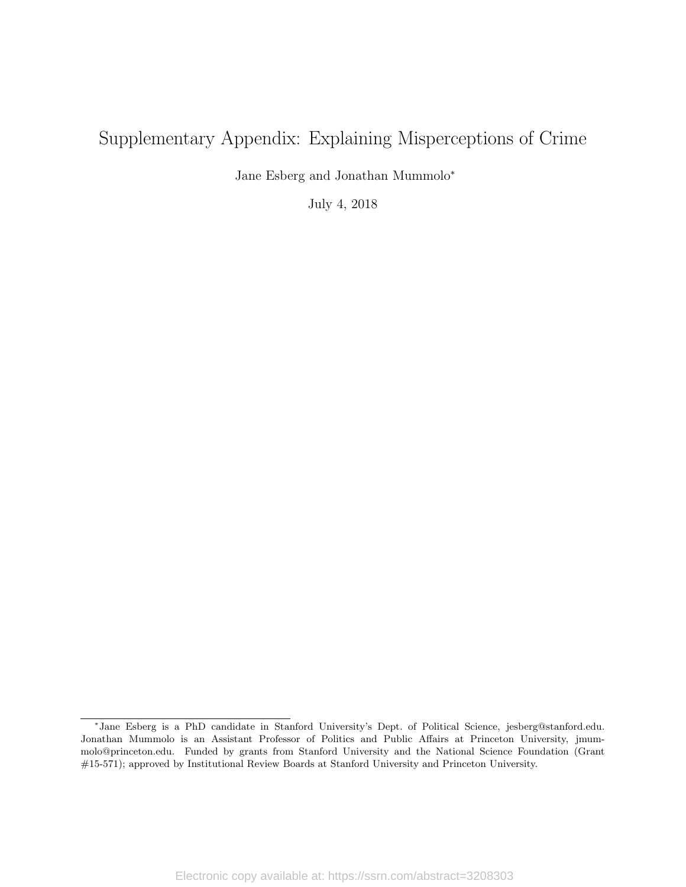# Supplementary Appendix: Explaining Misperceptions of Crime

Jane Esberg and Jonathan Mummolo*

July 4, 2018

*Jane Esberg is a PhD candidate in Stanford University's Dept. of Political Science, jesberg@stanford.edu. Jonathan Mummolo is an Assistant Professor of Politics and Public Affairs at Princeton University, jmummolo@princeton.edu. Funded by grants from Stanford University and the National Science Foundation (Grant #15-571); approved by Institutional Review Boards at Stanford University and Princeton University.

Electronic copy available at: https://ssrn.com/abstract=3208303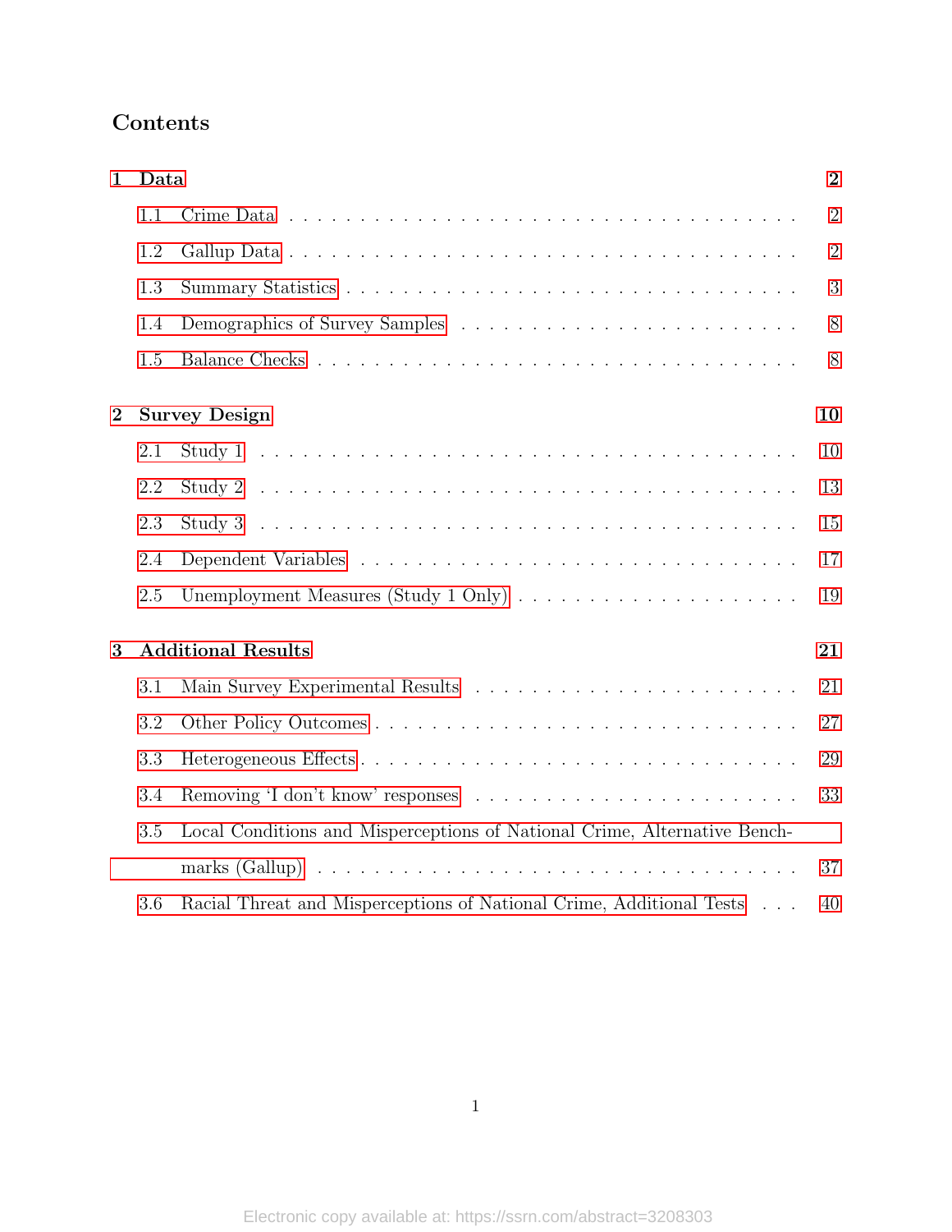# Contents

**1 Data** **2**

- 1.1 Crime Data . . . . . . . . . . . . . . . . . . . . . . . . . . . . . . . . . . 2
- 1.2 Gallup Data . . . . . . . . . . . . . . . . . . . . . . . . . . . . . . . . . . 2
- 1.3 Summary Statistics . . . . . . . . . . . . . . . . . . . . . . . . . . . . . . 3
- 1.4 Demographics of Survey Samples . . . . . . . . . . . . . . . . . . . . . . . 8
- 1.5 Balance Checks . . . . . . . . . . . . . . . . . . . . . . . . . . . . . . . . 8

**2 Survey Design** **10**

- 2.1 Study 1 . . . . . . . . . . . . . . . . . . . . . . . . . . . . . . . . . . . . 10
- 2.2 Study 2 . . . . . . . . . . . . . . . . . . . . . . . . . . . . . . . . . . . . 13
- 2.3 Study 3 . . . . . . . . . . . . . . . . . . . . . . . . . . . . . . . . . . . . 15
- 2.4 Dependent Variables . . . . . . . . . . . . . . . . . . . . . . . . . . . . . 17
- 2.5 Unemployment Measures (Study 1 Only) . . . . . . . . . . . . . . . . . . . 19

**3 Additional Results** **21**

- 3.1 Main Survey Experimental Results . . . . . . . . . . . . . . . . . . . . . . 21
- 3.2 Other Policy Outcomes . . . . . . . . . . . . . . . . . . . . . . . . . . . . 27
- 3.3 Heterogeneous Effects . . . . . . . . . . . . . . . . . . . . . . . . . . . . . 29
- 3.4 Removing 'I don't know' responses . . . . . . . . . . . . . . . . . . . . . . 33
- 3.5 Local Conditions and Misperceptions of National Crime, Alternative Benchmarks (Gallup) . . . . . . . . . . . . . . . . . . . . . . . . . . . . . . . . . . 37
- 3.6 Racial Threat and Misperceptions of National Crime, Additional Tests . . . 40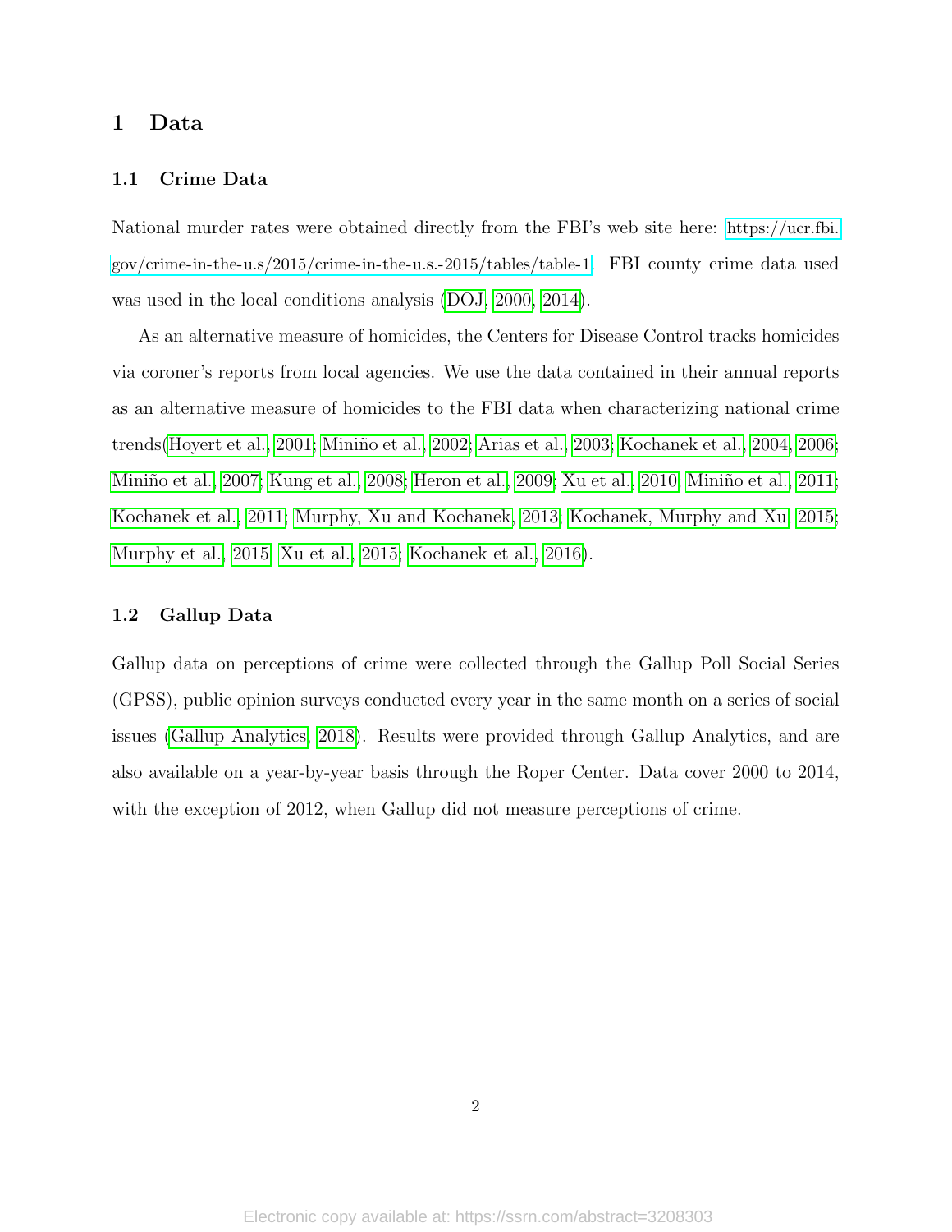# 1 Data

## 1.1 Crime Data

National murder rates were obtained directly from the FBI's web site here: https://ucr.fbi.gov/crime-in-the-u.s/2015/crime-in-the-u.s.-2015/tables/table-1. FBI county crime data used was used in the local conditions analysis (DOJ, 2000, 2014).

As an alternative measure of homicides, the Centers for Disease Control tracks homicides via coroner's reports from local agencies. We use the data contained in their annual reports as an alternative measure of homicides to the FBI data when characterizing national crime trends(Hoyert et al., 2001; Miniño et al., 2002; Arias et al., 2003; Kochanek et al., 2004, 2006; Miniño et al., 2007; Kung et al., 2008; Heron et al., 2009; Xu et al., 2010; Miniño et al., 2011; Kochanek et al., 2011; Murphy, Xu and Kochanek, 2013; Kochanek, Murphy and Xu, 2015; Murphy et al., 2015; Xu et al., 2015; Kochanek et al., 2016).

## 1.2 Gallup Data

Gallup data on perceptions of crime were collected through the Gallup Poll Social Series (GPSS), public opinion surveys conducted every year in the same month on a series of social issues (Gallup Analytics, 2018). Results were provided through Gallup Analytics, and are also available on a year-by-year basis through the Roper Center. Data cover 2000 to 2014, with the exception of 2012, when Gallup did not measure perceptions of crime.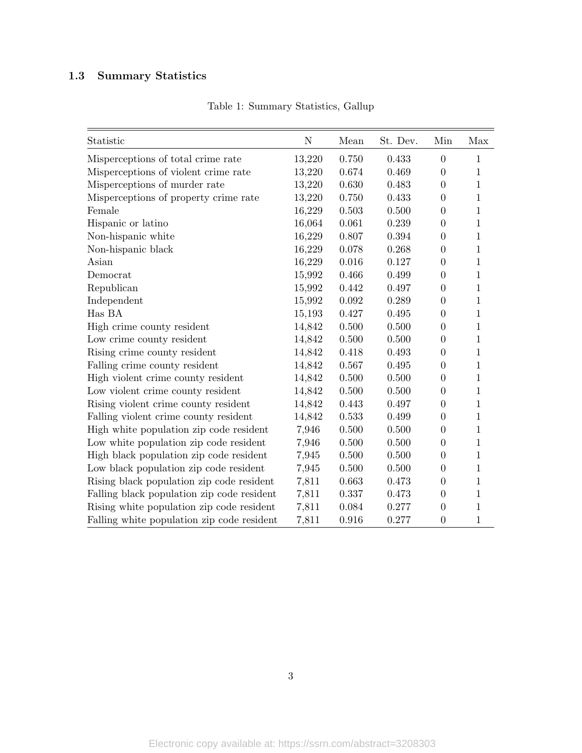### 1.3 Summary Statistics

Table 1: Summary Statistics, Gallup

| Statistic | N | Mean | St. Dev. | Min | Max |
|---|---|---|---|---|---|
| Misperceptions of total crime rate | 13,220 | 0.750 | 0.433 | 0 | 1 |
| Misperceptions of violent crime rate | 13,220 | 0.674 | 0.469 | 0 | 1 |
| Misperceptions of murder rate | 13,220 | 0.630 | 0.483 | 0 | 1 |
| Misperceptions of property crime rate | 13,220 | 0.750 | 0.433 | 0 | 1 |
| Female | 16,229 | 0.503 | 0.500 | 0 | 1 |
| Hispanic or latino | 16,064 | 0.061 | 0.239 | 0 | 1 |
| Non-hispanic white | 16,229 | 0.807 | 0.394 | 0 | 1 |
| Non-hispanic black | 16,229 | 0.078 | 0.268 | 0 | 1 |
| Asian | 16,229 | 0.016 | 0.127 | 0 | 1 |
| Democrat | 15,992 | 0.466 | 0.499 | 0 | 1 |
| Republican | 15,992 | 0.442 | 0.497 | 0 | 1 |
| Independent | 15,992 | 0.092 | 0.289 | 0 | 1 |
| Has BA | 15,193 | 0.427 | 0.495 | 0 | 1 |
| High crime county resident | 14,842 | 0.500 | 0.500 | 0 | 1 |
| Low crime county resident | 14,842 | 0.500 | 0.500 | 0 | 1 |
| Rising crime county resident | 14,842 | 0.418 | 0.493 | 0 | 1 |
| Falling crime county resident | 14,842 | 0.567 | 0.495 | 0 | 1 |
| High violent crime county resident | 14,842 | 0.500 | 0.500 | 0 | 1 |
| Low violent crime county resident | 14,842 | 0.500 | 0.500 | 0 | 1 |
| Rising violent crime county resident | 14,842 | 0.443 | 0.497 | 0 | 1 |
| Falling violent crime county resident | 14,842 | 0.533 | 0.499 | 0 | 1 |
| High white population zip code resident | 7,946 | 0.500 | 0.500 | 0 | 1 |
| Low white population zip code resident | 7,946 | 0.500 | 0.500 | 0 | 1 |
| High black population zip code resident | 7,945 | 0.500 | 0.500 | 0 | 1 |
| Low black population zip code resident | 7,945 | 0.500 | 0.500 | 0 | 1 |
| Rising black population zip code resident | 7,811 | 0.663 | 0.473 | 0 | 1 |
| Falling black population zip code resident | 7,811 | 0.337 | 0.473 | 0 | 1 |
| Rising white population zip code resident | 7,811 | 0.084 | 0.277 | 0 | 1 |
| Falling white population zip code resident | 7,811 | 0.916 | 0.277 | 0 | 1 |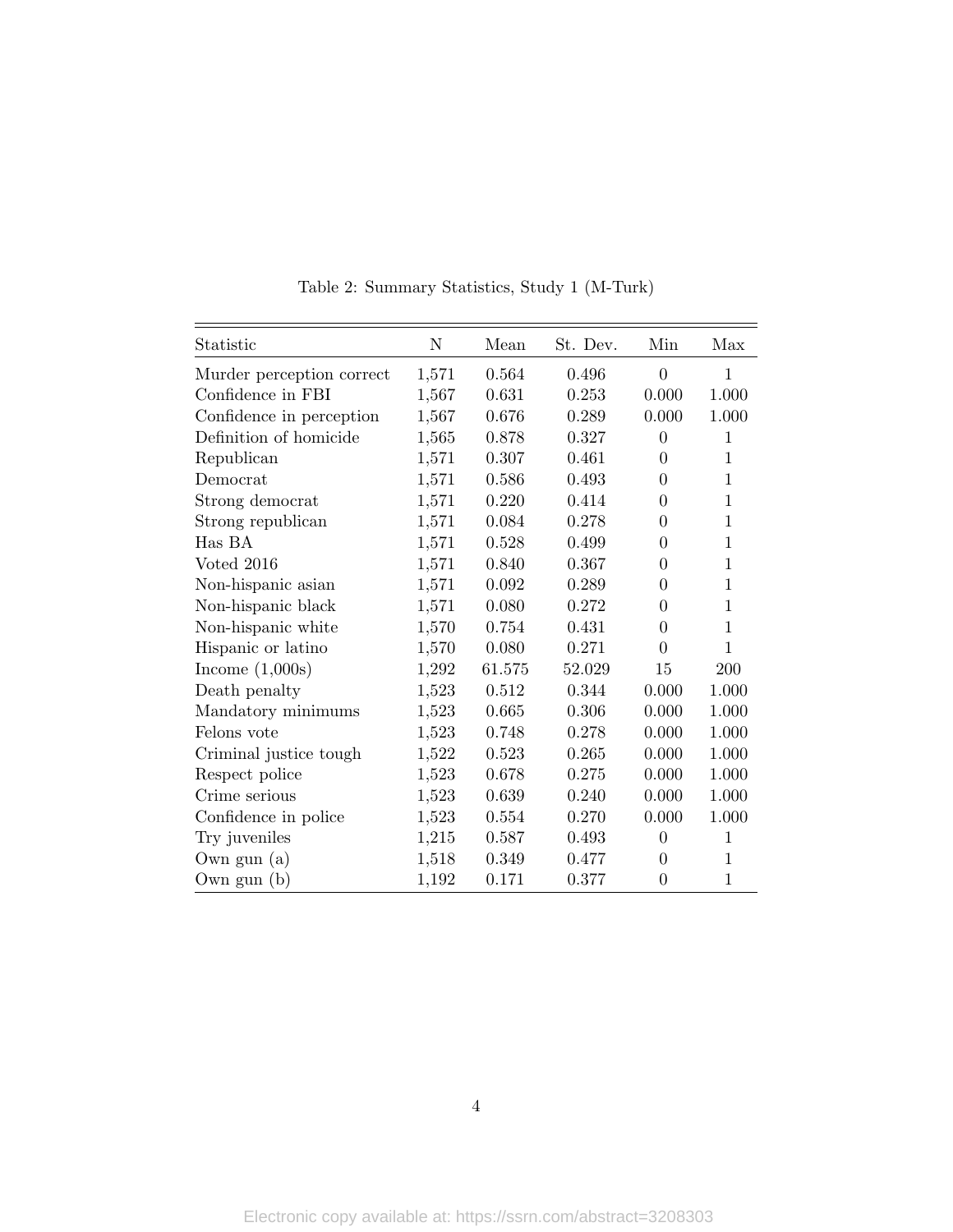Table 2: Summary Statistics, Study 1 (M-Turk)

| Statistic | N | Mean | St. Dev. | Min | Max |
|---|---|---|---|---|---|
| Murder perception correct | 1,571 | 0.564 | 0.496 | 0 | 1 |
| Confidence in FBI | 1,567 | 0.631 | 0.253 | 0.000 | 1.000 |
| Confidence in perception | 1,567 | 0.676 | 0.289 | 0.000 | 1.000 |
| Definition of homicide | 1,565 | 0.878 | 0.327 | 0 | 1 |
| Republican | 1,571 | 0.307 | 0.461 | 0 | 1 |
| Democrat | 1,571 | 0.586 | 0.493 | 0 | 1 |
| Strong democrat | 1,571 | 0.220 | 0.414 | 0 | 1 |
| Strong republican | 1,571 | 0.084 | 0.278 | 0 | 1 |
| Has BA | 1,571 | 0.528 | 0.499 | 0 | 1 |
| Voted 2016 | 1,571 | 0.840 | 0.367 | 0 | 1 |
| Non-hispanic asian | 1,571 | 0.092 | 0.289 | 0 | 1 |
| Non-hispanic black | 1,571 | 0.080 | 0.272 | 0 | 1 |
| Non-hispanic white | 1,570 | 0.754 | 0.431 | 0 | 1 |
| Hispanic or latino | 1,570 | 0.080 | 0.271 | 0 | 1 |
| Income (1,000s) | 1,292 | 61.575 | 52.029 | 15 | 200 |
| Death penalty | 1,523 | 0.512 | 0.344 | 0.000 | 1.000 |
| Mandatory minimums | 1,523 | 0.665 | 0.306 | 0.000 | 1.000 |
| Felons vote | 1,523 | 0.748 | 0.278 | 0.000 | 1.000 |
| Criminal justice tough | 1,522 | 0.523 | 0.265 | 0.000 | 1.000 |
| Respect police | 1,523 | 0.678 | 0.275 | 0.000 | 1.000 |
| Crime serious | 1,523 | 0.639 | 0.240 | 0.000 | 1.000 |
| Confidence in police | 1,523 | 0.554 | 0.270 | 0.000 | 1.000 |
| Try juveniles | 1,215 | 0.587 | 0.493 | 0 | 1 |
| Own gun (a) | 1,518 | 0.349 | 0.477 | 0 | 1 |
| Own gun (b) | 1,192 | 0.171 | 0.377 | 0 | 1 |

Electronic copy available at: https://ssrn.com/abstract=3208303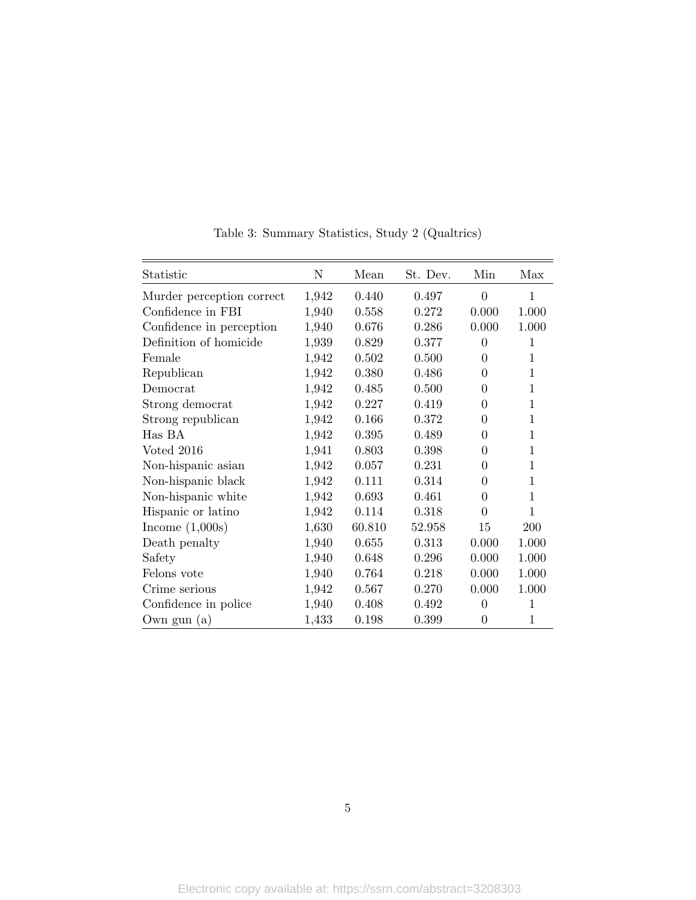Table 3: Summary Statistics, Study 2 (Qualtrics)

| Statistic | N | Mean | St. Dev. | Min | Max |
|---|---|---|---|---|---|
| Murder perception correct | 1,942 | 0.440 | 0.497 | 0 | 1 |
| Confidence in FBI | 1,940 | 0.558 | 0.272 | 0.000 | 1.000 |
| Confidence in perception | 1,940 | 0.676 | 0.286 | 0.000 | 1.000 |
| Definition of homicide | 1,939 | 0.829 | 0.377 | 0 | 1 |
| Female | 1,942 | 0.502 | 0.500 | 0 | 1 |
| Republican | 1,942 | 0.380 | 0.486 | 0 | 1 |
| Democrat | 1,942 | 0.485 | 0.500 | 0 | 1 |
| Strong democrat | 1,942 | 0.227 | 0.419 | 0 | 1 |
| Strong republican | 1,942 | 0.166 | 0.372 | 0 | 1 |
| Has BA | 1,942 | 0.395 | 0.489 | 0 | 1 |
| Voted 2016 | 1,941 | 0.803 | 0.398 | 0 | 1 |
| Non-hispanic asian | 1,942 | 0.057 | 0.231 | 0 | 1 |
| Non-hispanic black | 1,942 | 0.111 | 0.314 | 0 | 1 |
| Non-hispanic white | 1,942 | 0.693 | 0.461 | 0 | 1 |
| Hispanic or latino | 1,942 | 0.114 | 0.318 | 0 | 1 |
| Income (1,000s) | 1,630 | 60.810 | 52.958 | 15 | 200 |
| Death penalty | 1,940 | 0.655 | 0.313 | 0.000 | 1.000 |
| Safety | 1,940 | 0.648 | 0.296 | 0.000 | 1.000 |
| Felons vote | 1,940 | 0.764 | 0.218 | 0.000 | 1.000 |
| Crime serious | 1,942 | 0.567 | 0.270 | 0.000 | 1.000 |
| Confidence in police | 1,940 | 0.408 | 0.492 | 0 | 1 |
| Own gun (a) | 1,433 | 0.198 | 0.399 | 0 | 1 |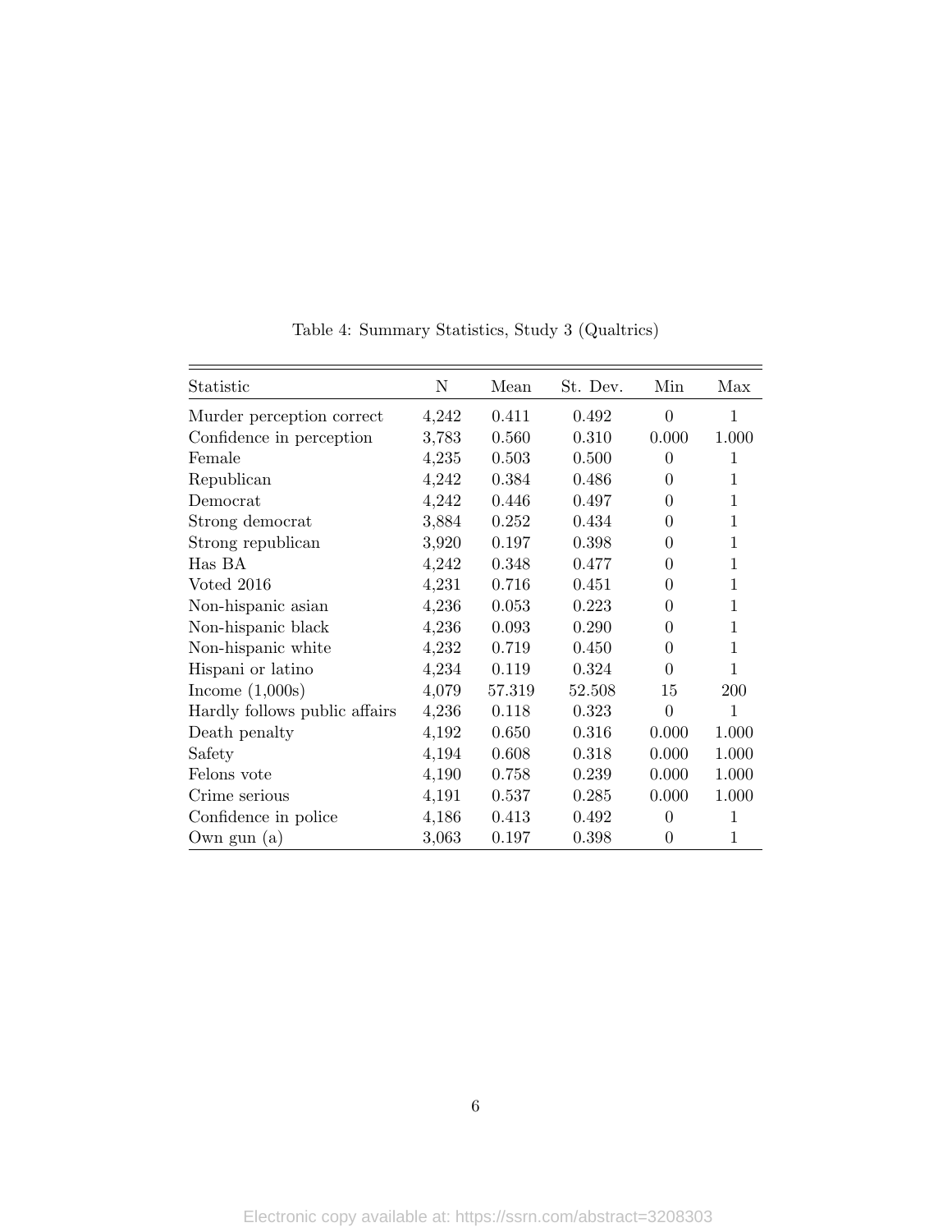Table 4: Summary Statistics, Study 3 (Qualtrics)

| Statistic | N | Mean | St. Dev. | Min | Max |
|---|---|---|---|---|---|
| Murder perception correct | 4,242 | 0.411 | 0.492 | 0 | 1 |
| Confidence in perception | 3,783 | 0.560 | 0.310 | 0.000 | 1.000 |
| Female | 4,235 | 0.503 | 0.500 | 0 | 1 |
| Republican | 4,242 | 0.384 | 0.486 | 0 | 1 |
| Democrat | 4,242 | 0.446 | 0.497 | 0 | 1 |
| Strong democrat | 3,884 | 0.252 | 0.434 | 0 | 1 |
| Strong republican | 3,920 | 0.197 | 0.398 | 0 | 1 |
| Has BA | 4,242 | 0.348 | 0.477 | 0 | 1 |
| Voted 2016 | 4,231 | 0.716 | 0.451 | 0 | 1 |
| Non-hispanic asian | 4,236 | 0.053 | 0.223 | 0 | 1 |
| Non-hispanic black | 4,236 | 0.093 | 0.290 | 0 | 1 |
| Non-hispanic white | 4,232 | 0.719 | 0.450 | 0 | 1 |
| Hispani or latino | 4,234 | 0.119 | 0.324 | 0 | 1 |
| Income (1,000s) | 4,079 | 57.319 | 52.508 | 15 | 200 |
| Hardly follows public affairs | 4,236 | 0.118 | 0.323 | 0 | 1 |
| Death penalty | 4,192 | 0.650 | 0.316 | 0.000 | 1.000 |
| Safety | 4,194 | 0.608 | 0.318 | 0.000 | 1.000 |
| Felons vote | 4,190 | 0.758 | 0.239 | 0.000 | 1.000 |
| Crime serious | 4,191 | 0.537 | 0.285 | 0.000 | 1.000 |
| Confidence in police | 4,186 | 0.413 | 0.492 | 0 | 1 |
| Own gun (a) | 3,063 | 0.197 | 0.398 | 0 | 1 |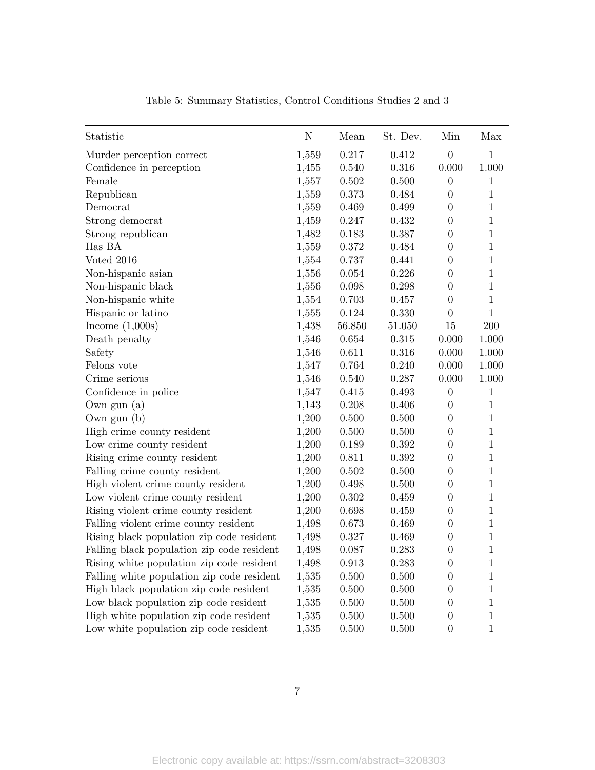Table 5: Summary Statistics, Control Conditions Studies 2 and 3

| Statistic | N | Mean | St. Dev. | Min | Max |
|---|---|---|---|---|---|
| Murder perception correct | 1,559 | 0.217 | 0.412 | 0 | 1 |
| Confidence in perception | 1,455 | 0.540 | 0.316 | 0.000 | 1.000 |
| Female | 1,557 | 0.502 | 0.500 | 0 | 1 |
| Republican | 1,559 | 0.373 | 0.484 | 0 | 1 |
| Democrat | 1,559 | 0.469 | 0.499 | 0 | 1 |
| Strong democrat | 1,459 | 0.247 | 0.432 | 0 | 1 |
| Strong republican | 1,482 | 0.183 | 0.387 | 0 | 1 |
| Has BA | 1,559 | 0.372 | 0.484 | 0 | 1 |
| Voted 2016 | 1,554 | 0.737 | 0.441 | 0 | 1 |
| Non-hispanic asian | 1,556 | 0.054 | 0.226 | 0 | 1 |
| Non-hispanic black | 1,556 | 0.098 | 0.298 | 0 | 1 |
| Non-hispanic white | 1,554 | 0.703 | 0.457 | 0 | 1 |
| Hispanic or latino | 1,555 | 0.124 | 0.330 | 0 | 1 |
| Income (1,000s) | 1,438 | 56.850 | 51.050 | 15 | 200 |
| Death penalty | 1,546 | 0.654 | 0.315 | 0.000 | 1.000 |
| Safety | 1,546 | 0.611 | 0.316 | 0.000 | 1.000 |
| Felons vote | 1,547 | 0.764 | 0.240 | 0.000 | 1.000 |
| Crime serious | 1,546 | 0.540 | 0.287 | 0.000 | 1.000 |
| Confidence in police | 1,547 | 0.415 | 0.493 | 0 | 1 |
| Own gun (a) | 1,143 | 0.208 | 0.406 | 0 | 1 |
| Own gun (b) | 1,200 | 0.500 | 0.500 | 0 | 1 |
| High crime county resident | 1,200 | 0.500 | 0.500 | 0 | 1 |
| Low crime county resident | 1,200 | 0.189 | 0.392 | 0 | 1 |
| Rising crime county resident | 1,200 | 0.811 | 0.392 | 0 | 1 |
| Falling crime county resident | 1,200 | 0.502 | 0.500 | 0 | 1 |
| High violent crime county resident | 1,200 | 0.498 | 0.500 | 0 | 1 |
| Low violent crime county resident | 1,200 | 0.302 | 0.459 | 0 | 1 |
| Rising violent crime county resident | 1,200 | 0.698 | 0.459 | 0 | 1 |
| Falling violent crime county resident | 1,498 | 0.673 | 0.469 | 0 | 1 |
| Rising black population zip code resident | 1,498 | 0.327 | 0.469 | 0 | 1 |
| Falling black population zip code resident | 1,498 | 0.087 | 0.283 | 0 | 1 |
| Rising white population zip code resident | 1,498 | 0.913 | 0.283 | 0 | 1 |
| Falling white population zip code resident | 1,535 | 0.500 | 0.500 | 0 | 1 |
| High black population zip code resident | 1,535 | 0.500 | 0.500 | 0 | 1 |
| Low black population zip code resident | 1,535 | 0.500 | 0.500 | 0 | 1 |
| High white population zip code resident | 1,535 | 0.500 | 0.500 | 0 | 1 |
| Low white population zip code resident | 1,535 | 0.500 | 0.500 | 0 | 1 |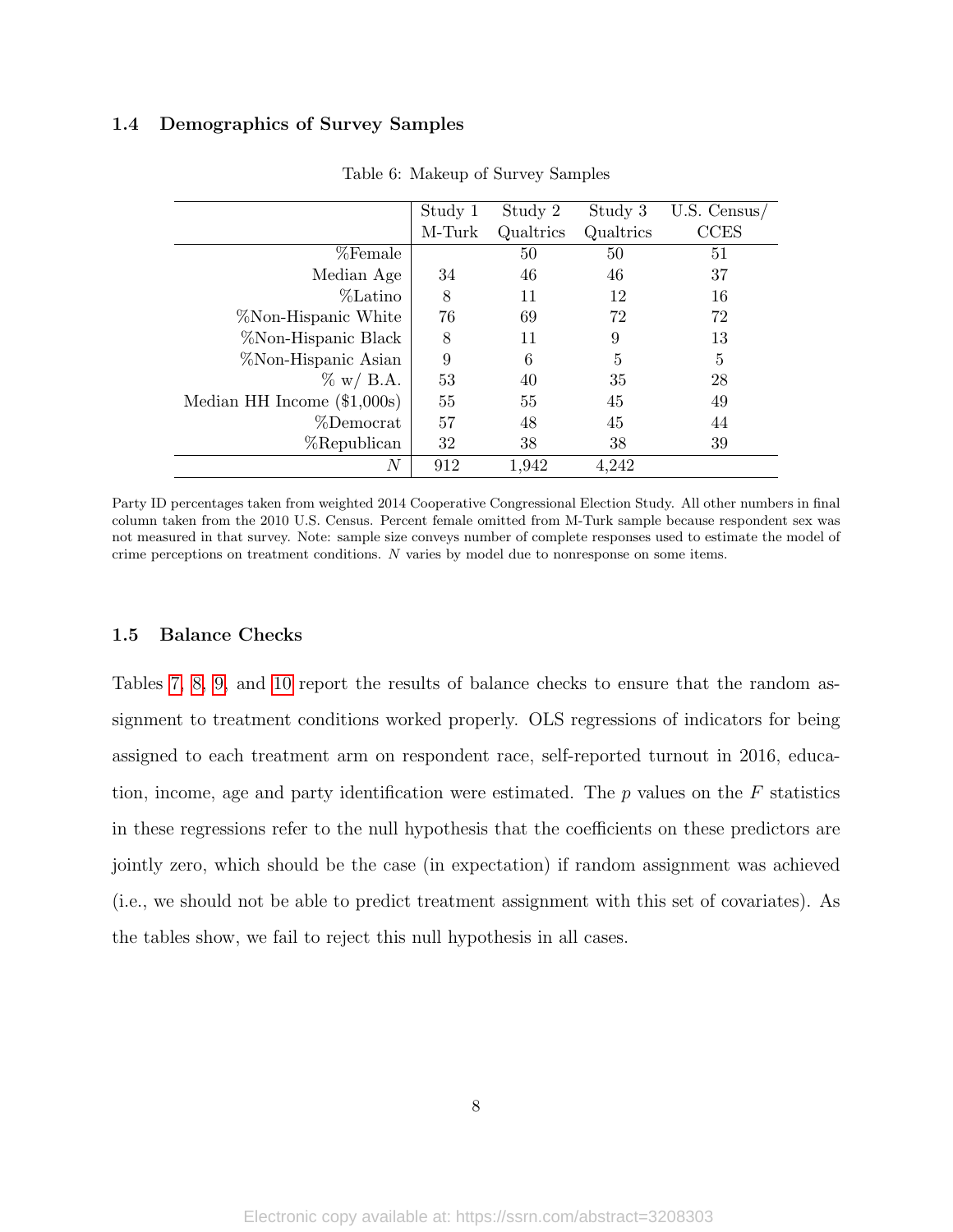### 1.4 Demographics of Survey Samples

Table 6: Makeup of Survey Samples

| | Study 1 M-Turk | Study 2 Qualtrics | Study 3 Qualtrics | U.S. Census/ CCES |
|---|---|---|---|---|
| %Female | | 50 | 50 | 51 |
| Median Age | 34 | 46 | 46 | 37 |
| %Latino | 8 | 11 | 12 | 16 |
| %Non-Hispanic White | 76 | 69 | 72 | 72 |
| %Non-Hispanic Black | 8 | 11 | 9 | 13 |
| %Non-Hispanic Asian | 9 | 6 | 5 | 5 |
| % w/ B.A. | 53 | 40 | 35 | 28 |
| Median HH Income ($1,000s) | 55 | 55 | 45 | 49 |
| %Democrat | 57 | 48 | 45 | 44 |
| %Republican | 32 | 38 | 38 | 39 |
| $N$ | 912 | 1,942 | 4,242 | |

Party ID percentages taken from weighted 2014 Cooperative Congressional Election Study. All other numbers in final column taken from the 2010 U.S. Census. Percent female omitted from M-Turk sample because respondent sex was not measured in that survey. Note: sample size conveys number of complete responses used to estimate the model of crime perceptions on treatment conditions. $N$ varies by model due to nonresponse on some items.

### 1.5 Balance Checks

Tables 7, 8, 9, and 10 report the results of balance checks to ensure that the random assignment to treatment conditions worked properly. OLS regressions of indicators for being assigned to each treatment arm on respondent race, self-reported turnout in 2016, education, income, age and party identification were estimated. The $p$ values on the $F$ statistics in these regressions refer to the null hypothesis that the coefficients on these predictors are jointly zero, which should be the case (in expectation) if random assignment was achieved (i.e., we should not be able to predict treatment assignment with this set of covariates). As the tables show, we fail to reject this null hypothesis in all cases.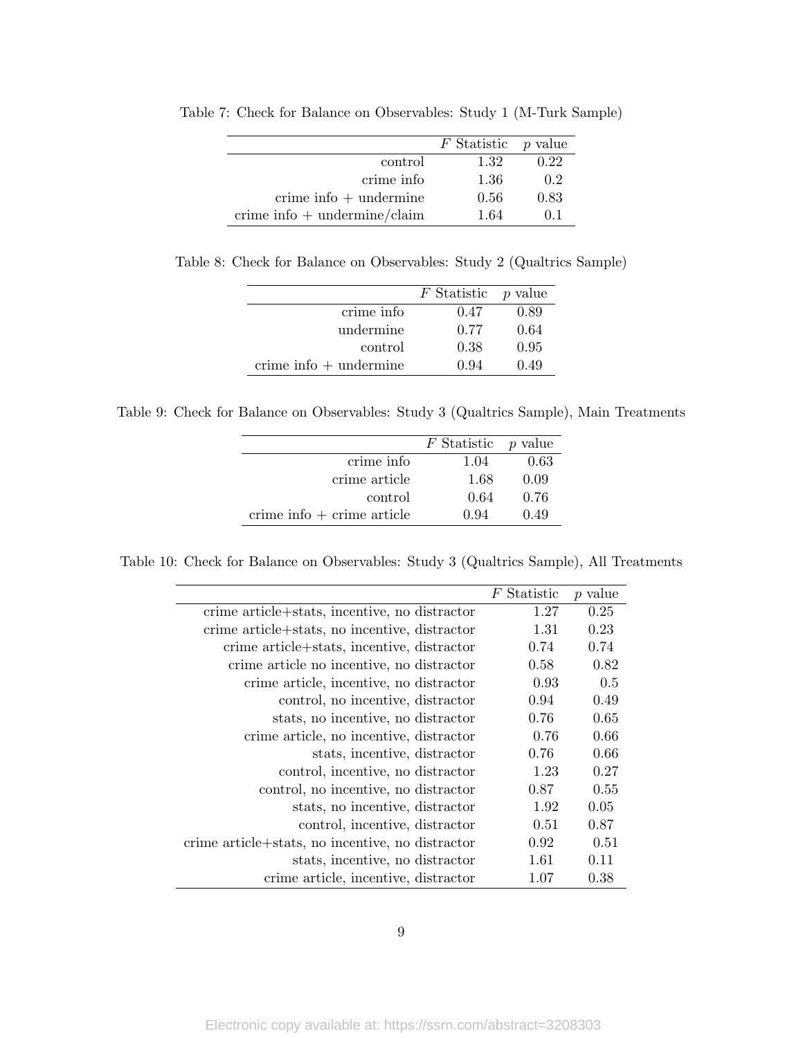Table 7: Check for Balance on Observables: Study 1 (M-Turk Sample)

| | $F$ Statistic | $p$ value |
|---|---|---|
| control | 1.32 | 0.22 |
| crime info | 1.36 | 0.2 |
| crime info + undermine | 0.56 | 0.83 |
| crime info + undermine/claim | 1.64 | 0.1 |

Table 8: Check for Balance on Observables: Study 2 (Qualtrics Sample)

| | $F$ Statistic | $p$ value |
|---|---|---|
| crime info | 0.47 | 0.89 |
| undermine | 0.77 | 0.64 |
| control | 0.38 | 0.95 |
| crime info + undermine | 0.94 | 0.49 |

Table 9: Check for Balance on Observables: Study 3 (Qualtrics Sample), Main Treatments

| | $F$ Statistic | $p$ value |
|---|---|---|
| crime info | 1.04 | 0.63 |
| crime article | 1.68 | 0.09 |
| control | 0.64 | 0.76 |
| crime info + crime article | 0.94 | 0.49 |

Table 10: Check for Balance on Observables: Study 3 (Qualtrics Sample), All Treatments

| | $F$ Statistic | $p$ value |
|---|---|---|
| crime article+stats, incentive, no distractor | 1.27 | 0.25 |
| crime article+stats, no incentive, distractor | 1.31 | 0.23 |
| crime article+stats, incentive, distractor | 0.74 | 0.74 |
| crime article no incentive, no distractor | 0.58 | 0.82 |
| crime article, incentive, no distractor | 0.93 | 0.5 |
| control, no incentive, distractor | 0.94 | 0.49 |
| stats, no incentive, no distractor | 0.76 | 0.65 |
| crime article, no incentive, distractor | 0.76 | 0.66 |
| stats, incentive, distractor | 0.76 | 0.66 |
| control, incentive, no distractor | 1.23 | 0.27 |
| control, no incentive, no distractor | 0.87 | 0.55 |
| stats, no incentive, distractor | 1.92 | 0.05 |
| control, incentive, distractor | 0.51 | 0.87 |
| crime article+stats, no incentive, no distractor | 0.92 | 0.51 |
| stats, incentive, no distractor | 1.61 | 0.11 |
| crime article, incentive, distractor | 1.07 | 0.38 |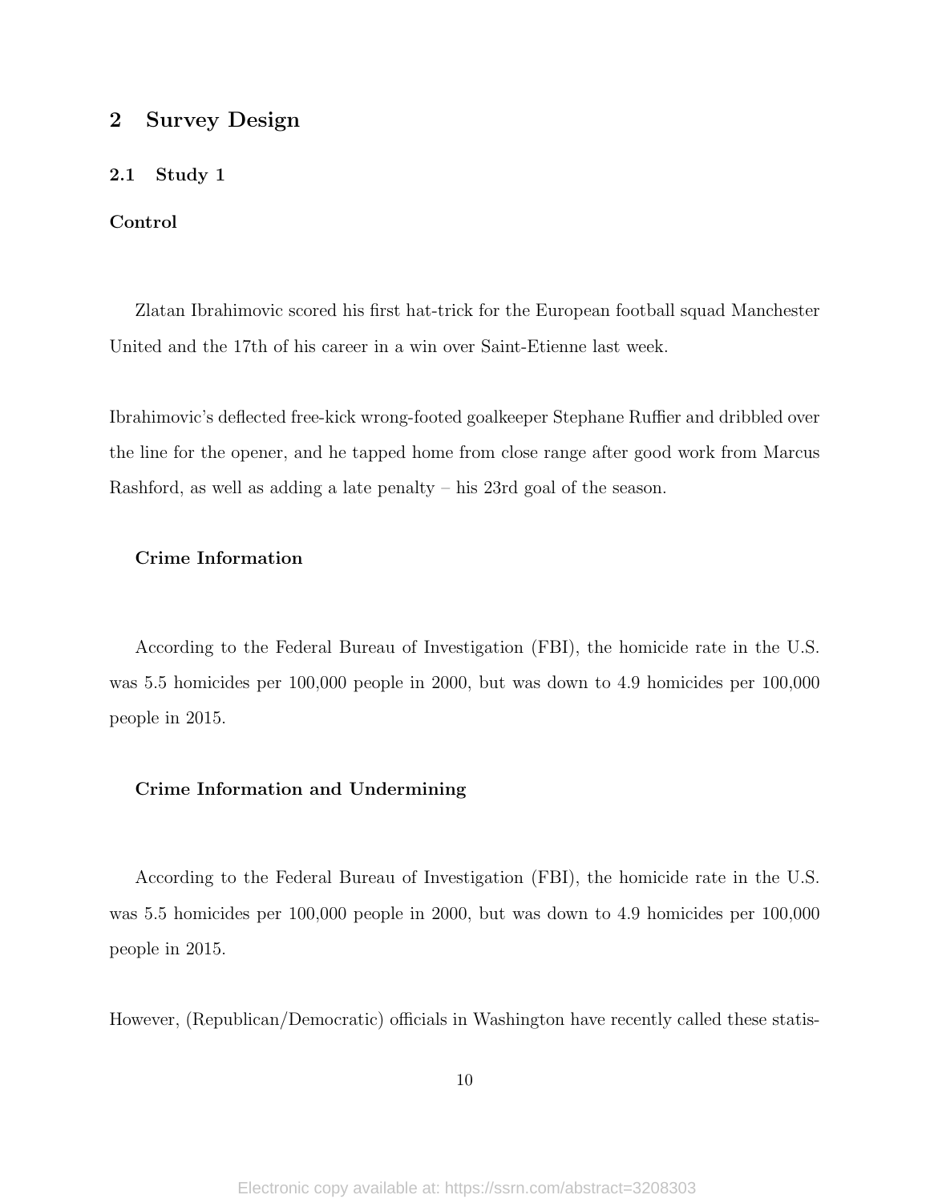## 2 Survey Design

### 2.1 Study 1

**Control**

Zlatan Ibrahimovic scored his first hat-trick for the European football squad Manchester United and the 17th of his career in a win over Saint-Etienne last week.

Ibrahimovic's deflected free-kick wrong-footed goalkeeper Stephane Ruffier and dribbled over the line for the opener, and he tapped home from close range after good work from Marcus Rashford, as well as adding a late penalty – his 23rd goal of the season.

**Crime Information**

According to the Federal Bureau of Investigation (FBI), the homicide rate in the U.S. was 5.5 homicides per 100,000 people in 2000, but was down to 4.9 homicides per 100,000 people in 2015.

**Crime Information and Undermining**

According to the Federal Bureau of Investigation (FBI), the homicide rate in the U.S. was 5.5 homicides per 100,000 people in 2000, but was down to 4.9 homicides per 100,000 people in 2015.

However, (Republican/Democratic) officials in Washington have recently called these statis-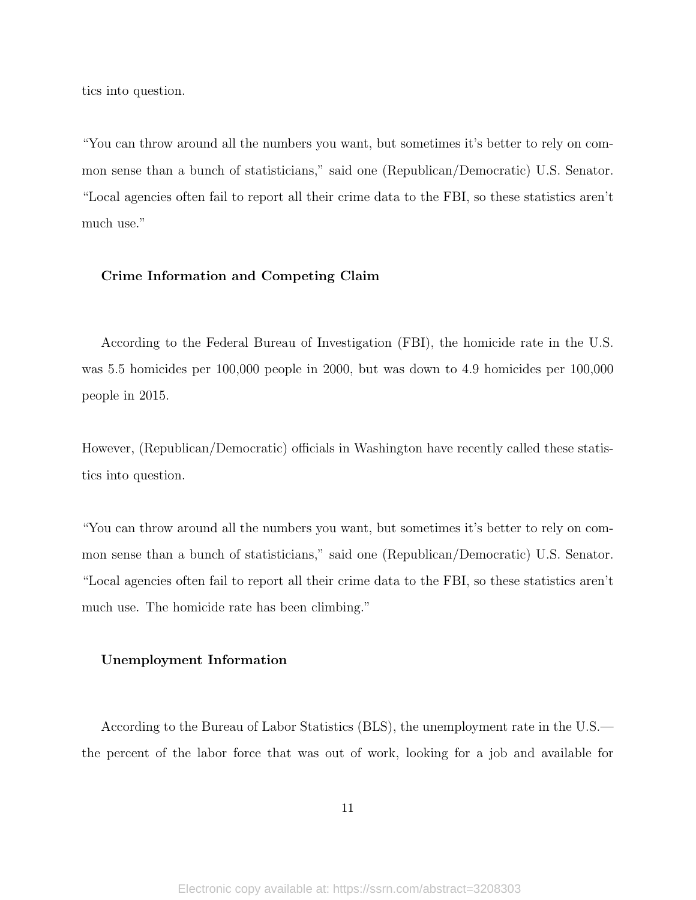tics into question.

"You can throw around all the numbers you want, but sometimes it's better to rely on common sense than a bunch of statisticians," said one (Republican/Democratic) U.S. Senator. "Local agencies often fail to report all their crime data to the FBI, so these statistics aren't much use."

**Crime Information and Competing Claim**

According to the Federal Bureau of Investigation (FBI), the homicide rate in the U.S. was 5.5 homicides per 100,000 people in 2000, but was down to 4.9 homicides per 100,000 people in 2015.

However, (Republican/Democratic) officials in Washington have recently called these statistics into question.

"You can throw around all the numbers you want, but sometimes it's better to rely on common sense than a bunch of statisticians," said one (Republican/Democratic) U.S. Senator. "Local agencies often fail to report all their crime data to the FBI, so these statistics aren't much use. The homicide rate has been climbing."

**Unemployment Information**

According to the Bureau of Labor Statistics (BLS), the unemployment rate in the U.S.—the percent of the labor force that was out of work, looking for a job and available for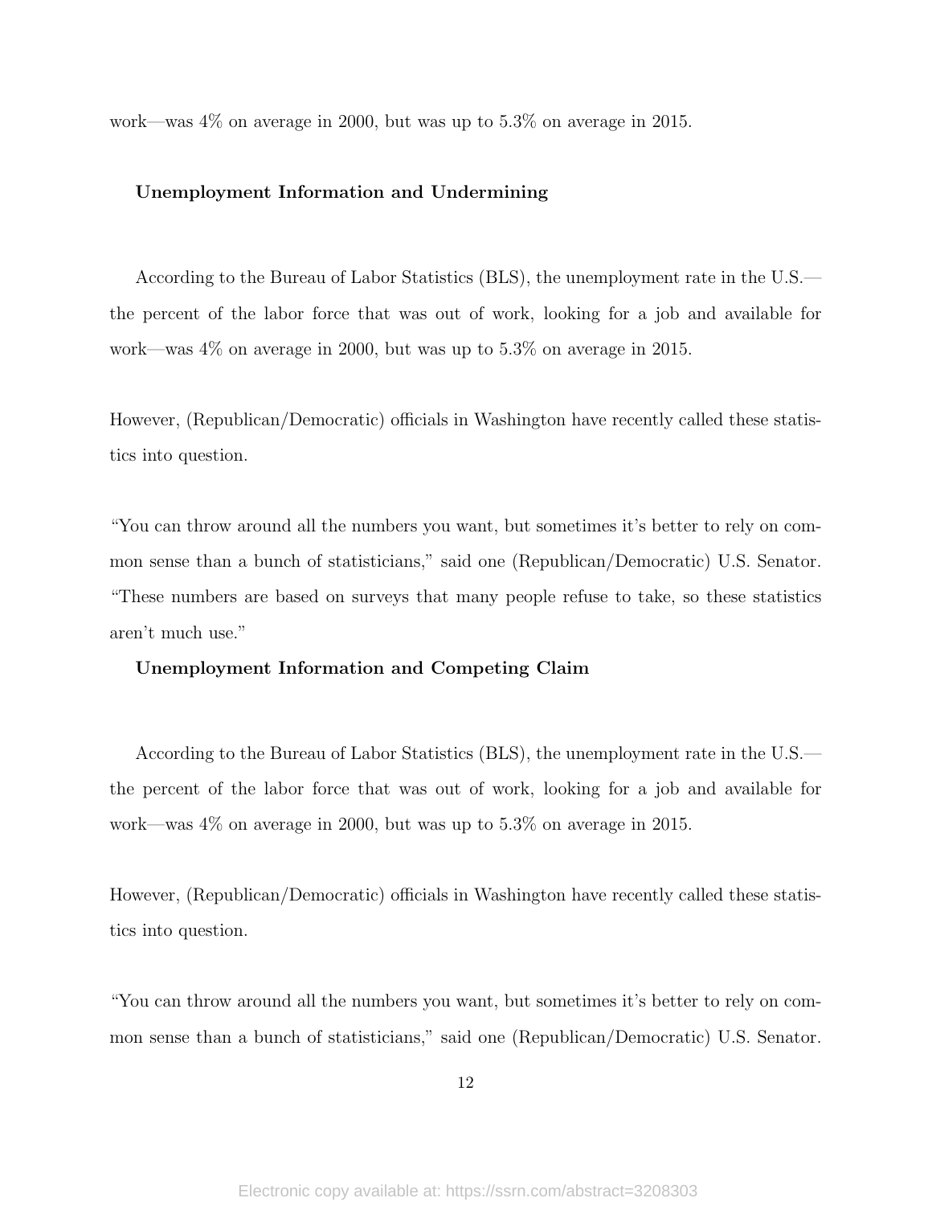work—was 4% on average in 2000, but was up to 5.3% on average in 2015.

**Unemployment Information and Undermining**

According to the Bureau of Labor Statistics (BLS), the unemployment rate in the U.S.—the percent of the labor force that was out of work, looking for a job and available for work—was 4% on average in 2000, but was up to 5.3% on average in 2015.

However, (Republican/Democratic) officials in Washington have recently called these statistics into question.

"You can throw around all the numbers you want, but sometimes it's better to rely on common sense than a bunch of statisticians," said one (Republican/Democratic) U.S. Senator. "These numbers are based on surveys that many people refuse to take, so these statistics aren't much use."

**Unemployment Information and Competing Claim**

According to the Bureau of Labor Statistics (BLS), the unemployment rate in the U.S.—the percent of the labor force that was out of work, looking for a job and available for work—was 4% on average in 2000, but was up to 5.3% on average in 2015.

However, (Republican/Democratic) officials in Washington have recently called these statistics into question.

"You can throw around all the numbers you want, but sometimes it's better to rely on common sense than a bunch of statisticians," said one (Republican/Democratic) U.S. Senator.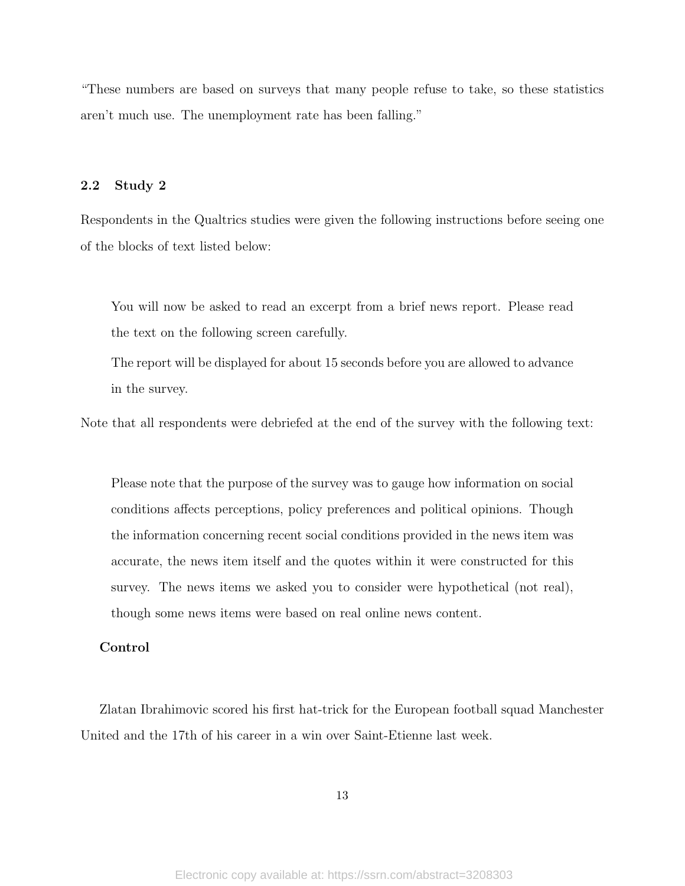"These numbers are based on surveys that many people refuse to take, so these statistics aren't much use. The unemployment rate has been falling."

### 2.2 Study 2

Respondents in the Qualtrics studies were given the following instructions before seeing one of the blocks of text listed below:

> You will now be asked to read an excerpt from a brief news report. Please read the text on the following screen carefully.
>
> The report will be displayed for about 15 seconds before you are allowed to advance in the survey.

Note that all respondents were debriefed at the end of the survey with the following text:

> Please note that the purpose of the survey was to gauge how information on social conditions affects perceptions, policy preferences and political opinions. Though the information concerning recent social conditions provided in the news item was accurate, the news item itself and the quotes within it were constructed for this survey. The news items we asked you to consider were hypothetical (not real), though some news items were based on real online news content.

**Control**

Zlatan Ibrahimovic scored his first hat-trick for the European football squad Manchester United and the 17th of his career in a win over Saint-Etienne last week.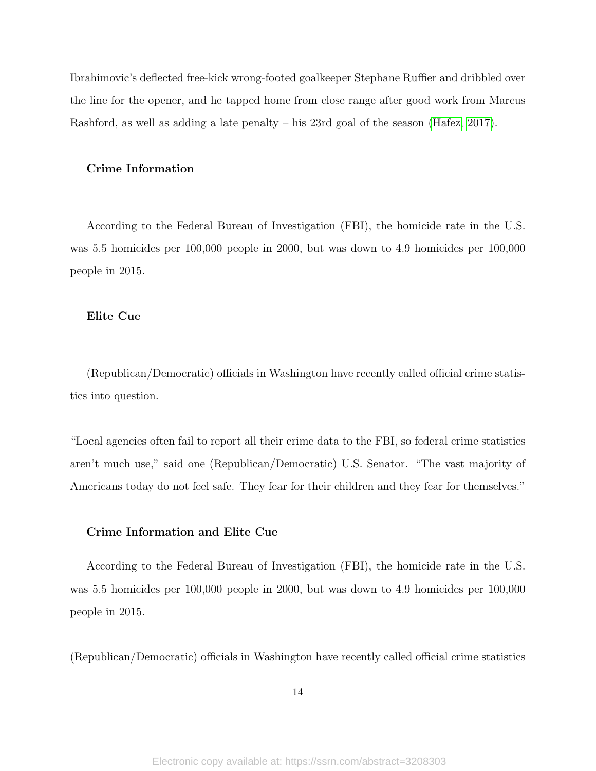Ibrahimovic's deflected free-kick wrong-footed goalkeeper Stephane Ruffier and dribbled over the line for the opener, and he tapped home from close range after good work from Marcus Rashford, as well as adding a late penalty – his 23rd goal of the season (Hafez, 2017).

**Crime Information**

According to the Federal Bureau of Investigation (FBI), the homicide rate in the U.S. was 5.5 homicides per 100,000 people in 2000, but was down to 4.9 homicides per 100,000 people in 2015.

**Elite Cue**

(Republican/Democratic) officials in Washington have recently called official crime statistics into question.

"Local agencies often fail to report all their crime data to the FBI, so federal crime statistics aren't much use," said one (Republican/Democratic) U.S. Senator. "The vast majority of Americans today do not feel safe. They fear for their children and they fear for themselves."

**Crime Information and Elite Cue**

According to the Federal Bureau of Investigation (FBI), the homicide rate in the U.S. was 5.5 homicides per 100,000 people in 2000, but was down to 4.9 homicides per 100,000 people in 2015.

(Republican/Democratic) officials in Washington have recently called official crime statistics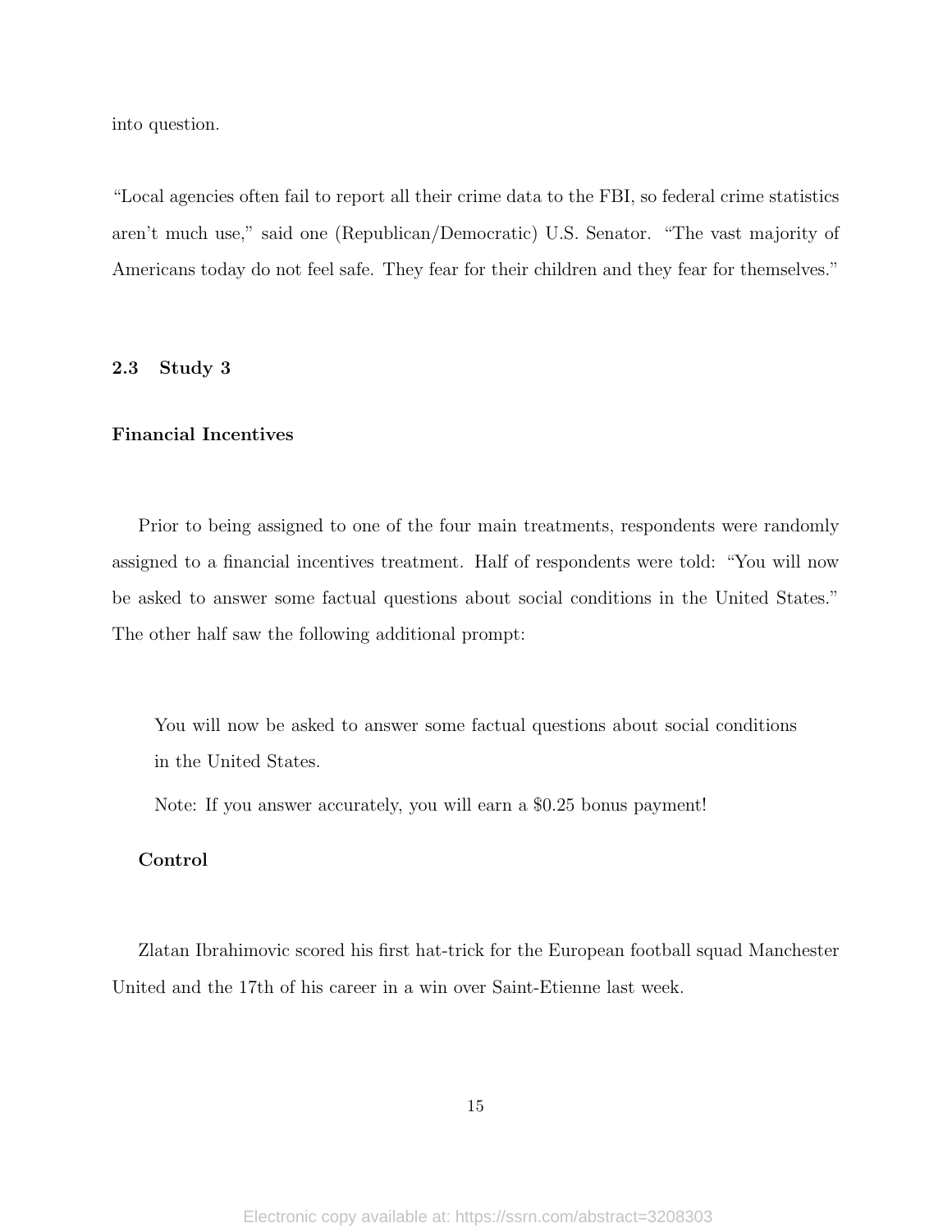into question.

"Local agencies often fail to report all their crime data to the FBI, so federal crime statistics aren't much use," said one (Republican/Democratic) U.S. Senator. "The vast majority of Americans today do not feel safe. They fear for their children and they fear for themselves."

## 2.3 Study 3

**Financial Incentives**

Prior to being assigned to one of the four main treatments, respondents were randomly assigned to a financial incentives treatment. Half of respondents were told: "You will now be asked to answer some factual questions about social conditions in the United States." The other half saw the following additional prompt:

> You will now be asked to answer some factual questions about social conditions in the United States.
>
> Note: If you answer accurately, you will earn a $0.25 bonus payment!

**Control**

Zlatan Ibrahimovic scored his first hat-trick for the European football squad Manchester United and the 17th of his career in a win over Saint-Etienne last week.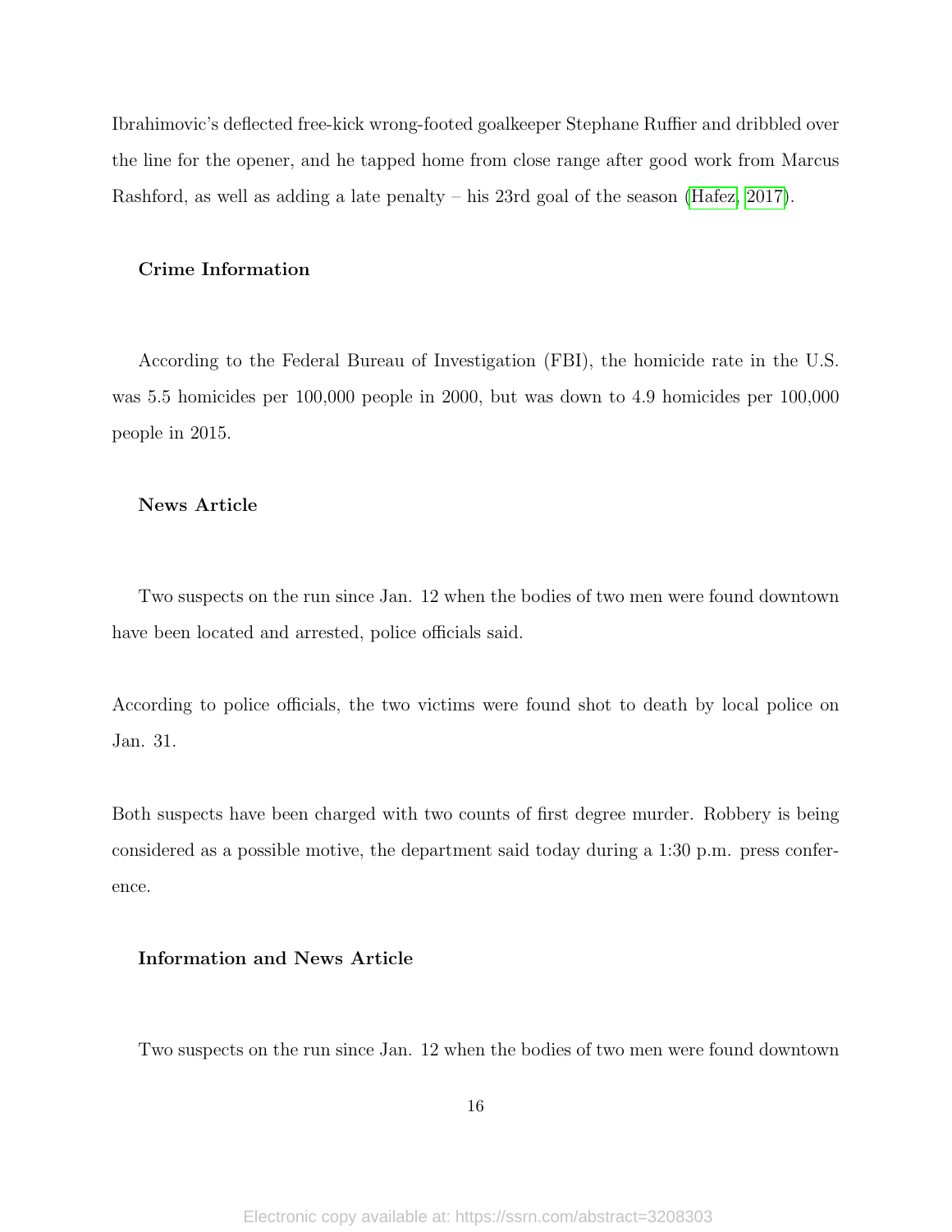Ibrahimovic's deflected free-kick wrong-footed goalkeeper Stephane Ruffier and dribbled over the line for the opener, and he tapped home from close range after good work from Marcus Rashford, as well as adding a late penalty – his 23rd goal of the season (Hafez, 2017).

**Crime Information**

According to the Federal Bureau of Investigation (FBI), the homicide rate in the U.S. was 5.5 homicides per 100,000 people in 2000, but was down to 4.9 homicides per 100,000 people in 2015.

**News Article**

Two suspects on the run since Jan. 12 when the bodies of two men were found downtown have been located and arrested, police officials said.

According to police officials, the two victims were found shot to death by local police on Jan. 31.

Both suspects have been charged with two counts of first degree murder. Robbery is being considered as a possible motive, the department said today during a 1:30 p.m. press conference.

**Information and News Article**

Two suspects on the run since Jan. 12 when the bodies of two men were found downtown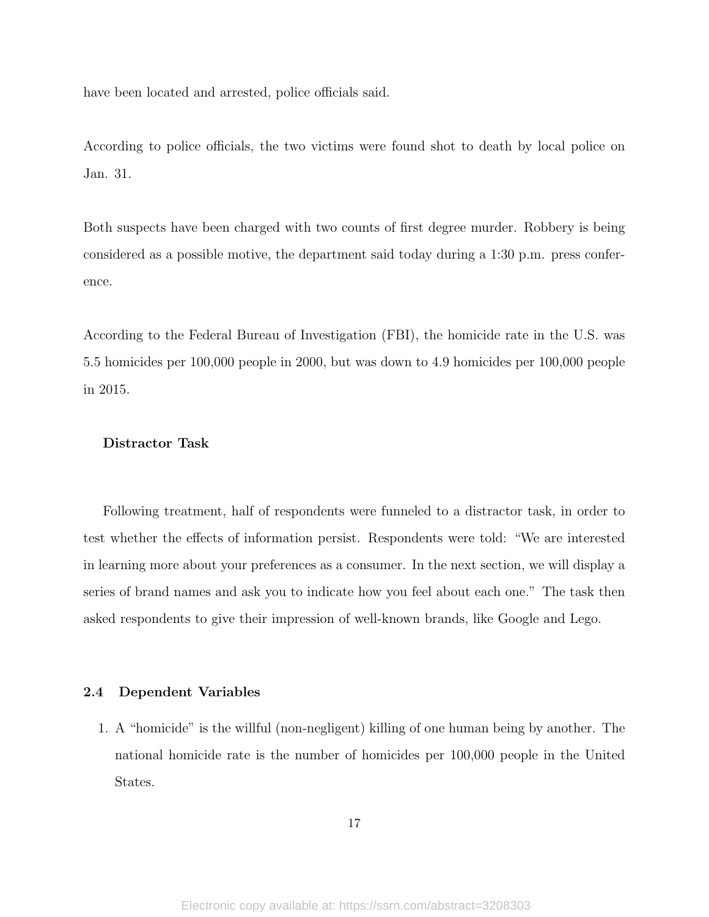have been located and arrested, police officials said.

According to police officials, the two victims were found shot to death by local police on Jan. 31.

Both suspects have been charged with two counts of first degree murder. Robbery is being considered as a possible motive, the department said today during a 1:30 p.m. press conference.

According to the Federal Bureau of Investigation (FBI), the homicide rate in the U.S. was 5.5 homicides per 100,000 people in 2000, but was down to 4.9 homicides per 100,000 people in 2015.

**Distractor Task**

Following treatment, half of respondents were funneled to a distractor task, in order to test whether the effects of information persist. Respondents were told: "We are interested in learning more about your preferences as a consumer. In the next section, we will display a series of brand names and ask you to indicate how you feel about each one." The task then asked respondents to give their impression of well-known brands, like Google and Lego.

### 2.4 Dependent Variables

1. A "homicide" is the willful (non-negligent) killing of one human being by another. The national homicide rate is the number of homicides per 100,000 people in the United States.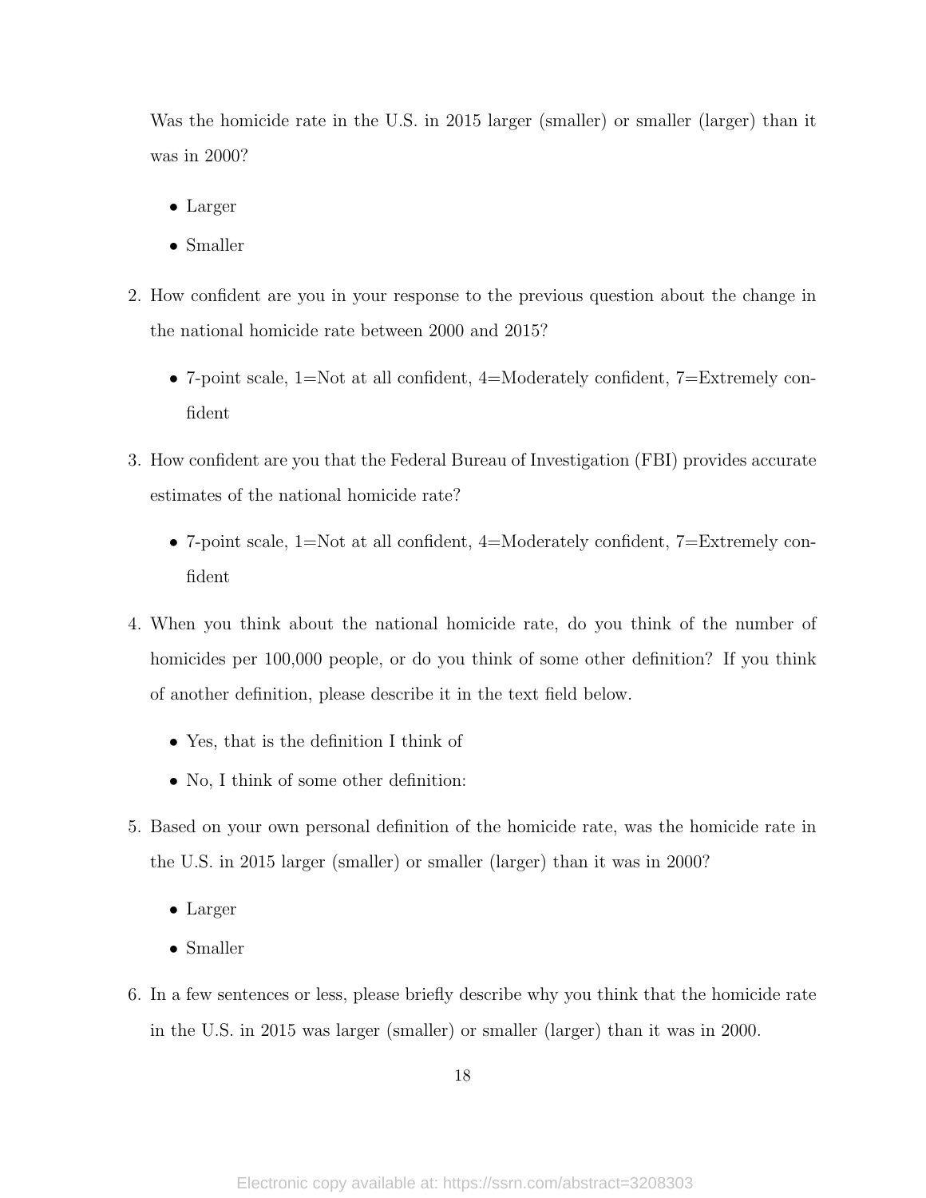Was the homicide rate in the U.S. in 2015 larger (smaller) or smaller (larger) than it was in 2000?

- Larger
- Smaller

2. How confident are you in your response to the previous question about the change in the national homicide rate between 2000 and 2015?

   - 7-point scale, 1=Not at all confident, 4=Moderately confident, 7=Extremely confident

3. How confident are you that the Federal Bureau of Investigation (FBI) provides accurate estimates of the national homicide rate?

   - 7-point scale, 1=Not at all confident, 4=Moderately confident, 7=Extremely confident

4. When you think about the national homicide rate, do you think of the number of homicides per 100,000 people, or do you think of some other definition? If you think of another definition, please describe it in the text field below.

   - Yes, that is the definition I think of
   - No, I think of some other definition:

5. Based on your own personal definition of the homicide rate, was the homicide rate in the U.S. in 2015 larger (smaller) or smaller (larger) than it was in 2000?

   - Larger
   - Smaller

6. In a few sentences or less, please briefly describe why you think that the homicide rate in the U.S. in 2015 was larger (smaller) or smaller (larger) than it was in 2000.

Electronic copy available at: https://ssrn.com/abstract=3208303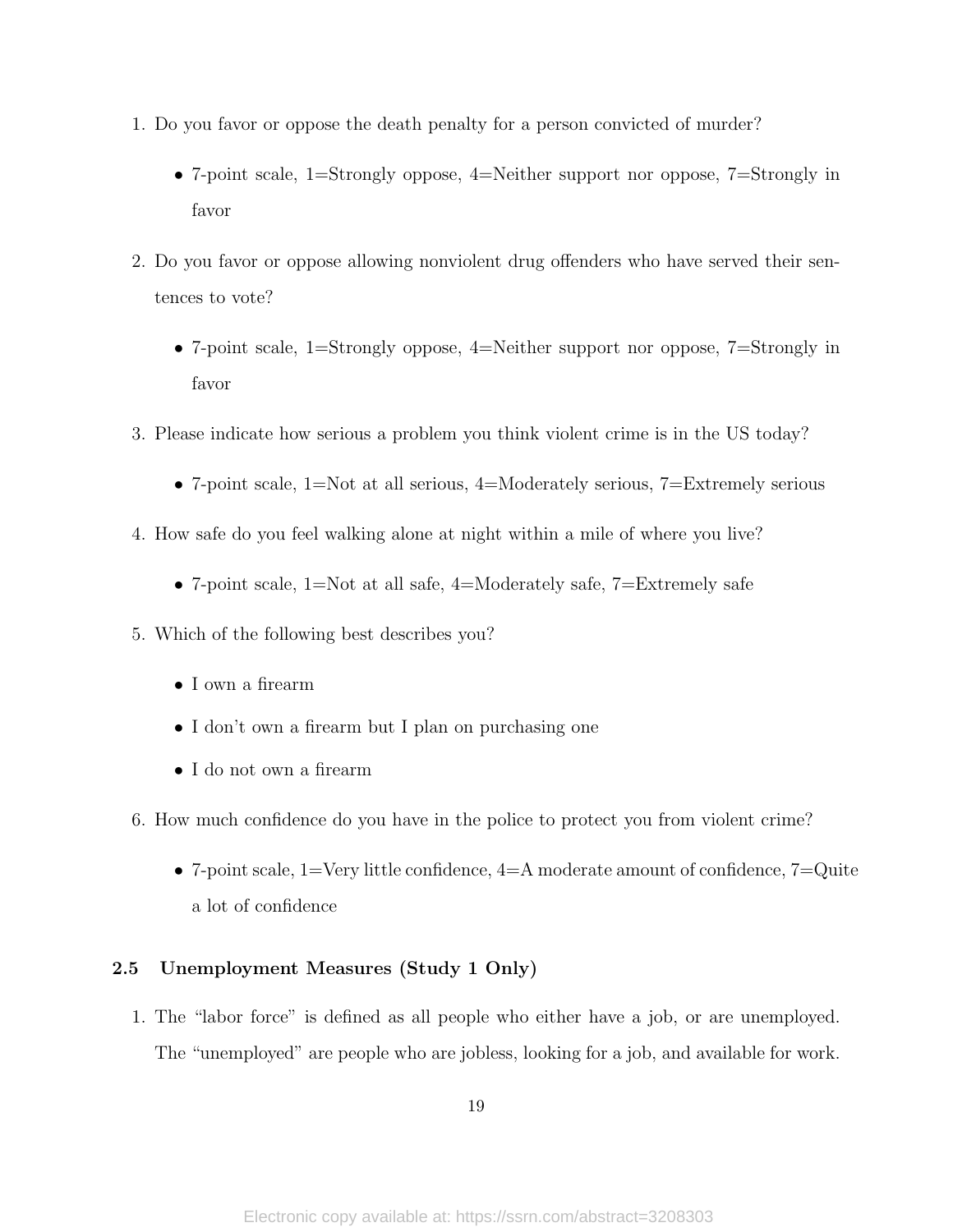1. Do you favor or oppose the death penalty for a person convicted of murder?
   - 7-point scale, 1=Strongly oppose, 4=Neither support nor oppose, 7=Strongly in favor
2. Do you favor or oppose allowing nonviolent drug offenders who have served their sentences to vote?
   - 7-point scale, 1=Strongly oppose, 4=Neither support nor oppose, 7=Strongly in favor
3. Please indicate how serious a problem you think violent crime is in the US today?
   - 7-point scale, 1=Not at all serious, 4=Moderately serious, 7=Extremely serious
4. How safe do you feel walking alone at night within a mile of where you live?
   - 7-point scale, 1=Not at all safe, 4=Moderately safe, 7=Extremely safe
5. Which of the following best describes you?
   - I own a firearm
   - I don't own a firearm but I plan on purchasing one
   - I do not own a firearm
6. How much confidence do you have in the police to protect you from violent crime?
   - 7-point scale, 1=Very little confidence, 4=A moderate amount of confidence, 7=Quite a lot of confidence

### 2.5 Unemployment Measures (Study 1 Only)

1. The "labor force" is defined as all people who either have a job, or are unemployed. The "unemployed" are people who are jobless, looking for a job, and available for work.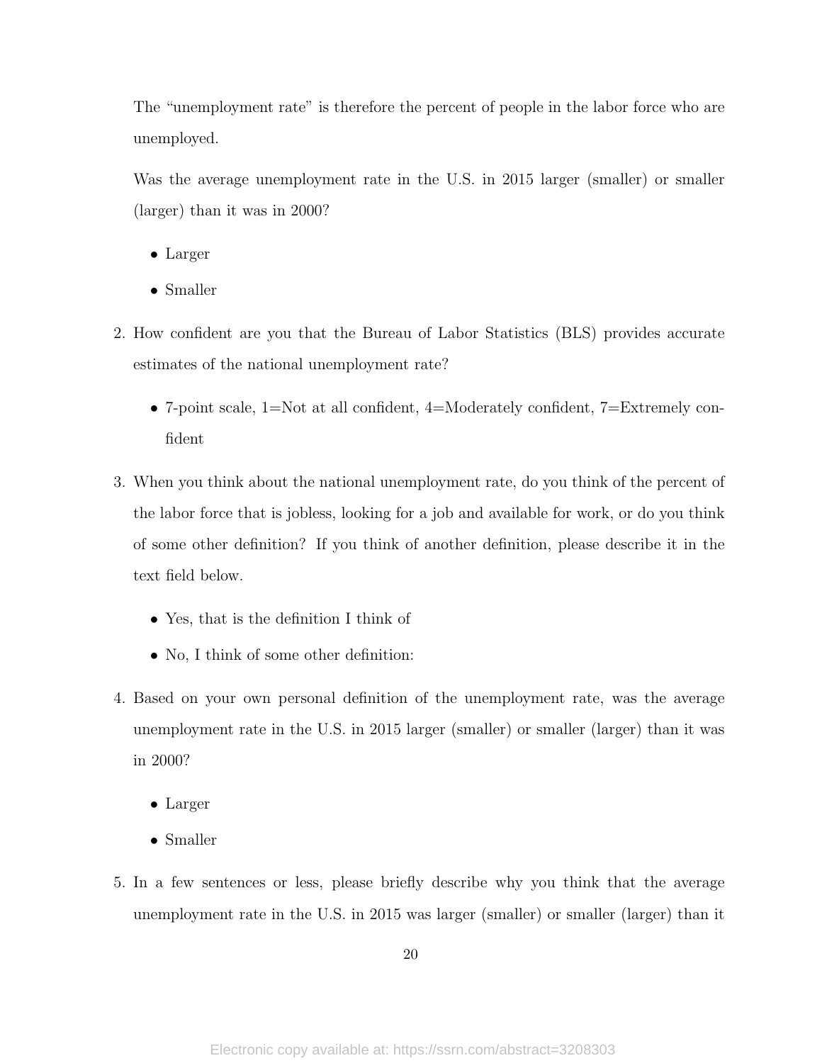The "unemployment rate" is therefore the percent of people in the labor force who are unemployed.

Was the average unemployment rate in the U.S. in 2015 larger (smaller) or smaller (larger) than it was in 2000?

- Larger
- Smaller

2. How confident are you that the Bureau of Labor Statistics (BLS) provides accurate estimates of the national unemployment rate?

   - 7-point scale, 1=Not at all confident, 4=Moderately confident, 7=Extremely confident

3. When you think about the national unemployment rate, do you think of the percent of the labor force that is jobless, looking for a job and available for work, or do you think of some other definition? If you think of another definition, please describe it in the text field below.

   - Yes, that is the definition I think of
   - No, I think of some other definition:

4. Based on your own personal definition of the unemployment rate, was the average unemployment rate in the U.S. in 2015 larger (smaller) or smaller (larger) than it was in 2000?

   - Larger
   - Smaller

5. In a few sentences or less, please briefly describe why you think that the average unemployment rate in the U.S. in 2015 was larger (smaller) or smaller (larger) than it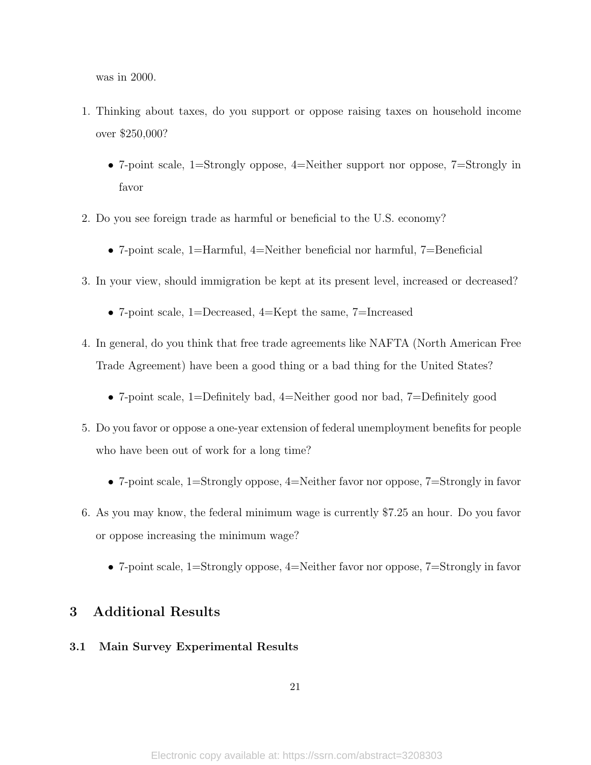was in 2000.

1. Thinking about taxes, do you support or oppose raising taxes on household income over $250,000?
   - 7-point scale, 1=Strongly oppose, 4=Neither support nor oppose, 7=Strongly in favor
2. Do you see foreign trade as harmful or beneficial to the U.S. economy?
   - 7-point scale, 1=Harmful, 4=Neither beneficial nor harmful, 7=Beneficial
3. In your view, should immigration be kept at its present level, increased or decreased?
   - 7-point scale, 1=Decreased, 4=Kept the same, 7=Increased
4. In general, do you think that free trade agreements like NAFTA (North American Free Trade Agreement) have been a good thing or a bad thing for the United States?
   - 7-point scale, 1=Definitely bad, 4=Neither good nor bad, 7=Definitely good
5. Do you favor or oppose a one-year extension of federal unemployment benefits for people who have been out of work for a long time?
   - 7-point scale, 1=Strongly oppose, 4=Neither favor nor oppose, 7=Strongly in favor
6. As you may know, the federal minimum wage is currently $7.25 an hour. Do you favor or oppose increasing the minimum wage?
   - 7-point scale, 1=Strongly oppose, 4=Neither favor nor oppose, 7=Strongly in favor

# 3 Additional Results

## 3.1 Main Survey Experimental Results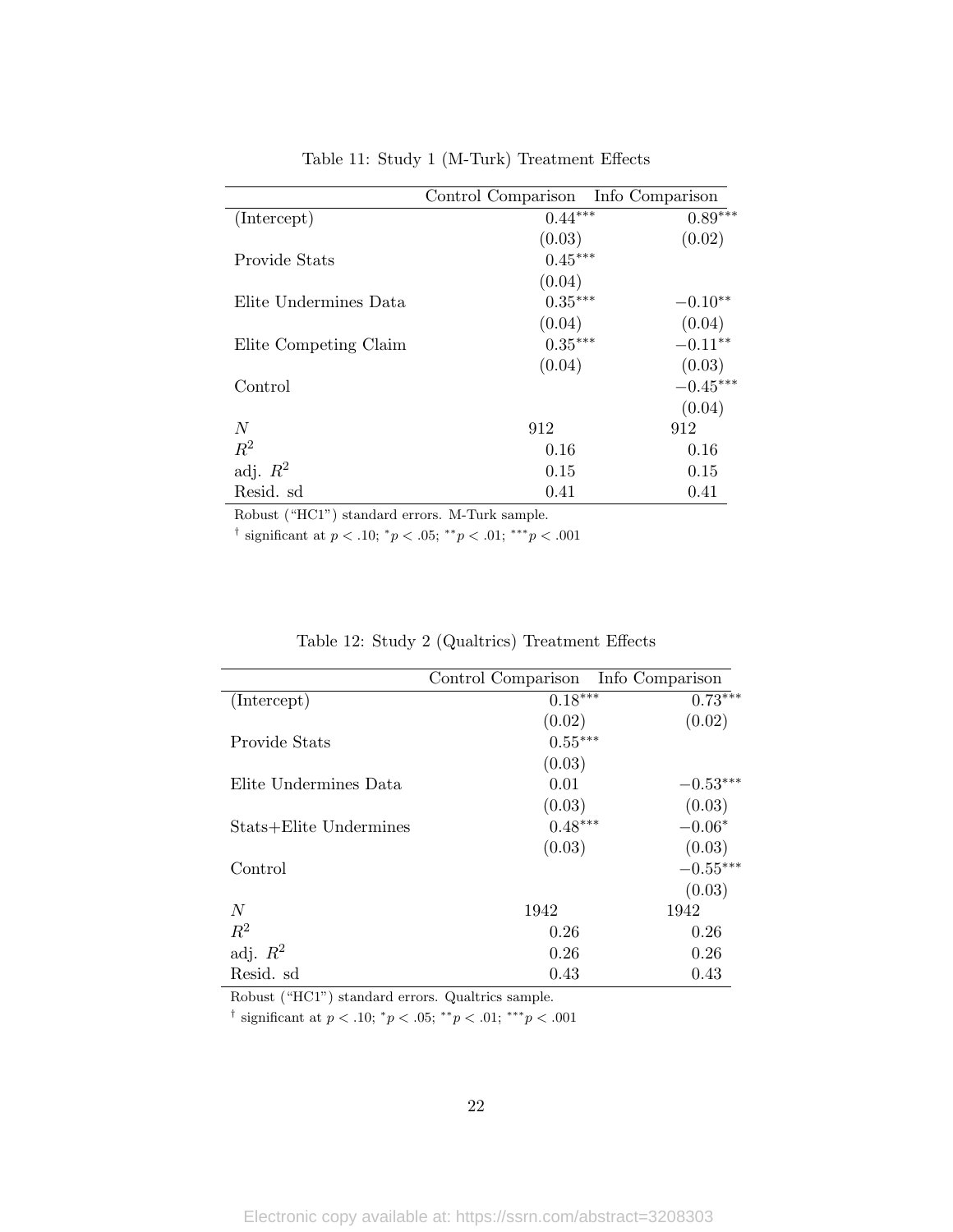Table 11: Study 1 (M-Turk) Treatment Effects

| | Control Comparison | Info Comparison |
|---|---|---|
| (Intercept) | $0.44^{***}$ | $0.89^{***}$ |
| | (0.03) | (0.02) |
| Provide Stats | $0.45^{***}$ | |
| | (0.04) | |
| Elite Undermines Data | $0.35^{***}$ | $-0.10^{**}$ |
| | (0.04) | (0.04) |
| Elite Competing Claim | $0.35^{***}$ | $-0.11^{**}$ |
| | (0.04) | (0.03) |
| Control | | $-0.45^{***}$ |
| | | (0.04) |
| $N$ | 912 | 912 |
| $R^2$ | 0.16 | 0.16 |
| adj. $R^2$ | 0.15 | 0.15 |
| Resid. sd | 0.41 | 0.41 |

Robust ("HC1") standard errors. M-Turk sample.

† significant at $p < .10$; $^{*}p < .05$; $^{**}p < .01$; $^{***}p < .001$

Table 12: Study 2 (Qualtrics) Treatment Effects

| | Control Comparison | Info Comparison |
|---|---|---|
| (Intercept) | $0.18^{***}$ | $0.73^{***}$ |
| | (0.02) | (0.02) |
| Provide Stats | $0.55^{***}$ | |
| | (0.03) | |
| Elite Undermines Data | 0.01 | $-0.53^{***}$ |
| | (0.03) | (0.03) |
| Stats+Elite Undermines | $0.48^{***}$ | $-0.06^{*}$ |
| | (0.03) | (0.03) |
| Control | | $-0.55^{***}$ |
| | | (0.03) |
| $N$ | 1942 | 1942 |
| $R^2$ | 0.26 | 0.26 |
| adj. $R^2$ | 0.26 | 0.26 |
| Resid. sd | 0.43 | 0.43 |

Robust ("HC1") standard errors. Qualtrics sample.

† significant at $p < .10$; $^{*}p < .05$; $^{**}p < .01$; $^{***}p < .001$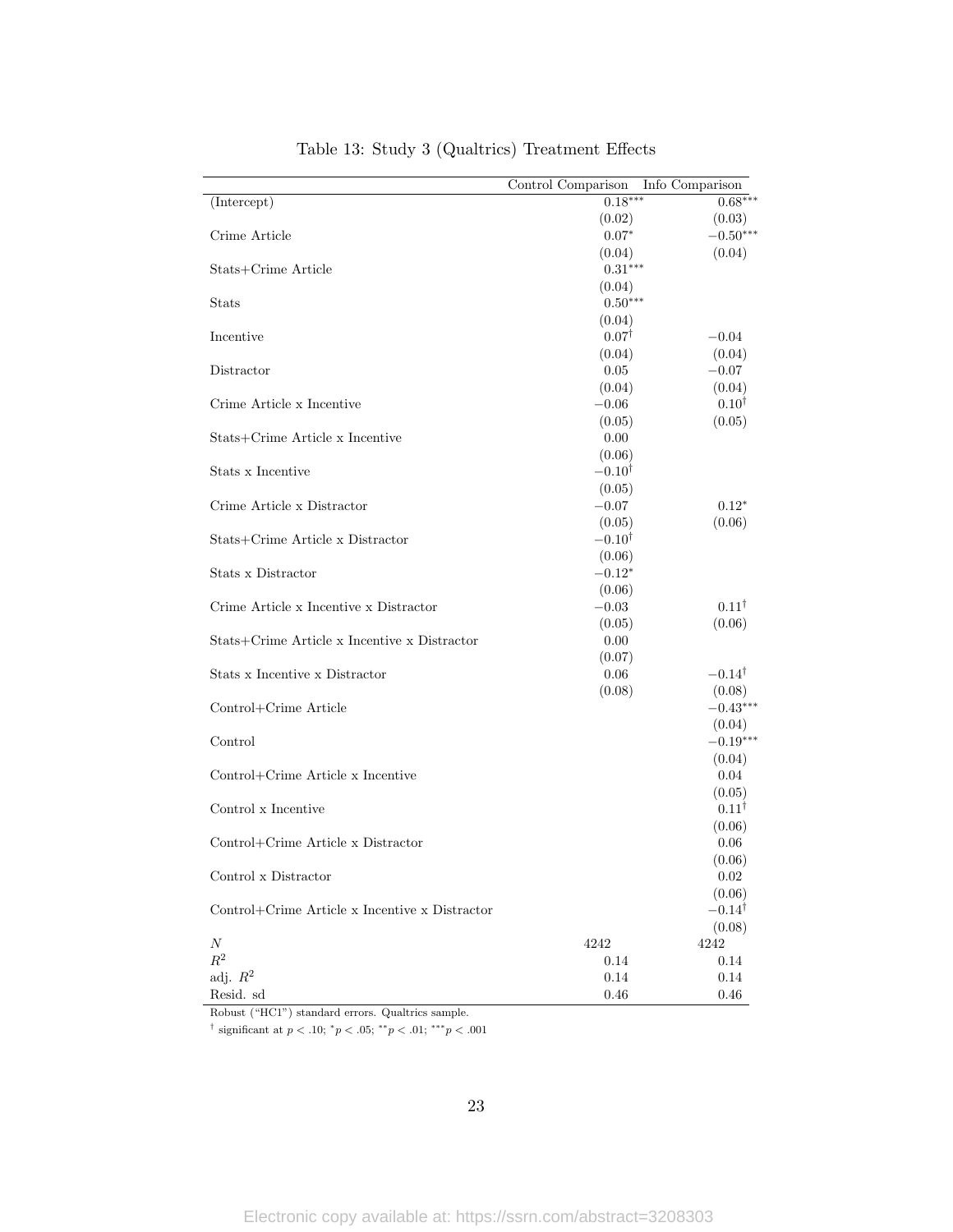Table 13: Study 3 (Qualtrics) Treatment Effects

| | Control Comparison | Info Comparison |
|---|---|---|
| (Intercept) | $0.18^{***}$ | $0.68^{***}$ |
| | (0.02) | (0.03) |
| Crime Article | $0.07^{*}$ | $-0.50^{***}$ |
| | (0.04) | (0.04) |
| Stats+Crime Article | $0.31^{***}$ | |
| | (0.04) | |
| Stats | $0.50^{***}$ | |
| | (0.04) | |
| Incentive | $0.07^{\dagger}$ | $-0.04$ |
| | (0.04) | (0.04) |
| Distractor | 0.05 | $-0.07$ |
| | (0.04) | (0.04) |
| Crime Article x Incentive | $-0.06$ | $0.10^{\dagger}$ |
| | (0.05) | (0.05) |
| Stats+Crime Article x Incentive | 0.00 | |
| | (0.06) | |
| Stats x Incentive | $-0.10^{\dagger}$ | |
| | (0.05) | |
| Crime Article x Distractor | $-0.07$ | $0.12^{*}$ |
| | (0.05) | (0.06) |
| Stats+Crime Article x Distractor | $-0.10^{\dagger}$ | |
| | (0.06) | |
| Stats x Distractor | $-0.12^{*}$ | |
| | (0.06) | |
| Crime Article x Incentive x Distractor | $-0.03$ | $0.11^{\dagger}$ |
| | (0.05) | (0.06) |
| Stats+Crime Article x Incentive x Distractor | 0.00 | |
| | (0.07) | |
| Stats x Incentive x Distractor | 0.06 | $-0.14^{\dagger}$ |
| | (0.08) | (0.08) |
| Control+Crime Article | | $-0.43^{***}$ |
| | | (0.04) |
| Control | | $-0.19^{***}$ |
| | | (0.04) |
| Control+Crime Article x Incentive | | 0.04 |
| | | (0.05) |
| Control x Incentive | | $0.11^{\dagger}$ |
| | | (0.06) |
| Control+Crime Article x Distractor | | 0.06 |
| | | (0.06) |
| Control x Distractor | | 0.02 |
| | | (0.06) |
| Control+Crime Article x Incentive x Distractor | | $-0.14^{\dagger}$ |
| | | (0.08) |
| $N$ | 4242 | 4242 |
| $R^2$ | 0.14 | 0.14 |
| adj. $R^2$ | 0.14 | 0.14 |
| Resid. sd | 0.46 | 0.46 |

Robust ("HC1") standard errors. Qualtrics sample.

$^{\dagger}$ significant at $p < .10$; $^{*}p < .05$; $^{**}p < .01$; $^{***}p < .001$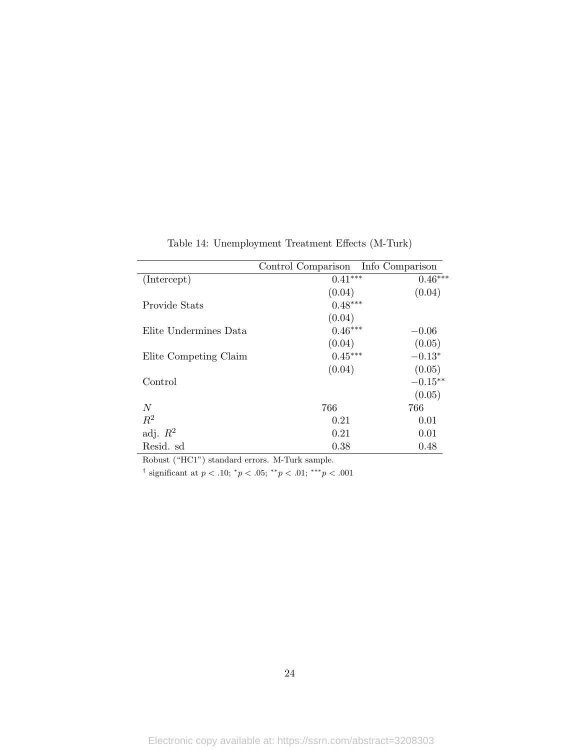Table 14: Unemployment Treatment Effects (M-Turk)

| | Control Comparison | Info Comparison |
|---|---|---|
| (Intercept) | $0.41^{***}$ | $0.46^{***}$ |
| | (0.04) | (0.04) |
| Provide Stats | $0.48^{***}$ | |
| | (0.04) | |
| Elite Undermines Data | $0.46^{***}$ | $-0.06$ |
| | (0.04) | (0.05) |
| Elite Competing Claim | $0.45^{***}$ | $-0.13^{*}$ |
| | (0.04) | (0.05) |
| Control | | $-0.15^{**}$ |
| | | (0.05) |
| $N$ | 766 | 766 |
| $R^2$ | 0.21 | 0.01 |
| adj. $R^2$ | 0.21 | 0.01 |
| Resid. sd | 0.38 | 0.48 |

Robust ("HC1") standard errors. M-Turk sample.

$^{\dagger}$ significant at $p < .10$; $^{*}p < .05$; $^{**}p < .01$; $^{***}p < .001$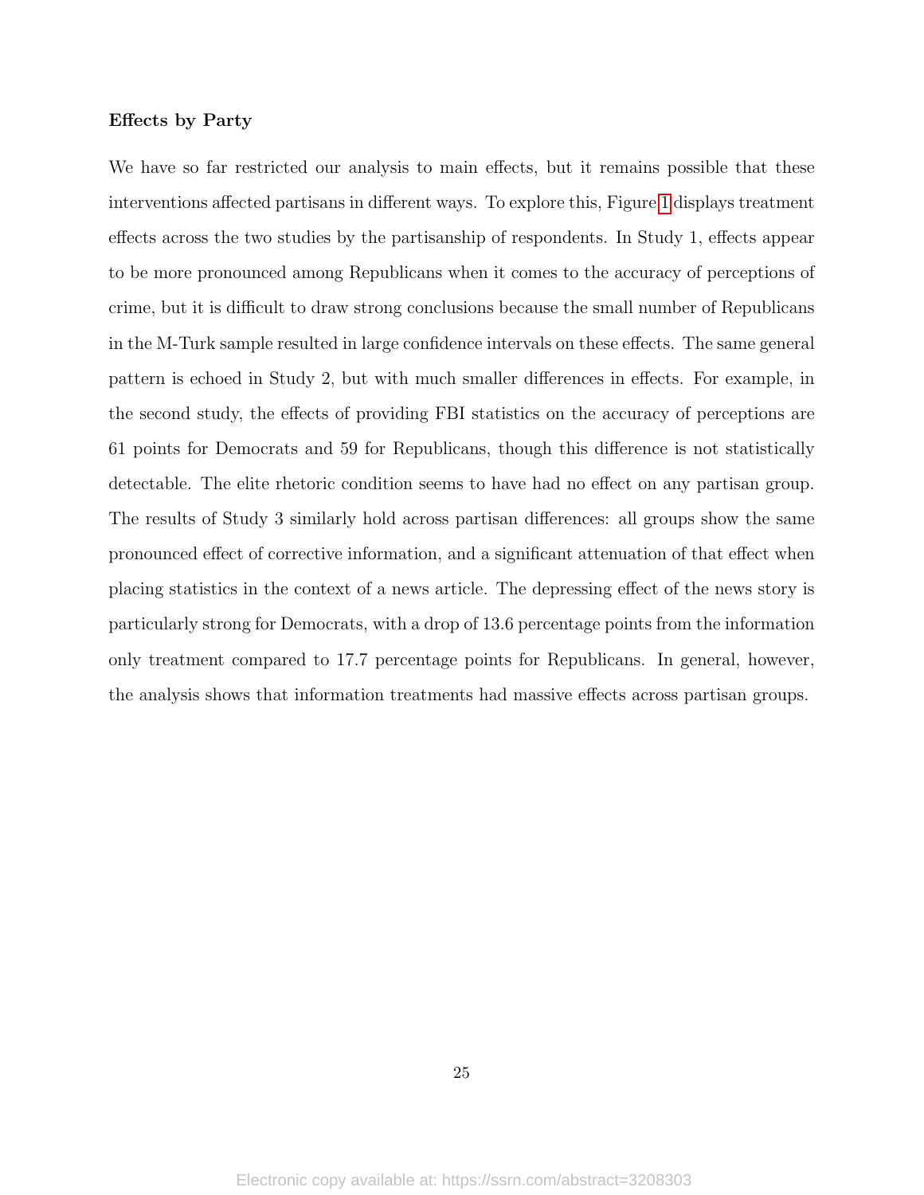**Effects by Party**

We have so far restricted our analysis to main effects, but it remains possible that these interventions affected partisans in different ways. To explore this, Figure 1 displays treatment effects across the two studies by the partisanship of respondents. In Study 1, effects appear to be more pronounced among Republicans when it comes to the accuracy of perceptions of crime, but it is difficult to draw strong conclusions because the small number of Republicans in the M-Turk sample resulted in large confidence intervals on these effects. The same general pattern is echoed in Study 2, but with much smaller differences in effects. For example, in the second study, the effects of providing FBI statistics on the accuracy of perceptions are 61 points for Democrats and 59 for Republicans, though this difference is not statistically detectable. The elite rhetoric condition seems to have had no effect on any partisan group. The results of Study 3 similarly hold across partisan differences: all groups show the same pronounced effect of corrective information, and a significant attenuation of that effect when placing statistics in the context of a news article. The depressing effect of the news story is particularly strong for Democrats, with a drop of 13.6 percentage points from the information only treatment compared to 17.7 percentage points for Republicans. In general, however, the analysis shows that information treatments had massive effects across partisan groups.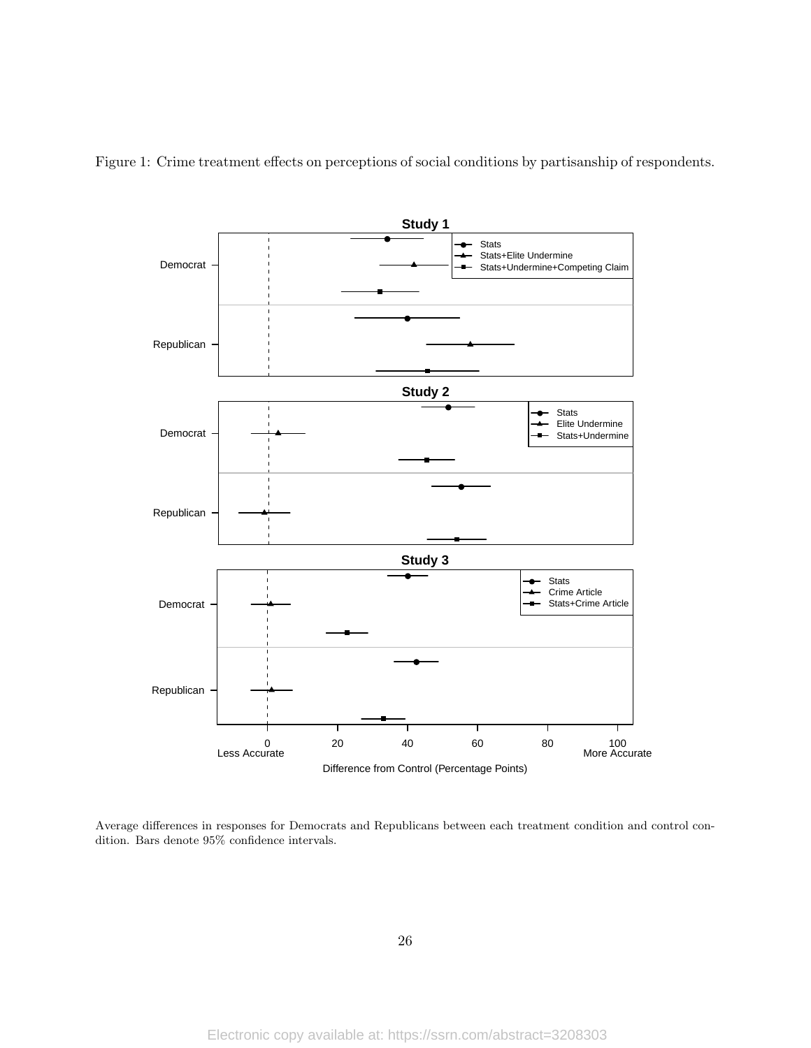Figure 1: Crime treatment effects on perceptions of social conditions by partisanship of respondents.

Average differences in responses for Democrats and Republicans between each treatment condition and control condition. Bars denote 95% confidence intervals.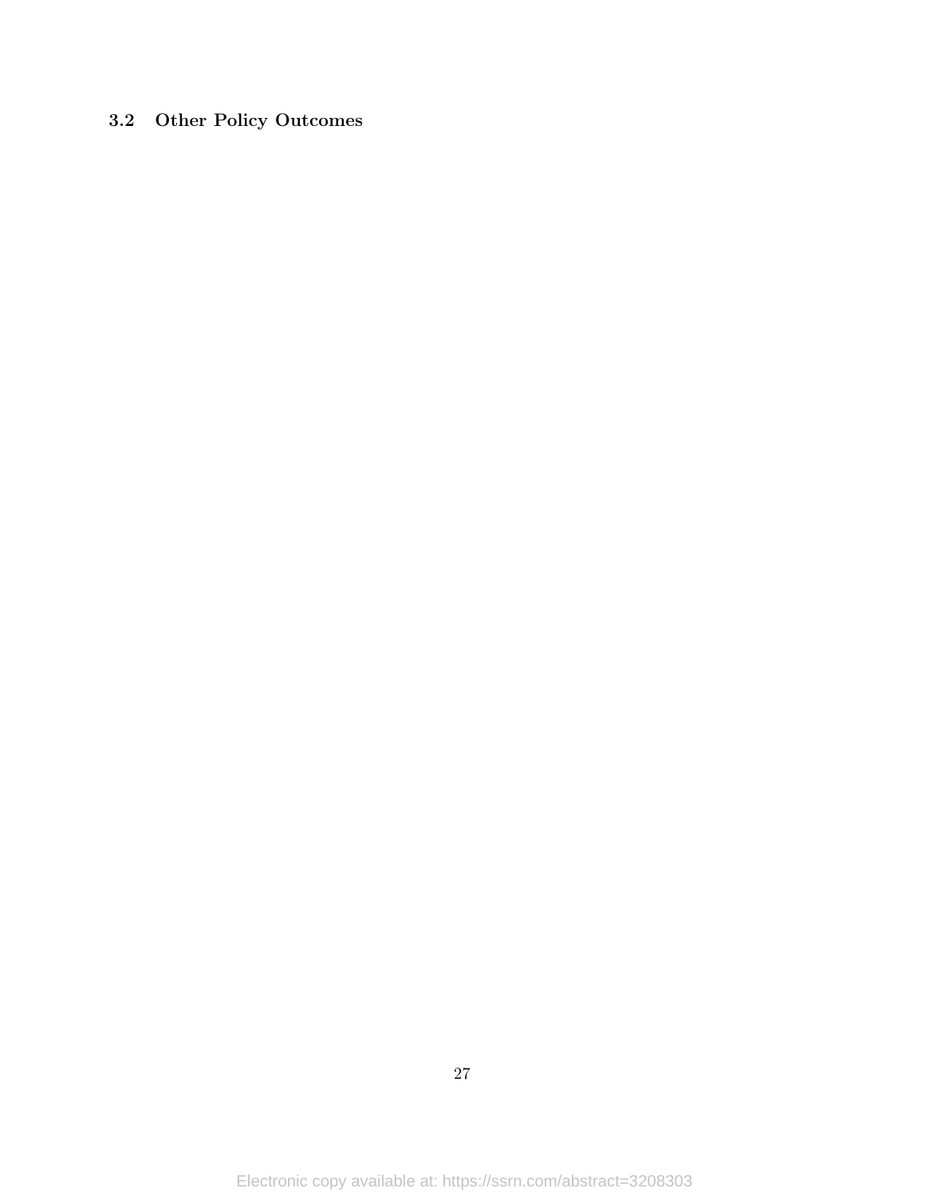### 3.2 Other Policy Outcomes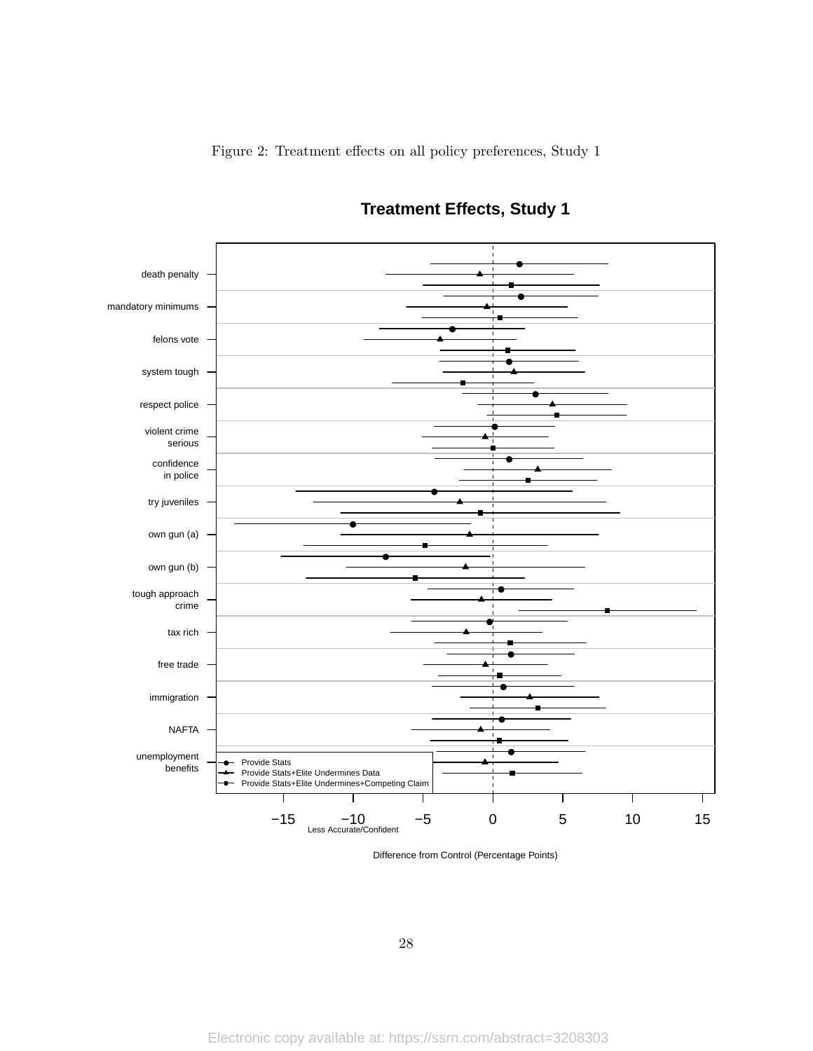Figure 2: Treatment effects on all policy preferences, Study 1

**Treatment Effects, Study 1**

Difference from Control (Percentage Points)

Less Accurate/Confident

Electronic copy available at: https://ssrn.com/abstract=3208303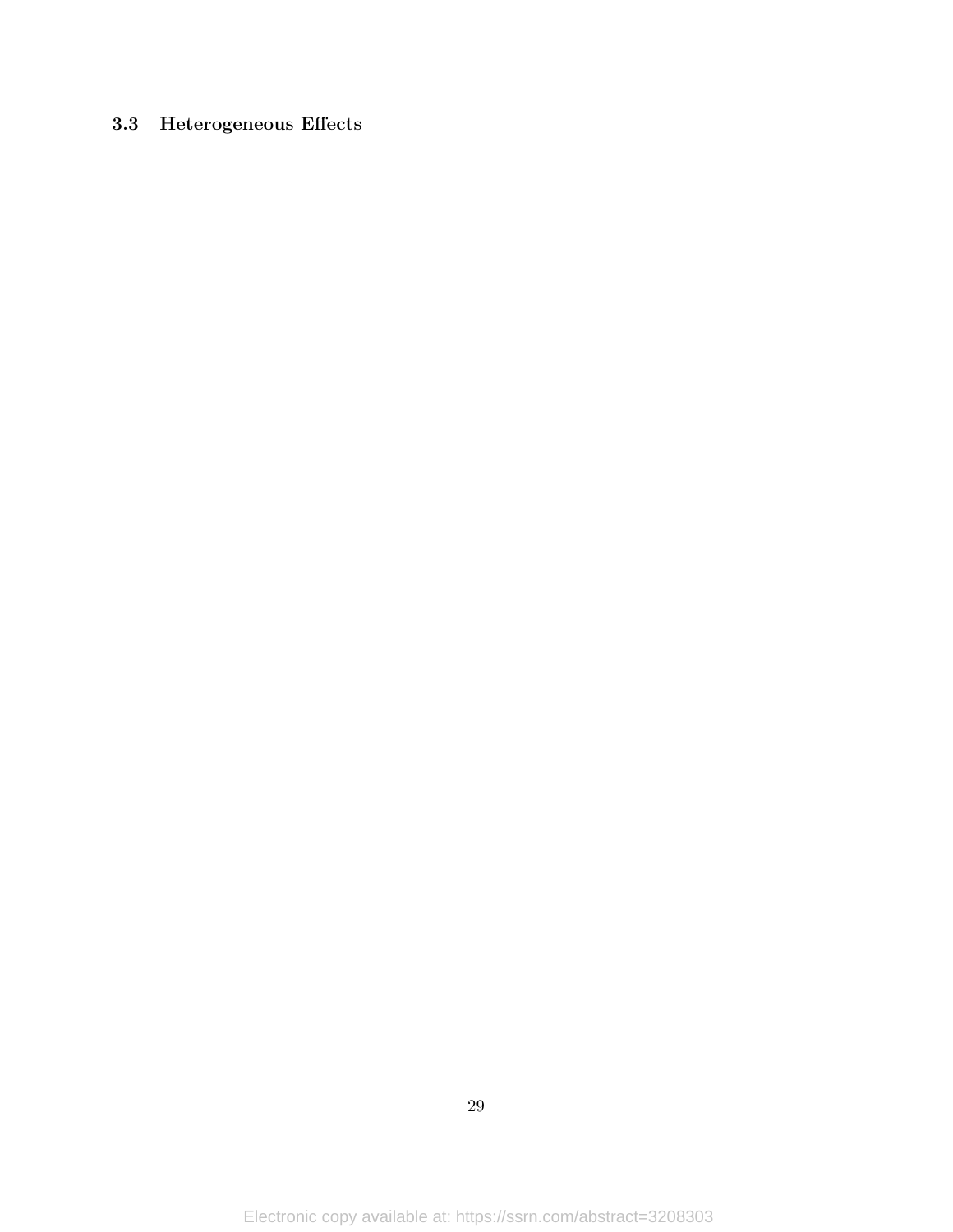### 3.3 Heterogeneous Effects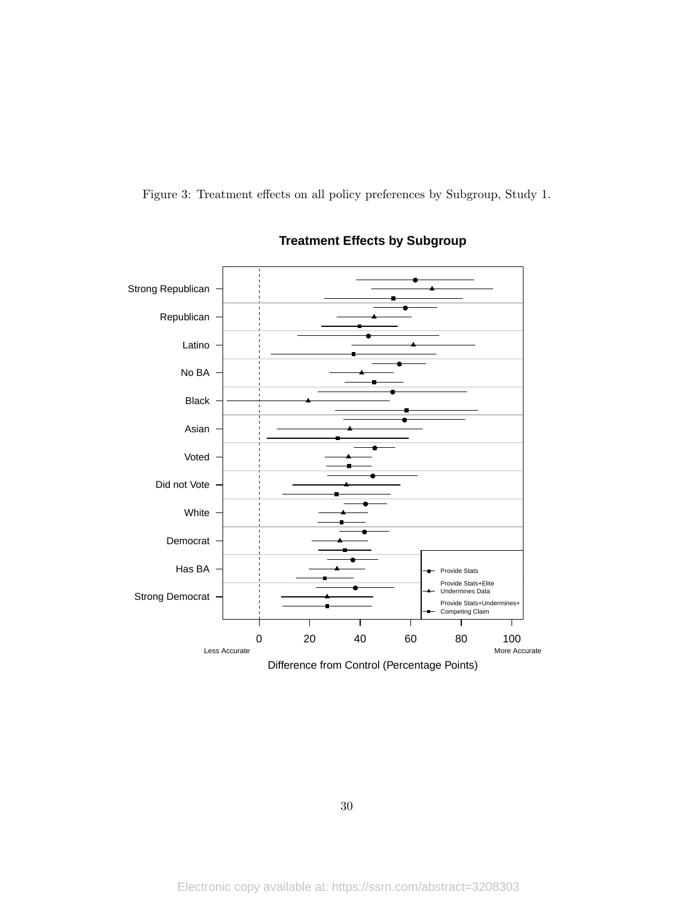Figure 3: Treatment effects on all policy preferences by Subgroup, Study 1.

**Treatment Effects by Subgroup**

Strong Republican
Republican
Latino
No BA
Black
Asian
Voted
Did not Vote
White
Democrat
Has BA
Strong Democrat

Provide Stats
Provide Stats+Elite Undermines Data
Provide Stats+Undermines+ Competing Claim

0 20 40 60 80 100

Less Accurate More Accurate

Difference from Control (Percentage Points)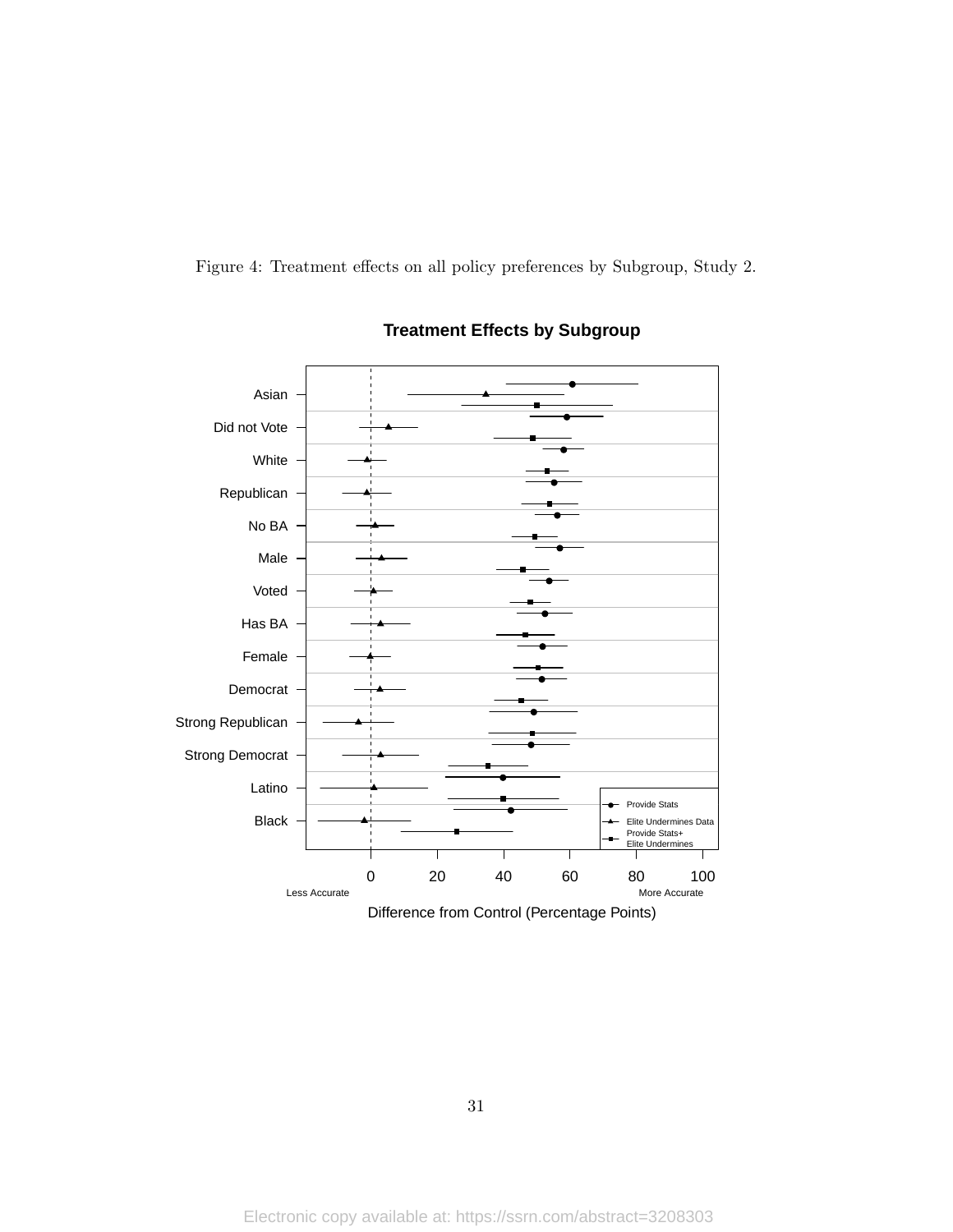Figure 4: Treatment effects on all policy preferences by Subgroup, Study 2.

**Treatment Effects by Subgroup**

Asian
Did not Vote
White
Republican
No BA
Male
Voted
Has BA
Female
Democrat
Strong Republican
Strong Democrat
Latino
Black

Provide Stats
Elite Undermines Data
Provide Stats+ Elite Undermines

0 20 40 60 80 100

Less Accurate More Accurate

Difference from Control (Percentage Points)

Electronic copy available at: https://ssrn.com/abstract=3208303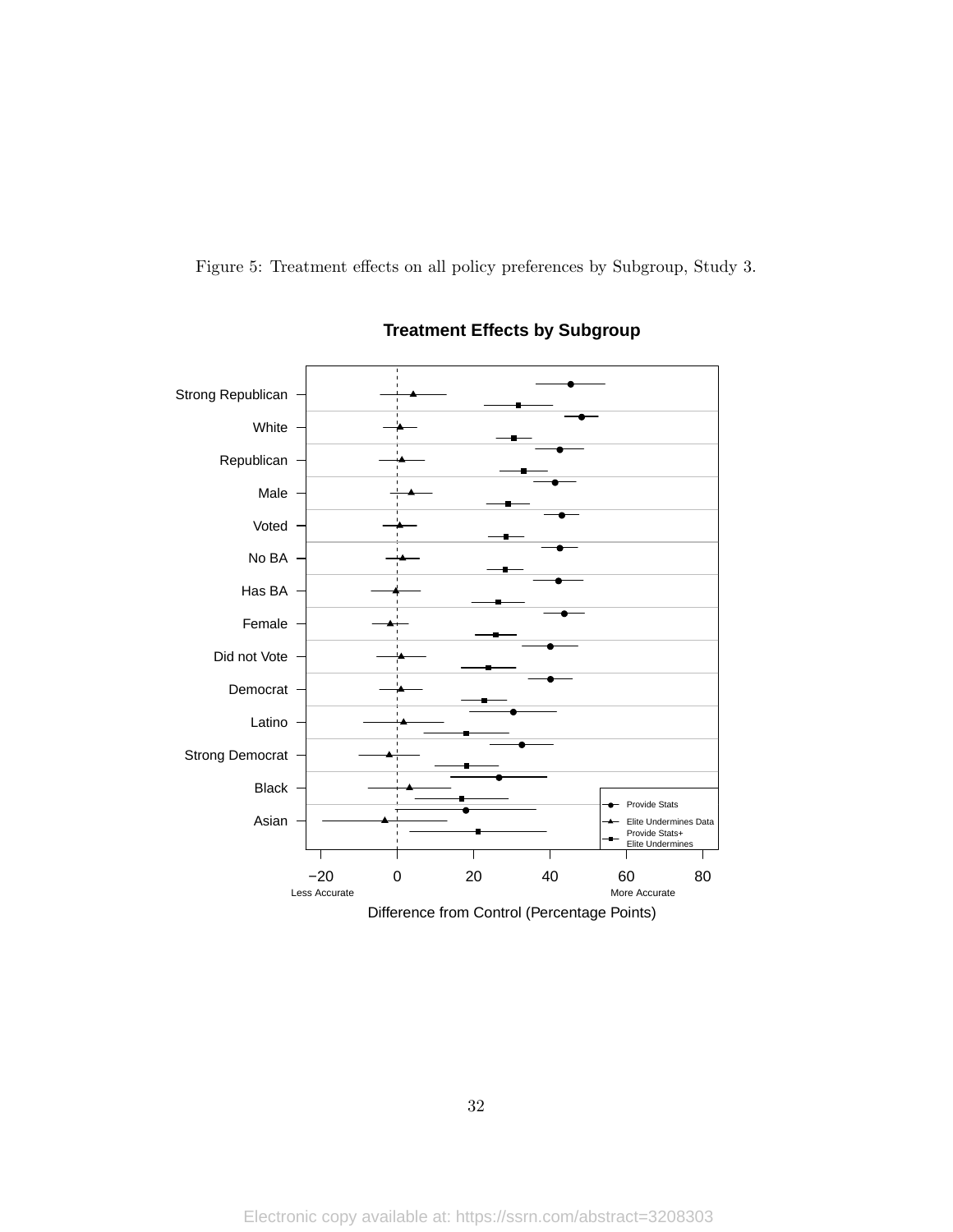Figure 5: Treatment effects on all policy preferences by Subgroup, Study 3.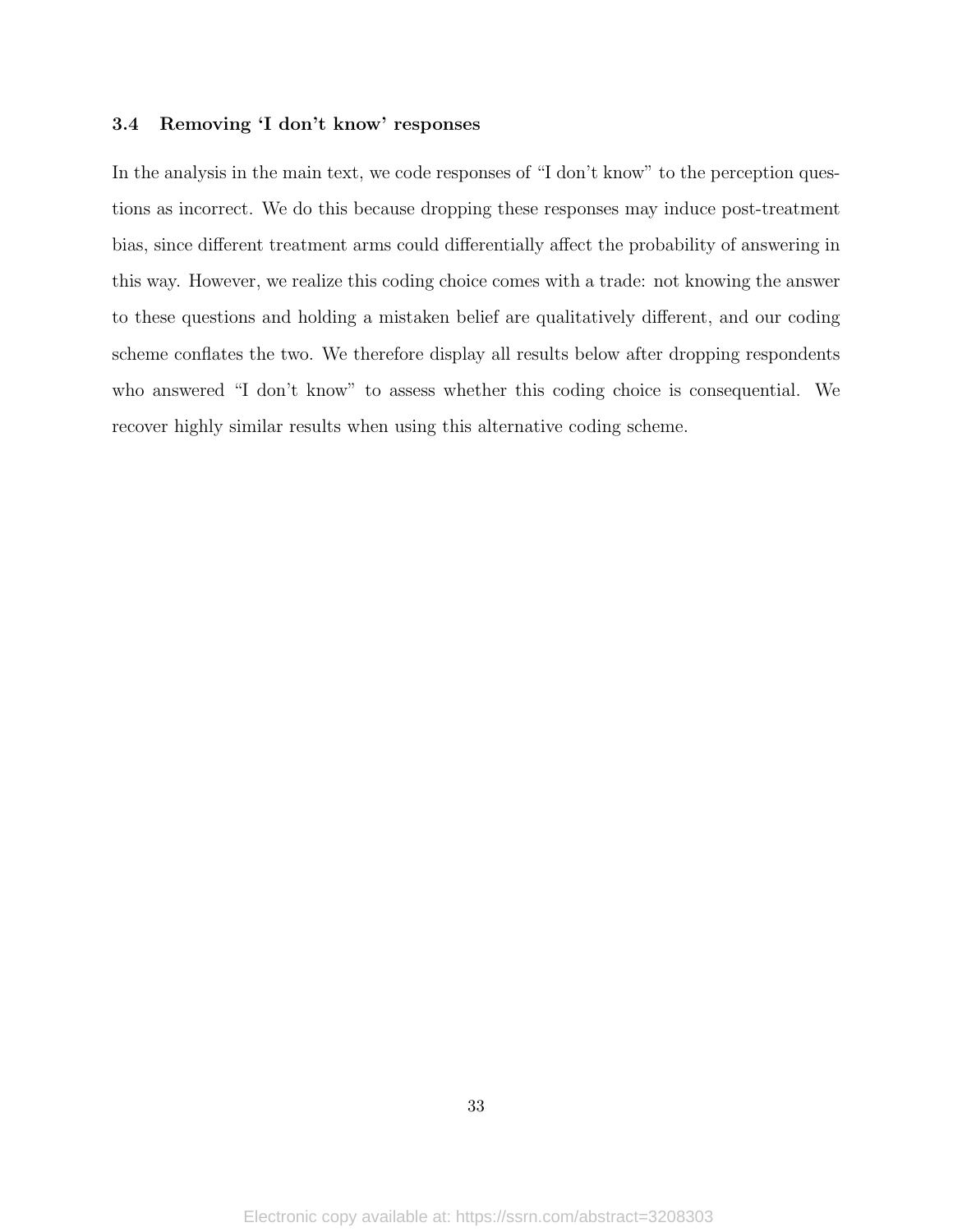### 3.4 Removing 'I don't know' responses

In the analysis in the main text, we code responses of "I don't know" to the perception questions as incorrect. We do this because dropping these responses may induce post-treatment bias, since different treatment arms could differentially affect the probability of answering in this way. However, we realize this coding choice comes with a trade: not knowing the answer to these questions and holding a mistaken belief are qualitatively different, and our coding scheme conflates the two. We therefore display all results below after dropping respondents who answered "I don't know" to assess whether this coding choice is consequential. We recover highly similar results when using this alternative coding scheme.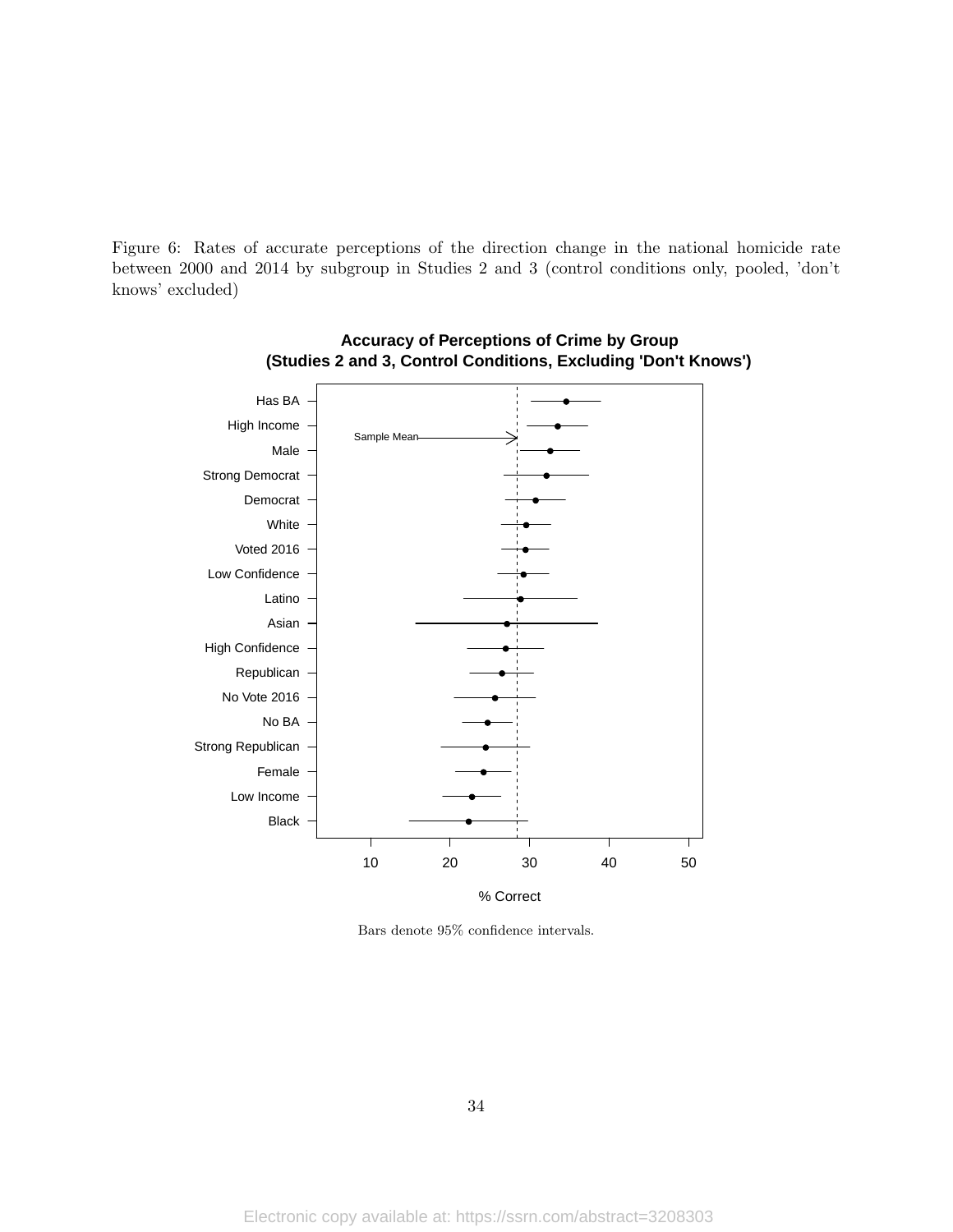Figure 6: Rates of accurate perceptions of the direction change in the national homicide rate between 2000 and 2014 by subgroup in Studies 2 and 3 (control conditions only, pooled, 'don't knows' excluded)

**Accuracy of Perceptions of Crime by Group**
**(Studies 2 and 3, Control Conditions, Excluding 'Don't Knows')**

Has BA
High Income
Male
Strong Democrat
Democrat
White
Voted 2016
Low Confidence
Latino
Asian
High Confidence
Republican
No Vote 2016
No BA
Strong Republican
Female
Low Income
Black

Sample Mean

10 20 30 40 50

% Correct

Bars denote 95% confidence intervals.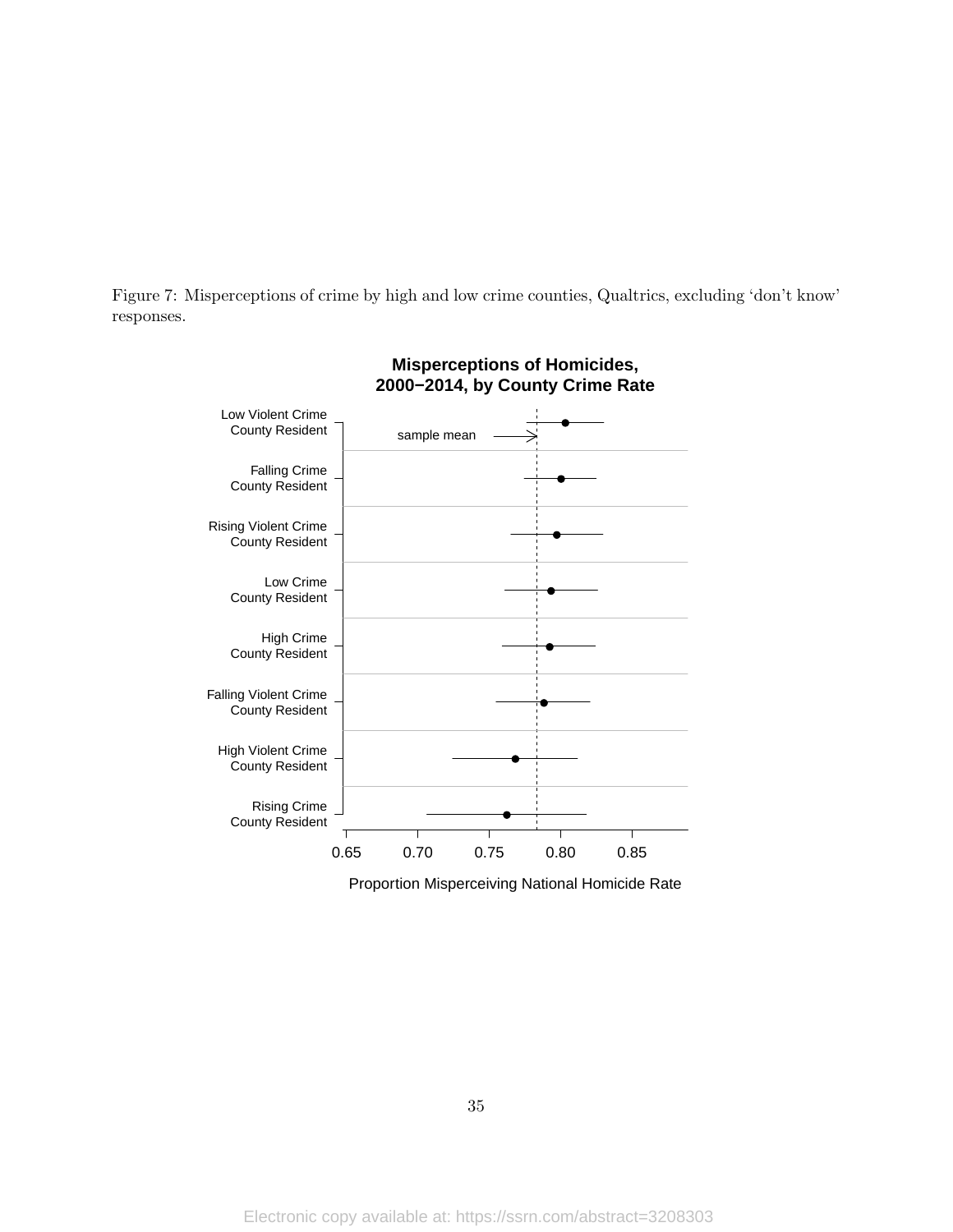Figure 7: Misperceptions of crime by high and low crime counties, Qualtrics, excluding 'don't know' responses.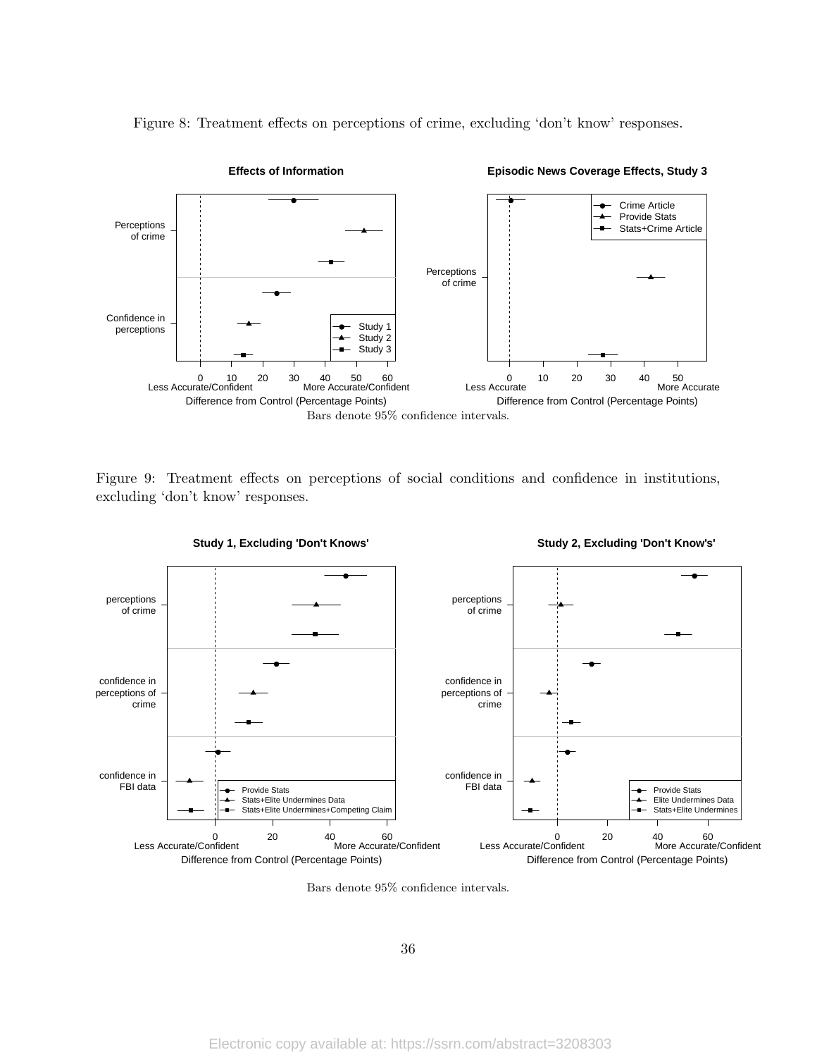Figure 8: Treatment effects on perceptions of crime, excluding 'don't know' responses.

Bars denote 95% confidence intervals.

Figure 9: Treatment effects on perceptions of social conditions and confidence in institutions, excluding 'don't know' responses.

Bars denote 95% confidence intervals.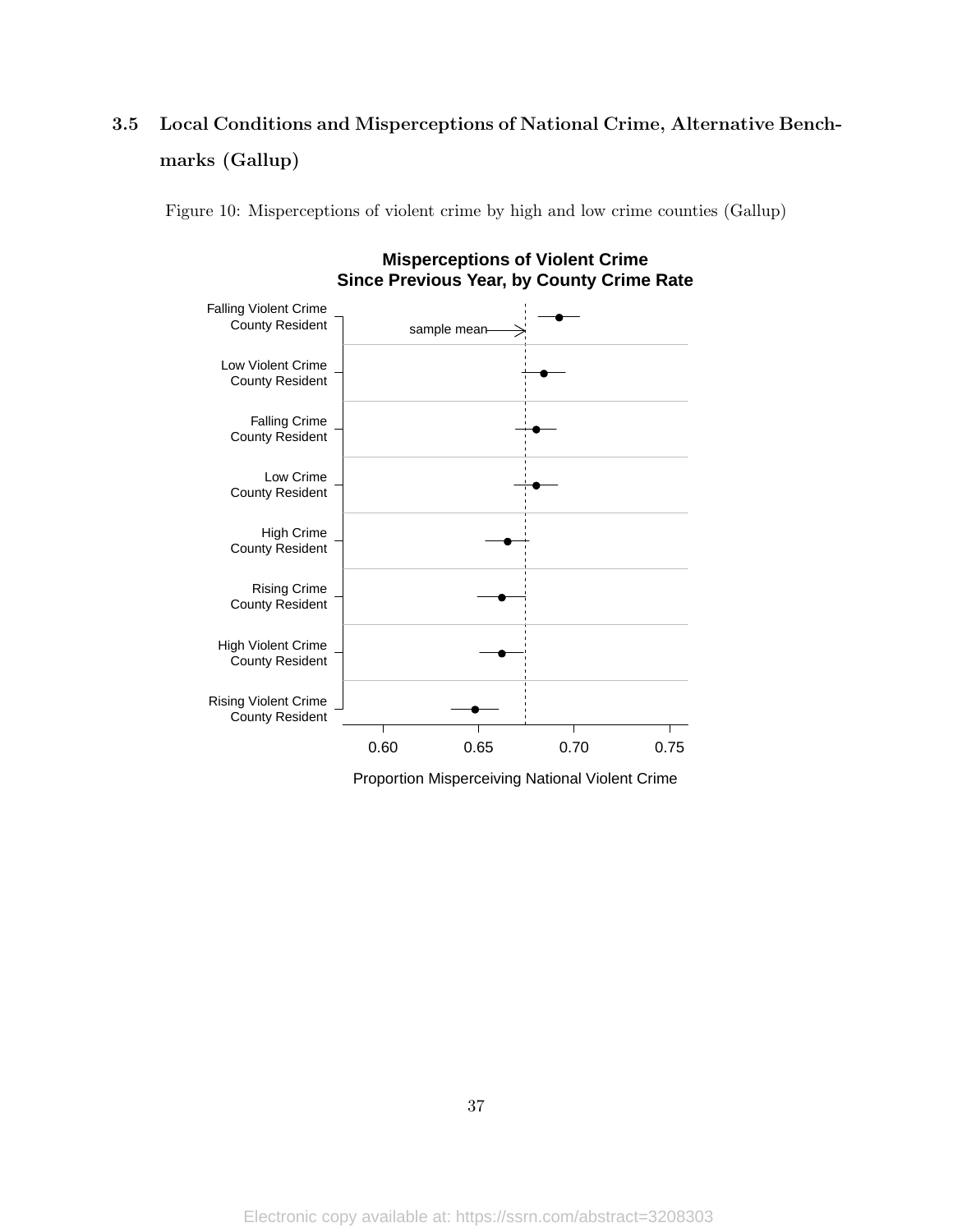### 3.5 Local Conditions and Misperceptions of National Crime, Alternative Benchmarks (Gallup)

Figure 10: Misperceptions of violent crime by high and low crime counties (Gallup)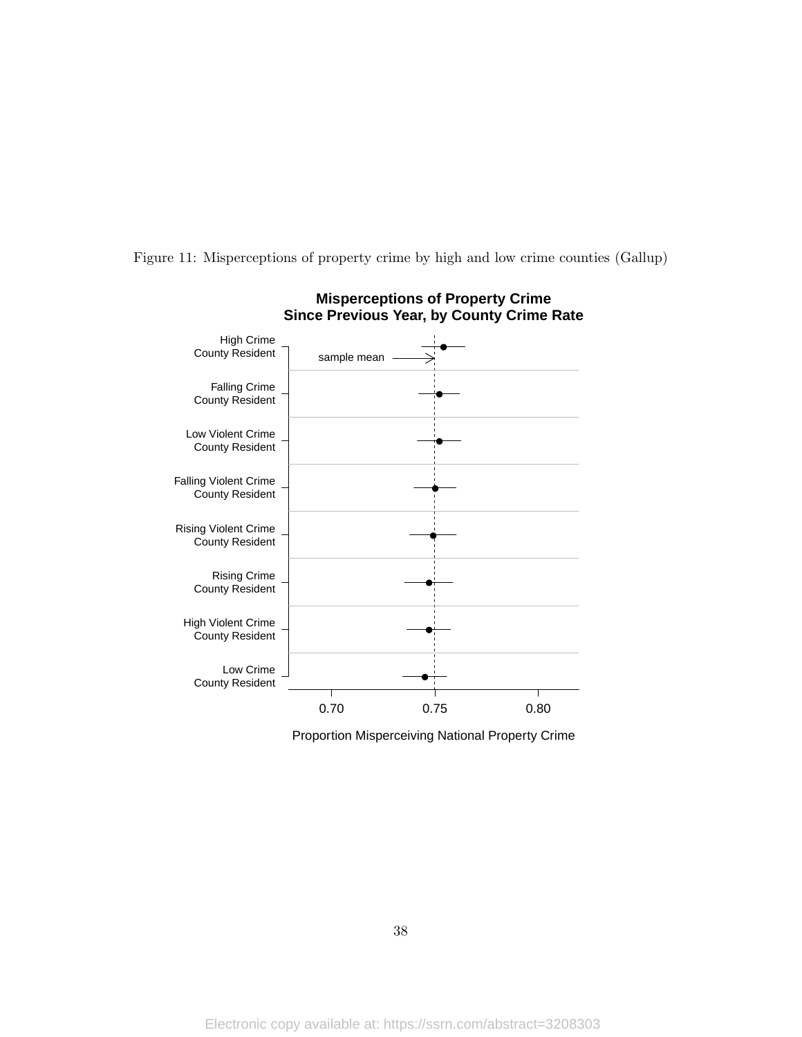Figure 11: Misperceptions of property crime by high and low crime counties (Gallup)

**Misperceptions of Property Crime Since Previous Year, by County Crime Rate**

High Crime County Resident

sample mean

Falling Crime County Resident

Low Violent Crime County Resident

Falling Violent Crime County Resident

Rising Violent Crime County Resident

Rising Crime County Resident

High Violent Crime County Resident

Low Crime County Resident

0.70 0.75 0.80

Proportion Misperceiving National Property Crime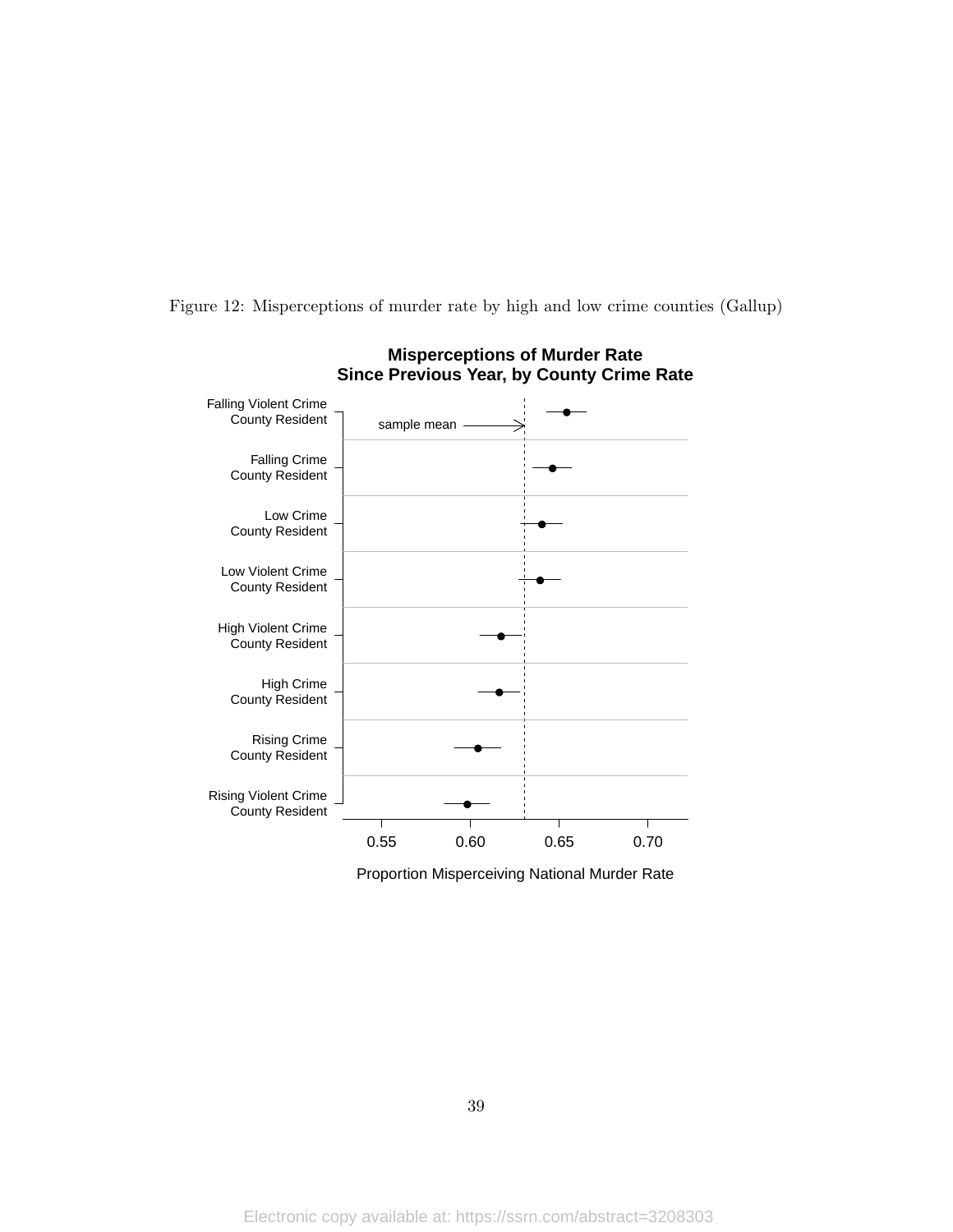Figure 12: Misperceptions of murder rate by high and low crime counties (Gallup)

**Misperceptions of Murder Rate Since Previous Year, by County Crime Rate**

Falling Violent Crime County Resident

Falling Crime County Resident

Low Crime County Resident

Low Violent Crime County Resident

High Violent Crime County Resident

High Crime County Resident

Rising Crime County Resident

Rising Violent Crime County Resident

sample mean

0.55 0.60 0.65 0.70

Proportion Misperceiving National Murder Rate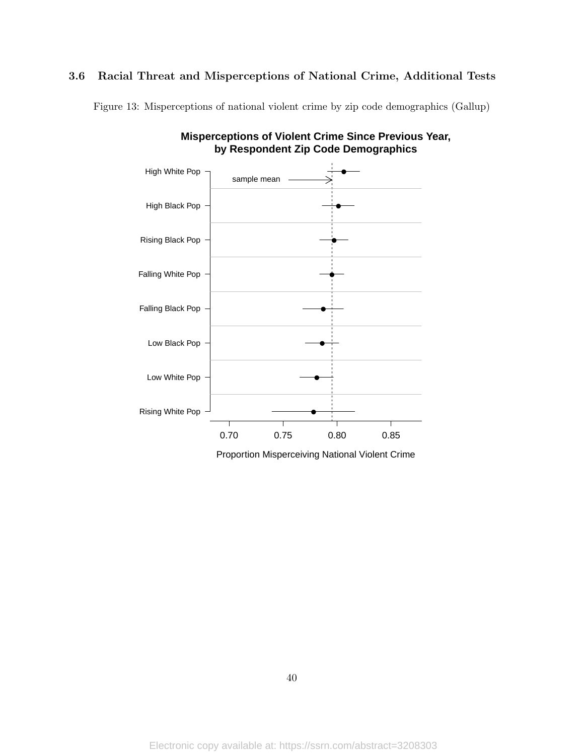### 3.6 Racial Threat and Misperceptions of National Crime, Additional Tests

Figure 13: Misperceptions of national violent crime by zip code demographics (Gallup)

**Misperceptions of Violent Crime Since Previous Year, by Respondent Zip Code Demographics**

High White Pop

sample mean

High Black Pop

Rising Black Pop

Falling White Pop

Falling Black Pop

Low Black Pop

Low White Pop

Rising White Pop

0.70 0.75 0.80 0.85

Proportion Misperceiving National Violent Crime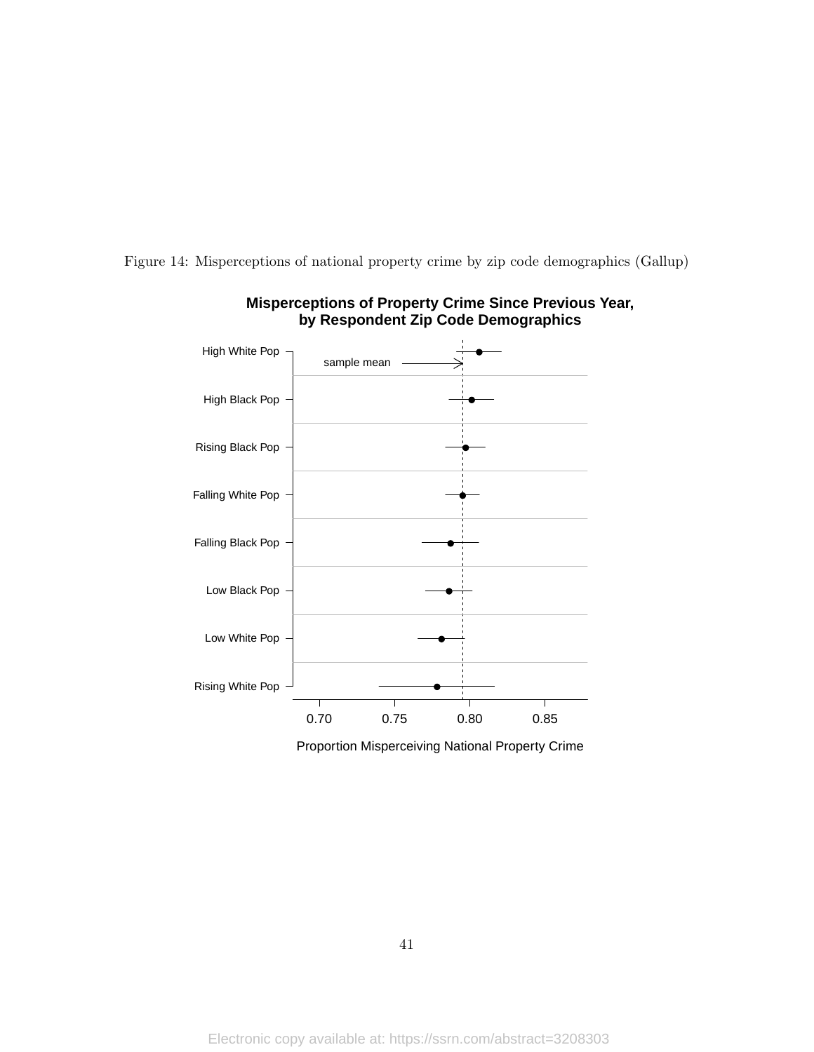Figure 14: Misperceptions of national property crime by zip code demographics (Gallup)

**Misperceptions of Property Crime Since Previous Year, by Respondent Zip Code Demographics**

High White Pop

sample mean

High Black Pop

Rising Black Pop

Falling White Pop

Falling Black Pop

Low Black Pop

Low White Pop

Rising White Pop

0.70 0.75 0.80 0.85

Proportion Misperceiving National Property Crime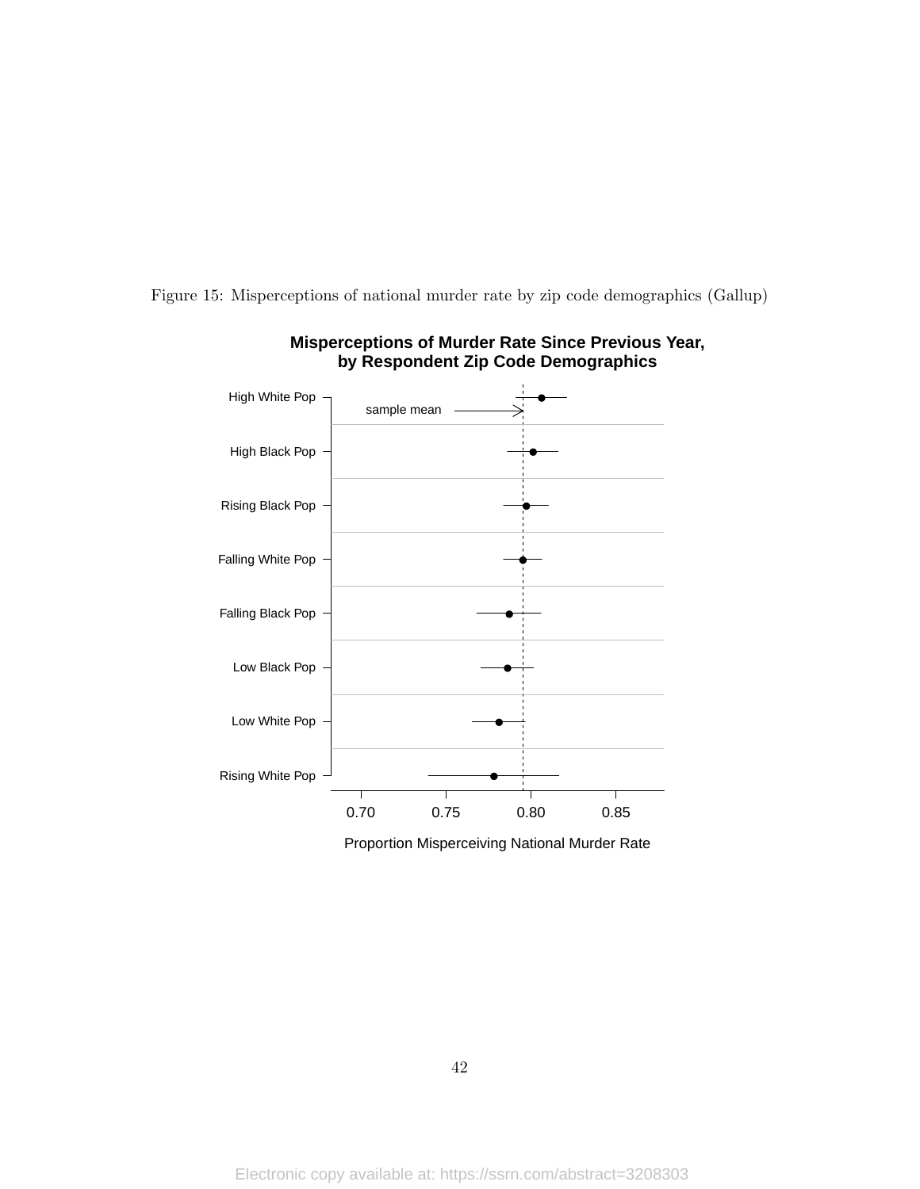Figure 15: Misperceptions of national murder rate by zip code demographics (Gallup)

Electronic copy available at: https://ssrn.com/abstract=3208303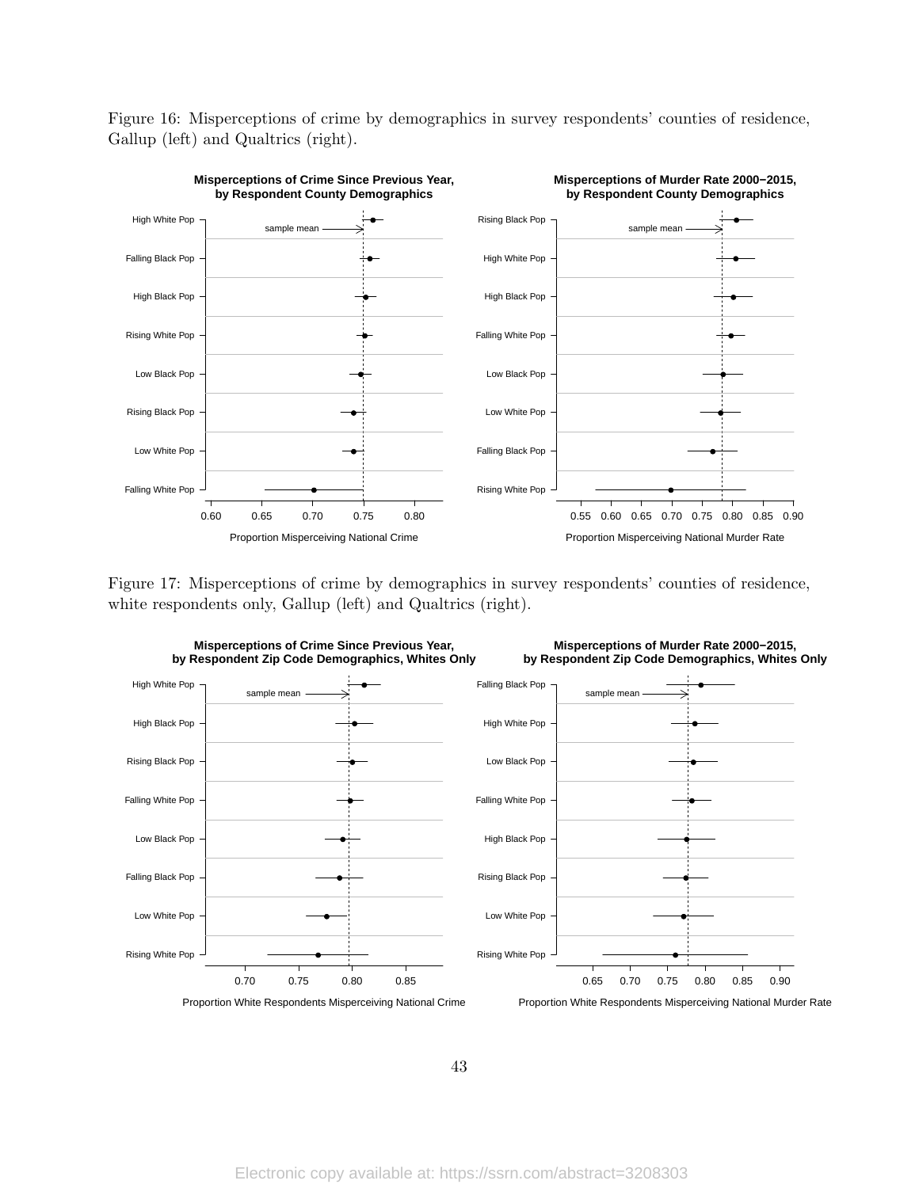Figure 16: Misperceptions of crime by demographics in survey respondents' counties of residence, Gallup (left) and Qualtrics (right).

Figure 17: Misperceptions of crime by demographics in survey respondents' counties of residence, white respondents only, Gallup (left) and Qualtrics (right).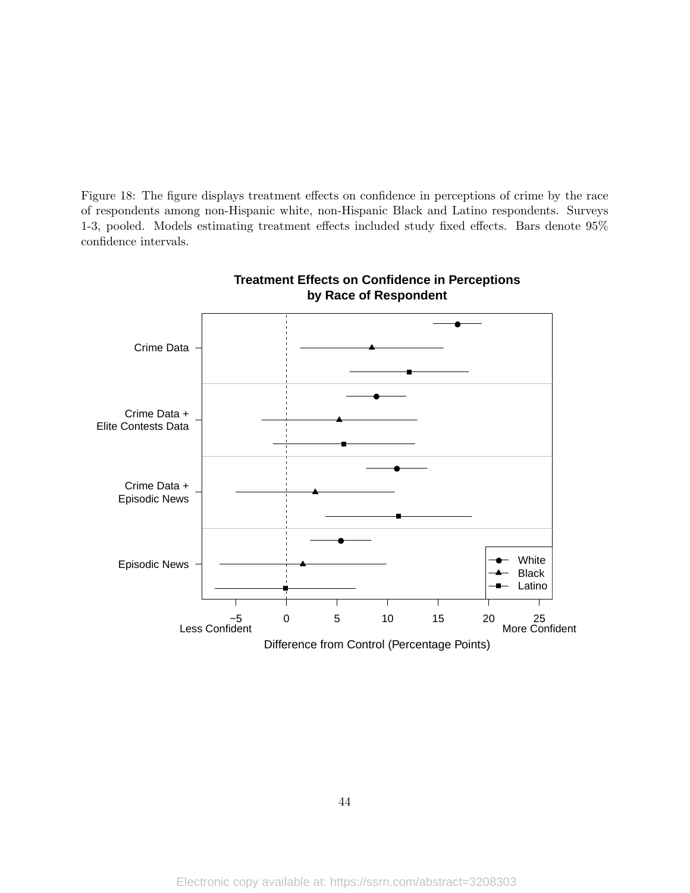Figure 18: The figure displays treatment effects on confidence in perceptions of crime by the race of respondents among non-Hispanic white, non-Hispanic Black and Latino respondents. Surveys 1-3, pooled. Models estimating treatment effects included study fixed effects. Bars denote 95% confidence intervals.

**Treatment Effects on Confidence in Perceptions by Race of Respondent**

Crime Data

Crime Data + Elite Contests Data

Crime Data + Episodic News

Episodic News

White
Black
Latino

−5 0 5 10 15 20 25

Less Confident More Confident

Difference from Control (Percentage Points)

Electronic copy available at: https://ssrn.com/abstract=3208303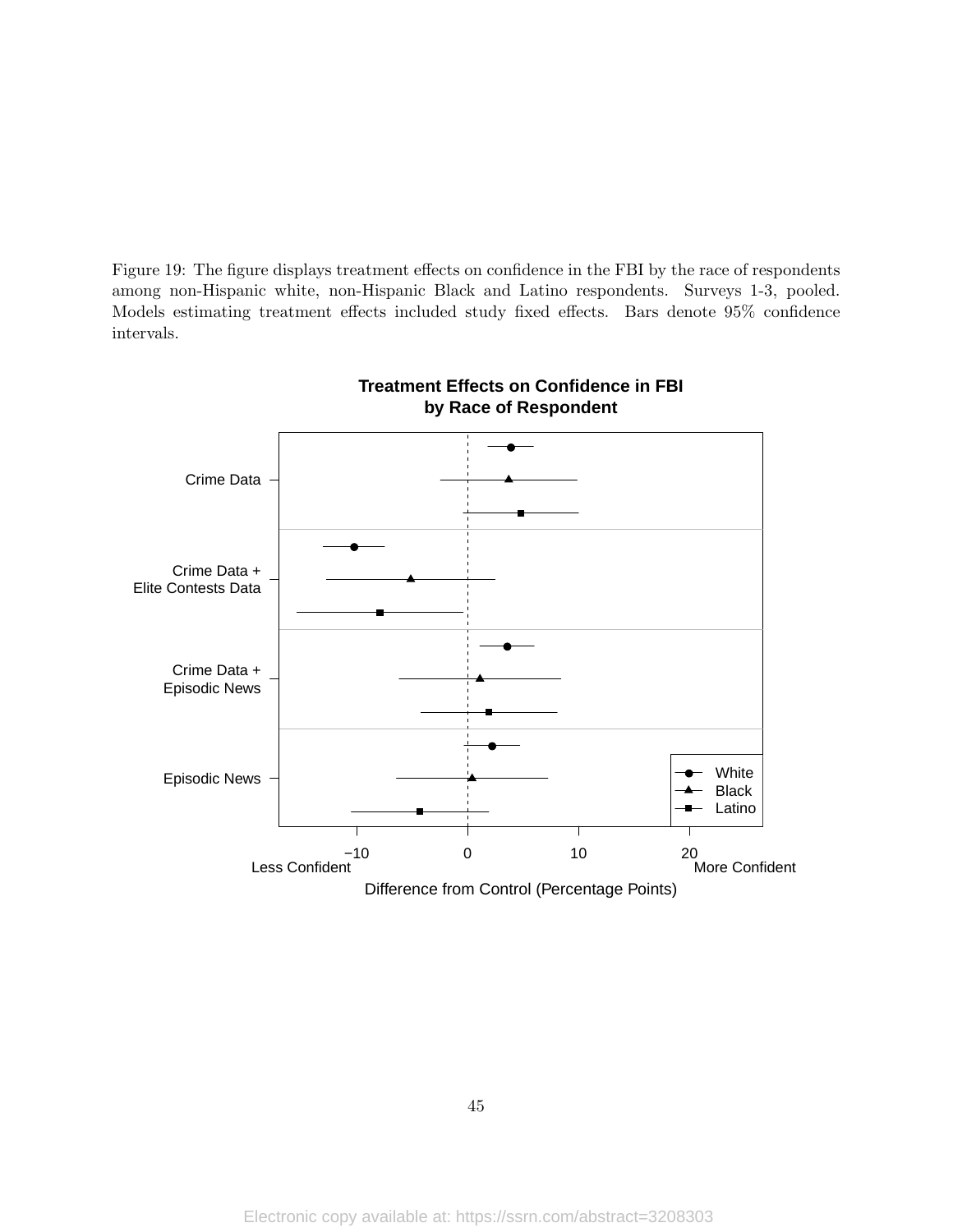Figure 19: The figure displays treatment effects on confidence in the FBI by the race of respondents among non-Hispanic white, non-Hispanic Black and Latino respondents. Surveys 1-3, pooled. Models estimating treatment effects included study fixed effects. Bars denote 95% confidence intervals.

**Treatment Effects on Confidence in FBI by Race of Respondent**

Crime Data

Crime Data + Elite Contests Data

Crime Data + Episodic News

Episodic News

White
Black
Latino

−10 0 10 20

Less Confident — More Confident

Difference from Control (Percentage Points)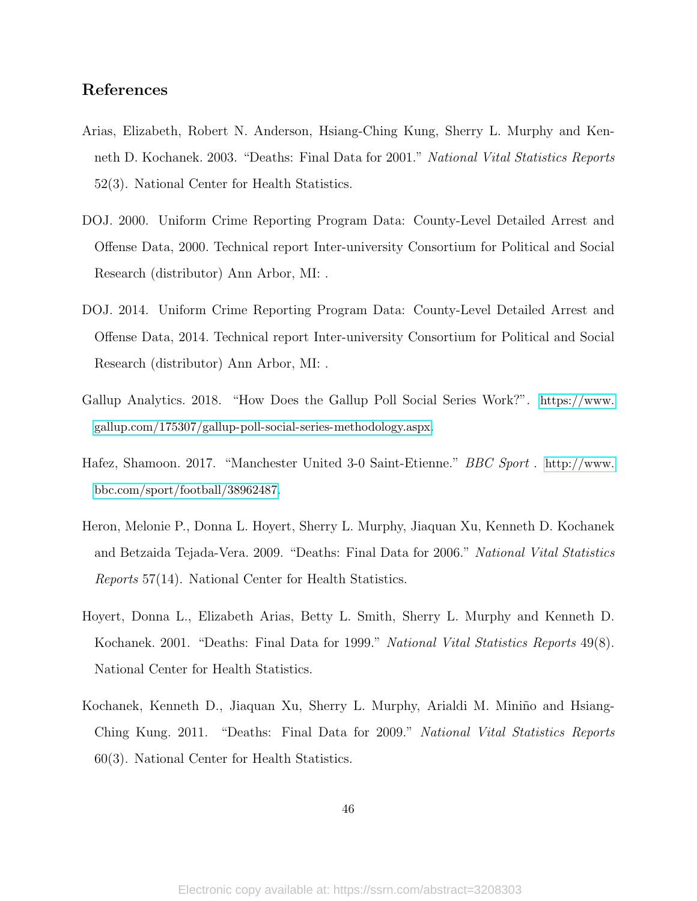## References

Arias, Elizabeth, Robert N. Anderson, Hsiang-Ching Kung, Sherry L. Murphy and Kenneth D. Kochanek. 2003. "Deaths: Final Data for 2001." *National Vital Statistics Reports* 52(3). National Center for Health Statistics.

DOJ. 2000. Uniform Crime Reporting Program Data: County-Level Detailed Arrest and Offense Data, 2000. Technical report Inter-university Consortium for Political and Social Research (distributor) Ann Arbor, MI: .

DOJ. 2014. Uniform Crime Reporting Program Data: County-Level Detailed Arrest and Offense Data, 2014. Technical report Inter-university Consortium for Political and Social Research (distributor) Ann Arbor, MI: .

Gallup Analytics. 2018. "How Does the Gallup Poll Social Series Work?". https://www.gallup.com/175307/gallup-poll-social-series-methodology.aspx.

Hafez, Shamoon. 2017. "Manchester United 3-0 Saint-Etienne." *BBC Sport* . http://www.bbc.com/sport/football/38962487.

Heron, Melonie P., Donna L. Hoyert, Sherry L. Murphy, Jiaquan Xu, Kenneth D. Kochanek and Betzaida Tejada-Vera. 2009. "Deaths: Final Data for 2006." *National Vital Statistics Reports* 57(14). National Center for Health Statistics.

Hoyert, Donna L., Elizabeth Arias, Betty L. Smith, Sherry L. Murphy and Kenneth D. Kochanek. 2001. "Deaths: Final Data for 1999." *National Vital Statistics Reports* 49(8). National Center for Health Statistics.

Kochanek, Kenneth D., Jiaquan Xu, Sherry L. Murphy, Arialdi M. Miniño and Hsiang-Ching Kung. 2011. "Deaths: Final Data for 2009." *National Vital Statistics Reports* 60(3). National Center for Health Statistics.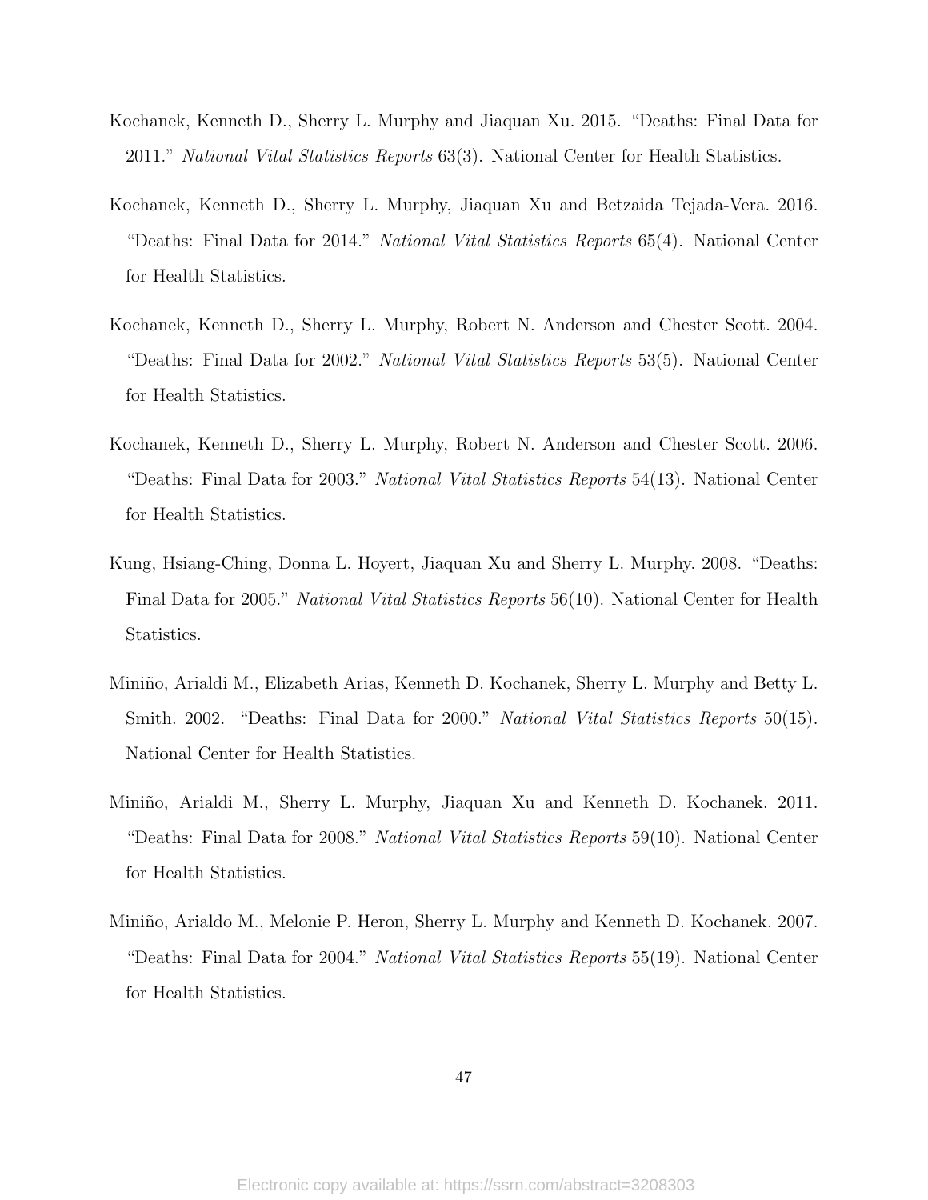Kochanek, Kenneth D., Sherry L. Murphy and Jiaquan Xu. 2015. "Deaths: Final Data for 2011." *National Vital Statistics Reports* 63(3). National Center for Health Statistics.

Kochanek, Kenneth D., Sherry L. Murphy, Jiaquan Xu and Betzaida Tejada-Vera. 2016. "Deaths: Final Data for 2014." *National Vital Statistics Reports* 65(4). National Center for Health Statistics.

Kochanek, Kenneth D., Sherry L. Murphy, Robert N. Anderson and Chester Scott. 2004. "Deaths: Final Data for 2002." *National Vital Statistics Reports* 53(5). National Center for Health Statistics.

Kochanek, Kenneth D., Sherry L. Murphy, Robert N. Anderson and Chester Scott. 2006. "Deaths: Final Data for 2003." *National Vital Statistics Reports* 54(13). National Center for Health Statistics.

Kung, Hsiang-Ching, Donna L. Hoyert, Jiaquan Xu and Sherry L. Murphy. 2008. "Deaths: Final Data for 2005." *National Vital Statistics Reports* 56(10). National Center for Health Statistics.

Miniño, Arialdi M., Elizabeth Arias, Kenneth D. Kochanek, Sherry L. Murphy and Betty L. Smith. 2002. "Deaths: Final Data for 2000." *National Vital Statistics Reports* 50(15). National Center for Health Statistics.

Miniño, Arialdi M., Sherry L. Murphy, Jiaquan Xu and Kenneth D. Kochanek. 2011. "Deaths: Final Data for 2008." *National Vital Statistics Reports* 59(10). National Center for Health Statistics.

Miniño, Arialdo M., Melonie P. Heron, Sherry L. Murphy and Kenneth D. Kochanek. 2007. "Deaths: Final Data for 2004." *National Vital Statistics Reports* 55(19). National Center for Health Statistics.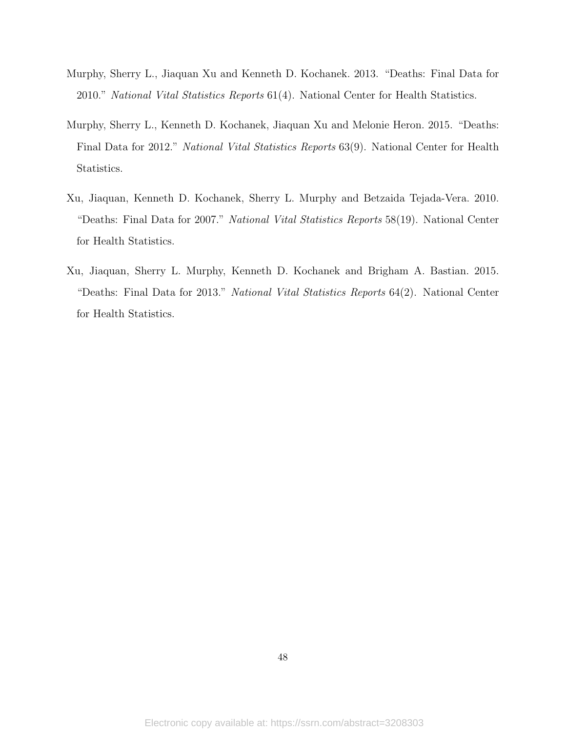Murphy, Sherry L., Jiaquan Xu and Kenneth D. Kochanek. 2013. "Deaths: Final Data for 2010." *National Vital Statistics Reports* 61(4). National Center for Health Statistics.

Murphy, Sherry L., Kenneth D. Kochanek, Jiaquan Xu and Melonie Heron. 2015. "Deaths: Final Data for 2012." *National Vital Statistics Reports* 63(9). National Center for Health Statistics.

Xu, Jiaquan, Kenneth D. Kochanek, Sherry L. Murphy and Betzaida Tejada-Vera. 2010. "Deaths: Final Data for 2007." *National Vital Statistics Reports* 58(19). National Center for Health Statistics.

Xu, Jiaquan, Sherry L. Murphy, Kenneth D. Kochanek and Brigham A. Bastian. 2015. "Deaths: Final Data for 2013." *National Vital Statistics Reports* 64(2). National Center for Health Statistics.